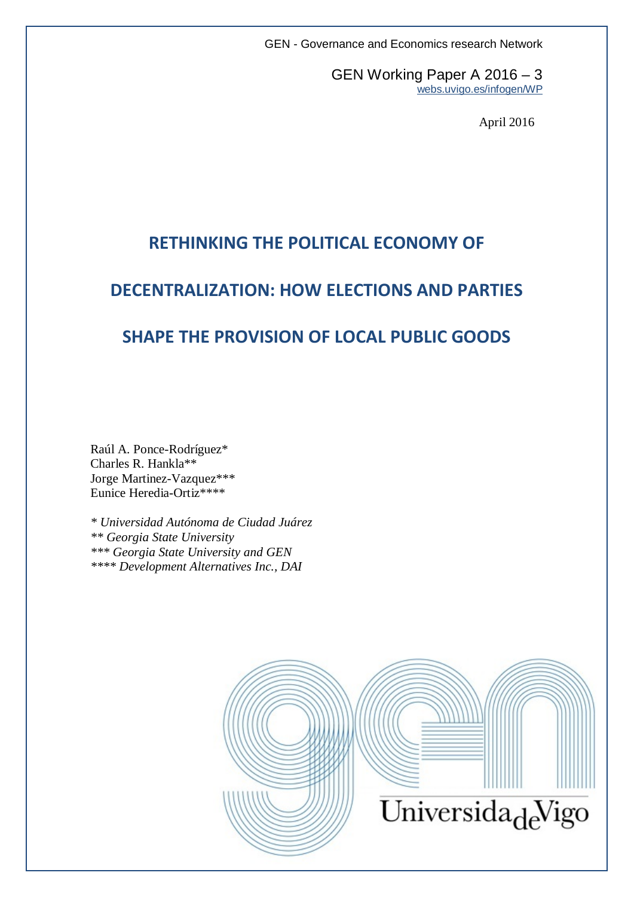GEN - Governance and Economics research Network

GEN Working Paper A 2016 – 3
webs.uvigo.es/infogen/WP

April 2016

# RETHINKING THE POLITICAL ECONOMY OF DECENTRALIZATION: HOW ELECTIONS AND PARTIES SHAPE THE PROVISION OF LOCAL PUBLIC GOODS

Raúl A. Ponce-Rodríguez*
Charles R. Hankla**
Jorge Martinez-Vazquez***
Eunice Heredia-Ortiz****

*\* Universidad Autónoma de Ciudad Juárez*
*\*\* Georgia State University*
*\*\*\* Georgia State University and GEN*
*\*\*\*\* Development Alternatives Inc., DAI*

Universida de Vigo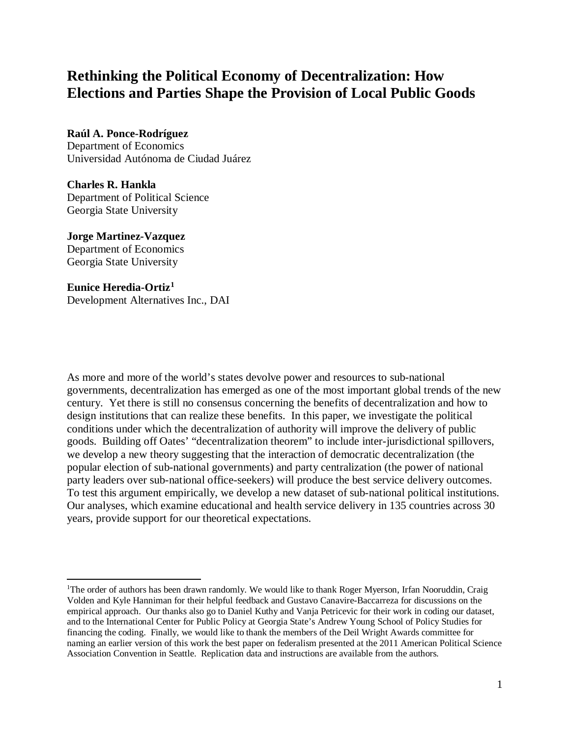# Rethinking the Political Economy of Decentralization: How Elections and Parties Shape the Provision of Local Public Goods

**Raúl A. Ponce-Rodríguez**
Department of Economics
Universidad Autónoma de Ciudad Juárez

**Charles R. Hankla**
Department of Political Science
Georgia State University

**Jorge Martinez-Vazquez**
Department of Economics
Georgia State University

**Eunice Heredia-Ortiz**[1]
Development Alternatives Inc., DAI

As more and more of the world's states devolve power and resources to sub-national governments, decentralization has emerged as one of the most important global trends of the new century. Yet there is still no consensus concerning the benefits of decentralization and how to design institutions that can realize these benefits. In this paper, we investigate the political conditions under which the decentralization of authority will improve the delivery of public goods. Building off Oates' "decentralization theorem" to include inter-jurisdictional spillovers, we develop a new theory suggesting that the interaction of democratic decentralization (the popular election of sub-national governments) and party centralization (the power of national party leaders over sub-national office-seekers) will produce the best service delivery outcomes. To test this argument empirically, we develop a new dataset of sub-national political institutions. Our analyses, which examine educational and health service delivery in 135 countries across 30 years, provide support for our theoretical expectations.

[1]The order of authors has been drawn randomly. We would like to thank Roger Myerson, Irfan Nooruddin, Craig Volden and Kyle Hanniman for their helpful feedback and Gustavo Canavire-Baccarreza for discussions on the empirical approach. Our thanks also go to Daniel Kuthy and Vanja Petricevic for their work in coding our dataset, and to the International Center for Public Policy at Georgia State's Andrew Young School of Policy Studies for financing the coding. Finally, we would like to thank the members of the Deil Wright Awards committee for naming an earlier version of this work the best paper on federalism presented at the 2011 American Political Science Association Convention in Seattle. Replication data and instructions are available from the authors.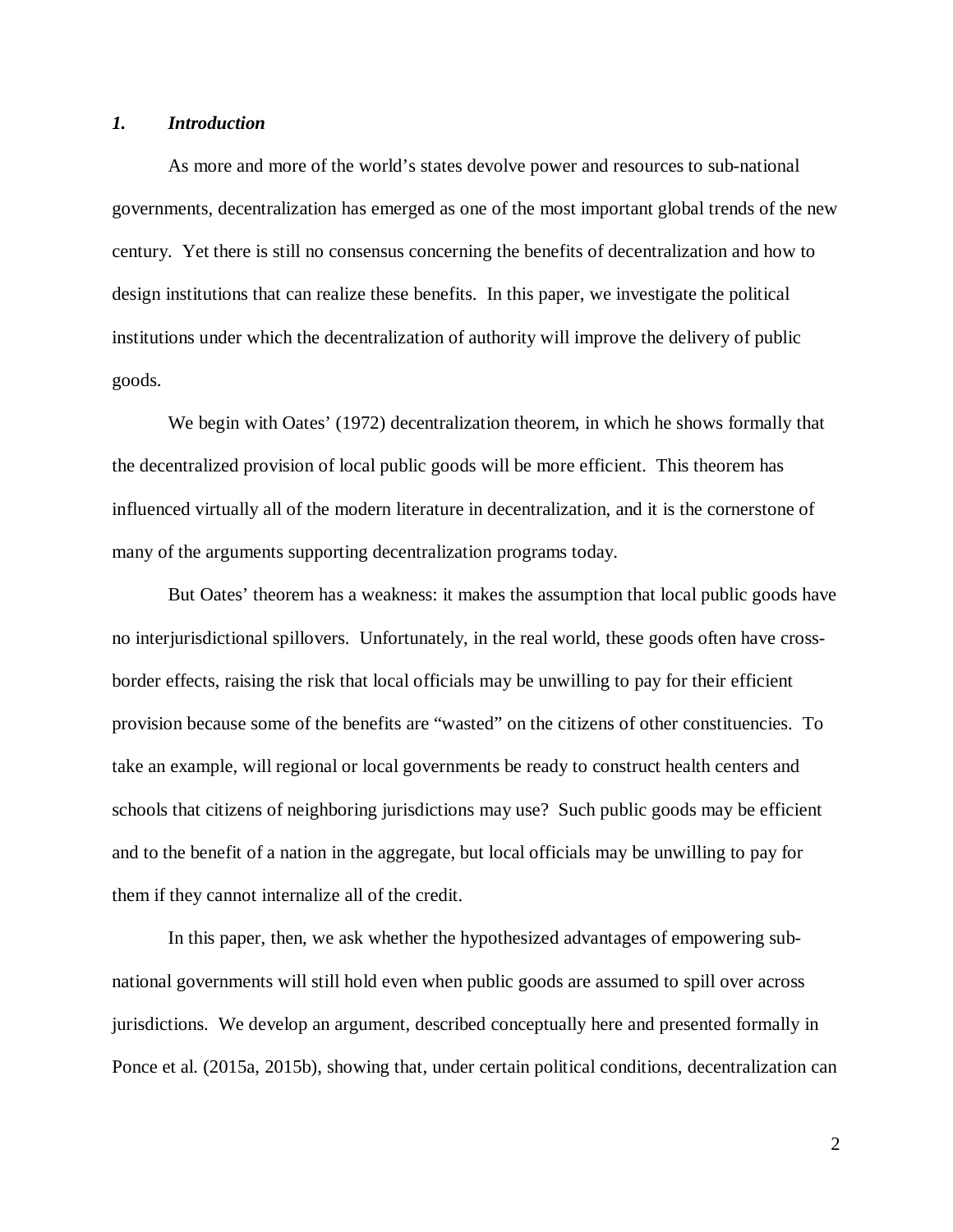## *1. Introduction*

As more and more of the world's states devolve power and resources to sub-national governments, decentralization has emerged as one of the most important global trends of the new century. Yet there is still no consensus concerning the benefits of decentralization and how to design institutions that can realize these benefits. In this paper, we investigate the political institutions under which the decentralization of authority will improve the delivery of public goods.

We begin with Oates' (1972) decentralization theorem, in which he shows formally that the decentralized provision of local public goods will be more efficient. This theorem has influenced virtually all of the modern literature in decentralization, and it is the cornerstone of many of the arguments supporting decentralization programs today.

But Oates' theorem has a weakness: it makes the assumption that local public goods have no interjurisdictional spillovers. Unfortunately, in the real world, these goods often have cross-border effects, raising the risk that local officials may be unwilling to pay for their efficient provision because some of the benefits are "wasted" on the citizens of other constituencies. To take an example, will regional or local governments be ready to construct health centers and schools that citizens of neighboring jurisdictions may use? Such public goods may be efficient and to the benefit of a nation in the aggregate, but local officials may be unwilling to pay for them if they cannot internalize all of the credit.

In this paper, then, we ask whether the hypothesized advantages of empowering sub-national governments will still hold even when public goods are assumed to spill over across jurisdictions. We develop an argument, described conceptually here and presented formally in Ponce et al. (2015a, 2015b), showing that, under certain political conditions, decentralization can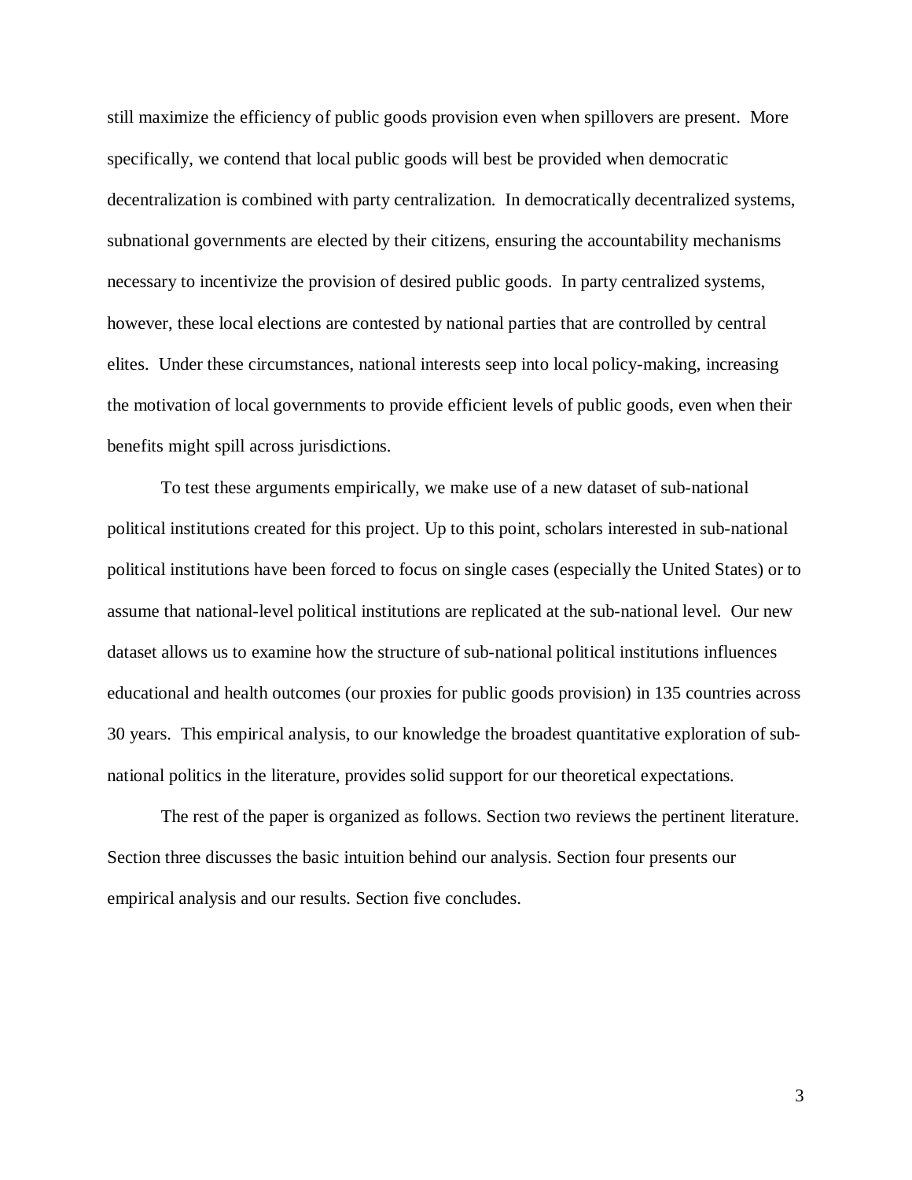still maximize the efficiency of public goods provision even when spillovers are present. More specifically, we contend that local public goods will best be provided when democratic decentralization is combined with party centralization. In democratically decentralized systems, subnational governments are elected by their citizens, ensuring the accountability mechanisms necessary to incentivize the provision of desired public goods. In party centralized systems, however, these local elections are contested by national parties that are controlled by central elites. Under these circumstances, national interests seep into local policy-making, increasing the motivation of local governments to provide efficient levels of public goods, even when their benefits might spill across jurisdictions.

To test these arguments empirically, we make use of a new dataset of sub-national political institutions created for this project. Up to this point, scholars interested in sub-national political institutions have been forced to focus on single cases (especially the United States) or to assume that national-level political institutions are replicated at the sub-national level. Our new dataset allows us to examine how the structure of sub-national political institutions influences educational and health outcomes (our proxies for public goods provision) in 135 countries across 30 years. This empirical analysis, to our knowledge the broadest quantitative exploration of sub-national politics in the literature, provides solid support for our theoretical expectations.

The rest of the paper is organized as follows. Section two reviews the pertinent literature. Section three discusses the basic intuition behind our analysis. Section four presents our empirical analysis and our results. Section five concludes.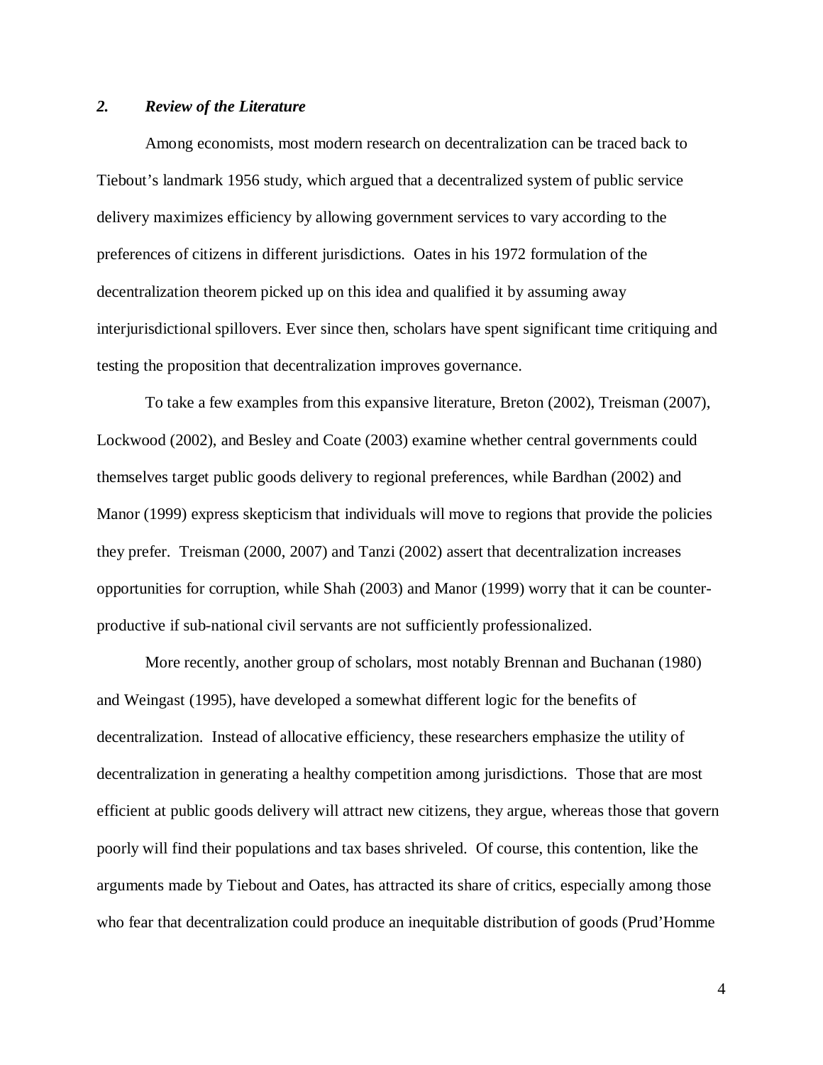## *2. Review of the Literature*

Among economists, most modern research on decentralization can be traced back to Tiebout's landmark 1956 study, which argued that a decentralized system of public service delivery maximizes efficiency by allowing government services to vary according to the preferences of citizens in different jurisdictions. Oates in his 1972 formulation of the decentralization theorem picked up on this idea and qualified it by assuming away interjurisdictional spillovers. Ever since then, scholars have spent significant time critiquing and testing the proposition that decentralization improves governance.

To take a few examples from this expansive literature, Breton (2002), Treisman (2007), Lockwood (2002), and Besley and Coate (2003) examine whether central governments could themselves target public goods delivery to regional preferences, while Bardhan (2002) and Manor (1999) express skepticism that individuals will move to regions that provide the policies they prefer. Treisman (2000, 2007) and Tanzi (2002) assert that decentralization increases opportunities for corruption, while Shah (2003) and Manor (1999) worry that it can be counter-productive if sub-national civil servants are not sufficiently professionalized.

More recently, another group of scholars, most notably Brennan and Buchanan (1980) and Weingast (1995), have developed a somewhat different logic for the benefits of decentralization. Instead of allocative efficiency, these researchers emphasize the utility of decentralization in generating a healthy competition among jurisdictions. Those that are most efficient at public goods delivery will attract new citizens, they argue, whereas those that govern poorly will find their populations and tax bases shriveled. Of course, this contention, like the arguments made by Tiebout and Oates, has attracted its share of critics, especially among those who fear that decentralization could produce an inequitable distribution of goods (Prud'Homme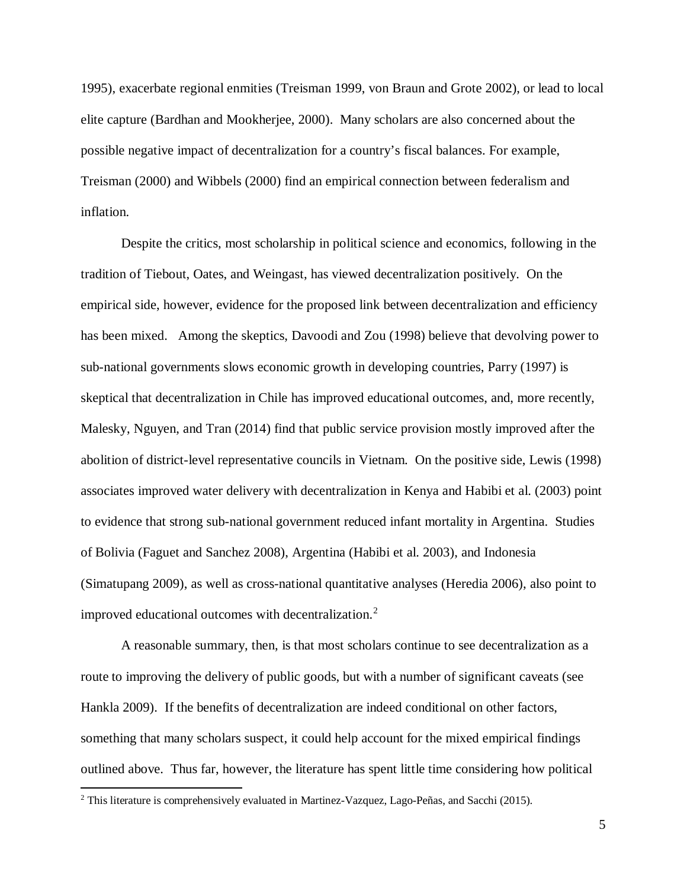1995), exacerbate regional enmities (Treisman 1999, von Braun and Grote 2002), or lead to local elite capture (Bardhan and Mookherjee, 2000). Many scholars are also concerned about the possible negative impact of decentralization for a country's fiscal balances. For example, Treisman (2000) and Wibbels (2000) find an empirical connection between federalism and inflation.

Despite the critics, most scholarship in political science and economics, following in the tradition of Tiebout, Oates, and Weingast, has viewed decentralization positively. On the empirical side, however, evidence for the proposed link between decentralization and efficiency has been mixed. Among the skeptics, Davoodi and Zou (1998) believe that devolving power to sub-national governments slows economic growth in developing countries, Parry (1997) is skeptical that decentralization in Chile has improved educational outcomes, and, more recently, Malesky, Nguyen, and Tran (2014) find that public service provision mostly improved after the abolition of district-level representative councils in Vietnam. On the positive side, Lewis (1998) associates improved water delivery with decentralization in Kenya and Habibi et al. (2003) point to evidence that strong sub-national government reduced infant mortality in Argentina. Studies of Bolivia (Faguet and Sanchez 2008), Argentina (Habibi et al. 2003), and Indonesia (Simatupang 2009), as well as cross-national quantitative analyses (Heredia 2006), also point to improved educational outcomes with decentralization.[2]

A reasonable summary, then, is that most scholars continue to see decentralization as a route to improving the delivery of public goods, but with a number of significant caveats (see Hankla 2009). If the benefits of decentralization are indeed conditional on other factors, something that many scholars suspect, it could help account for the mixed empirical findings outlined above. Thus far, however, the literature has spent little time considering how political

[2] This literature is comprehensively evaluated in Martinez-Vazquez, Lago-Peñas, and Sacchi (2015).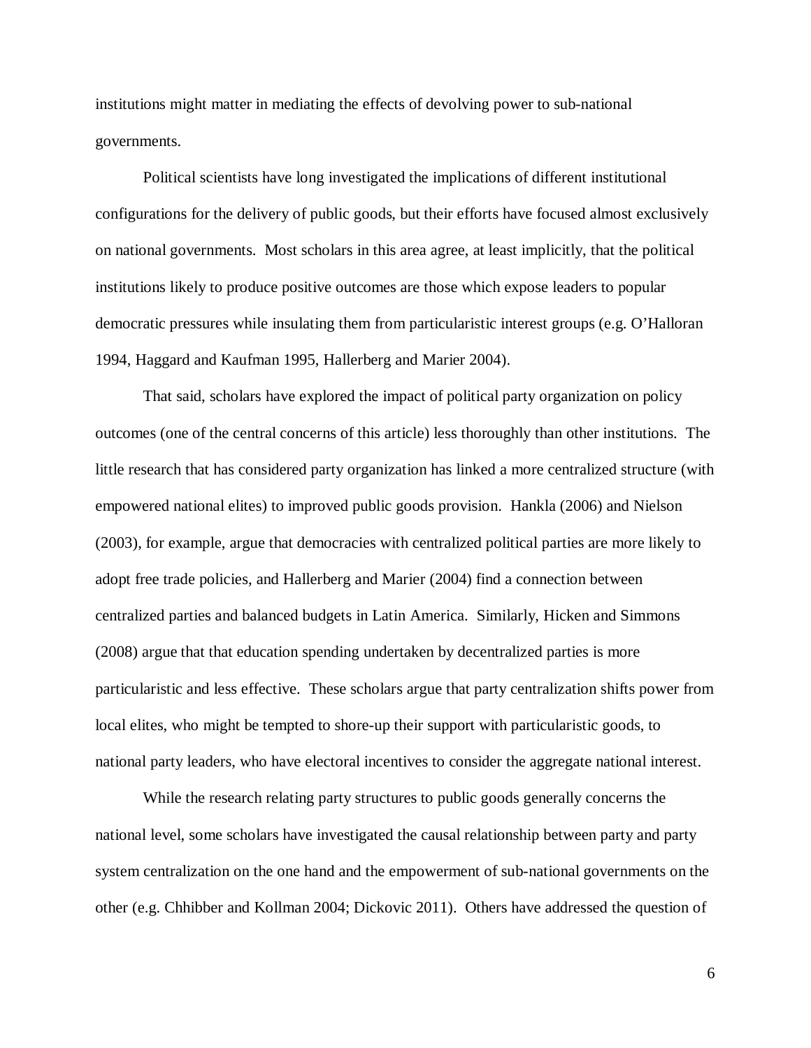institutions might matter in mediating the effects of devolving power to sub-national governments.

Political scientists have long investigated the implications of different institutional configurations for the delivery of public goods, but their efforts have focused almost exclusively on national governments. Most scholars in this area agree, at least implicitly, that the political institutions likely to produce positive outcomes are those which expose leaders to popular democratic pressures while insulating them from particularistic interest groups (e.g. O'Halloran 1994, Haggard and Kaufman 1995, Hallerberg and Marier 2004).

That said, scholars have explored the impact of political party organization on policy outcomes (one of the central concerns of this article) less thoroughly than other institutions. The little research that has considered party organization has linked a more centralized structure (with empowered national elites) to improved public goods provision. Hankla (2006) and Nielson (2003), for example, argue that democracies with centralized political parties are more likely to adopt free trade policies, and Hallerberg and Marier (2004) find a connection between centralized parties and balanced budgets in Latin America. Similarly, Hicken and Simmons (2008) argue that that education spending undertaken by decentralized parties is more particularistic and less effective. These scholars argue that party centralization shifts power from local elites, who might be tempted to shore-up their support with particularistic goods, to national party leaders, who have electoral incentives to consider the aggregate national interest.

While the research relating party structures to public goods generally concerns the national level, some scholars have investigated the causal relationship between party and party system centralization on the one hand and the empowerment of sub-national governments on the other (e.g. Chhibber and Kollman 2004; Dickovic 2011). Others have addressed the question of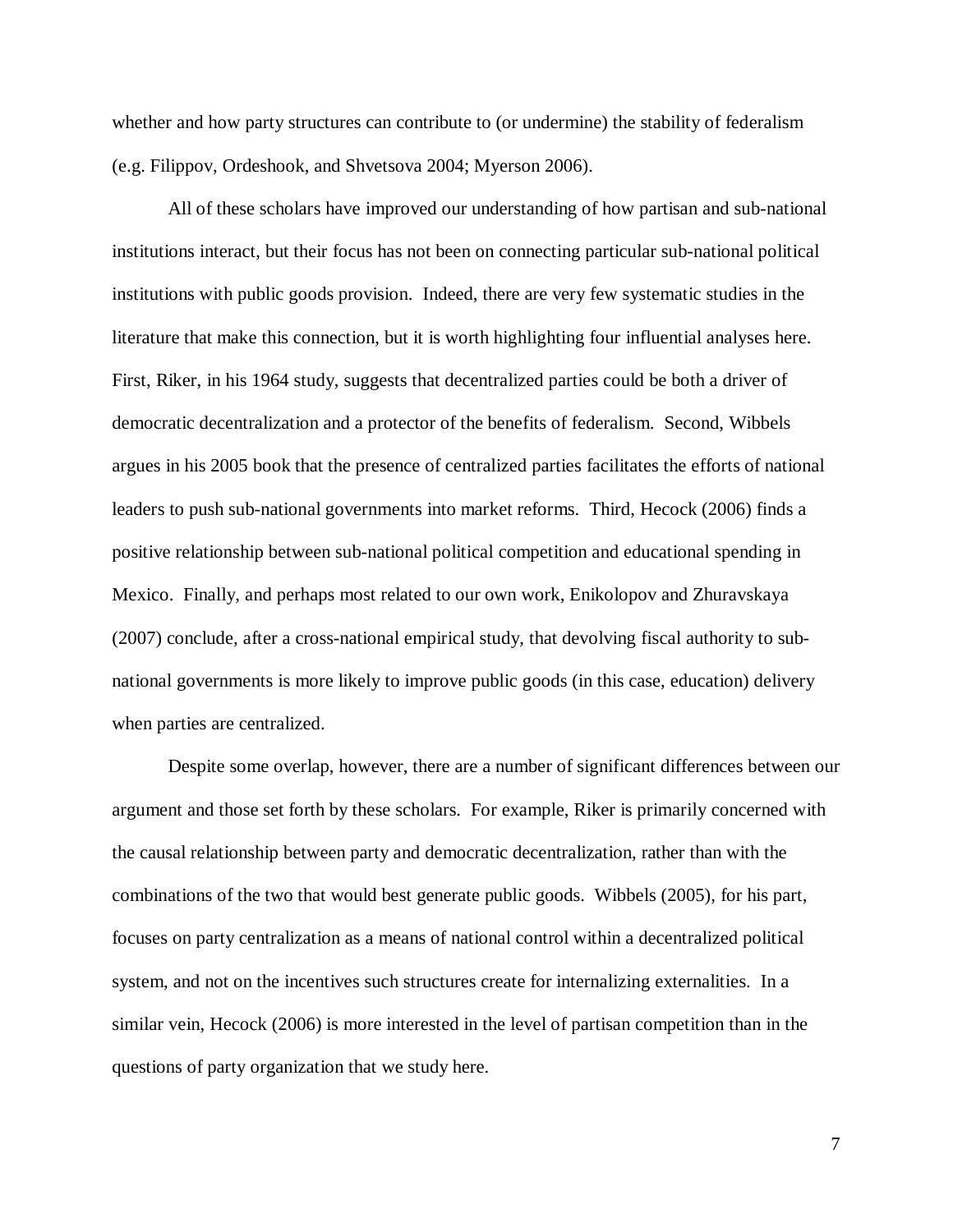whether and how party structures can contribute to (or undermine) the stability of federalism (e.g. Filippov, Ordeshook, and Shvetsova 2004; Myerson 2006).

All of these scholars have improved our understanding of how partisan and sub-national institutions interact, but their focus has not been on connecting particular sub-national political institutions with public goods provision. Indeed, there are very few systematic studies in the literature that make this connection, but it is worth highlighting four influential analyses here. First, Riker, in his 1964 study, suggests that decentralized parties could be both a driver of democratic decentralization and a protector of the benefits of federalism. Second, Wibbels argues in his 2005 book that the presence of centralized parties facilitates the efforts of national leaders to push sub-national governments into market reforms. Third, Hecock (2006) finds a positive relationship between sub-national political competition and educational spending in Mexico. Finally, and perhaps most related to our own work, Enikolopov and Zhuravskaya (2007) conclude, after a cross-national empirical study, that devolving fiscal authority to sub-national governments is more likely to improve public goods (in this case, education) delivery when parties are centralized.

Despite some overlap, however, there are a number of significant differences between our argument and those set forth by these scholars. For example, Riker is primarily concerned with the causal relationship between party and democratic decentralization, rather than with the combinations of the two that would best generate public goods. Wibbels (2005), for his part, focuses on party centralization as a means of national control within a decentralized political system, and not on the incentives such structures create for internalizing externalities. In a similar vein, Hecock (2006) is more interested in the level of partisan competition than in the questions of party organization that we study here.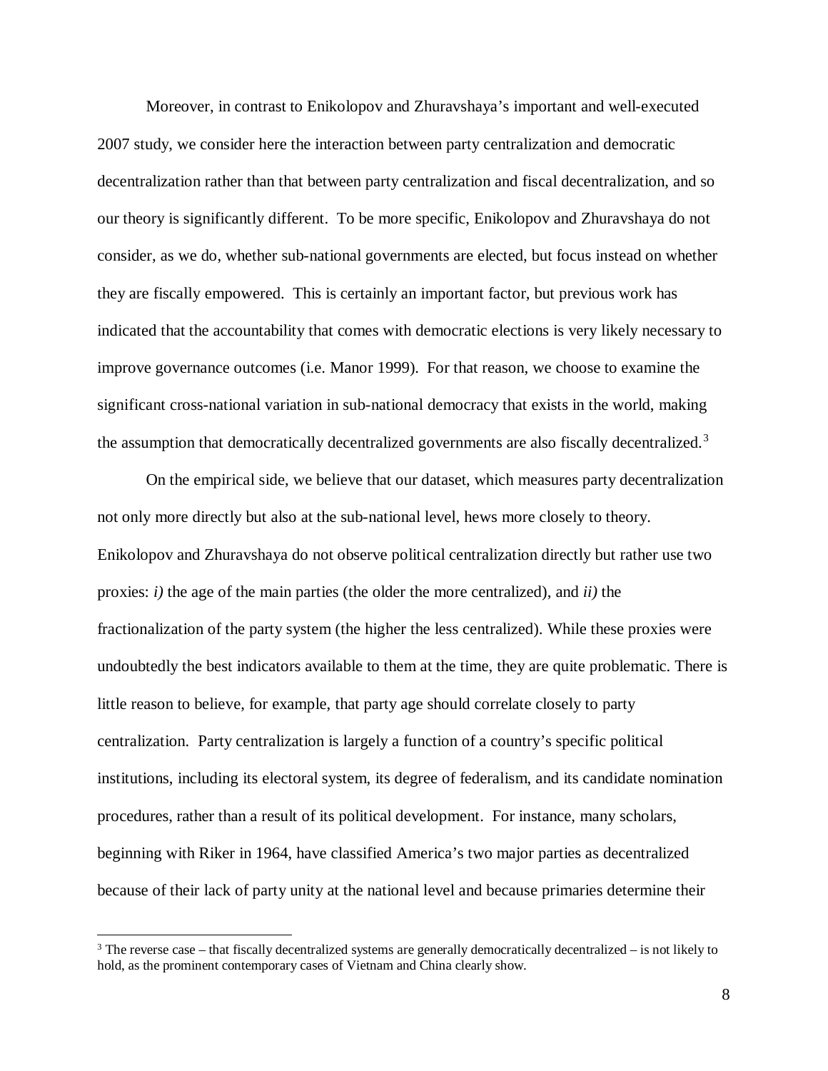Moreover, in contrast to Enikolopov and Zhuravshaya's important and well-executed 2007 study, we consider here the interaction between party centralization and democratic decentralization rather than that between party centralization and fiscal decentralization, and so our theory is significantly different. To be more specific, Enikolopov and Zhuravshaya do not consider, as we do, whether sub-national governments are elected, but focus instead on whether they are fiscally empowered. This is certainly an important factor, but previous work has indicated that the accountability that comes with democratic elections is very likely necessary to improve governance outcomes (i.e. Manor 1999). For that reason, we choose to examine the significant cross-national variation in sub-national democracy that exists in the world, making the assumption that democratically decentralized governments are also fiscally decentralized.[3]

On the empirical side, we believe that our dataset, which measures party decentralization not only more directly but also at the sub-national level, hews more closely to theory. Enikolopov and Zhuravshaya do not observe political centralization directly but rather use two proxies: *i)* the age of the main parties (the older the more centralized), and *ii)* the fractionalization of the party system (the higher the less centralized). While these proxies were undoubtedly the best indicators available to them at the time, they are quite problematic. There is little reason to believe, for example, that party age should correlate closely to party centralization. Party centralization is largely a function of a country's specific political institutions, including its electoral system, its degree of federalism, and its candidate nomination procedures, rather than a result of its political development. For instance, many scholars, beginning with Riker in 1964, have classified America's two major parties as decentralized because of their lack of party unity at the national level and because primaries determine their

[3] The reverse case – that fiscally decentralized systems are generally democratically decentralized – is not likely to hold, as the prominent contemporary cases of Vietnam and China clearly show.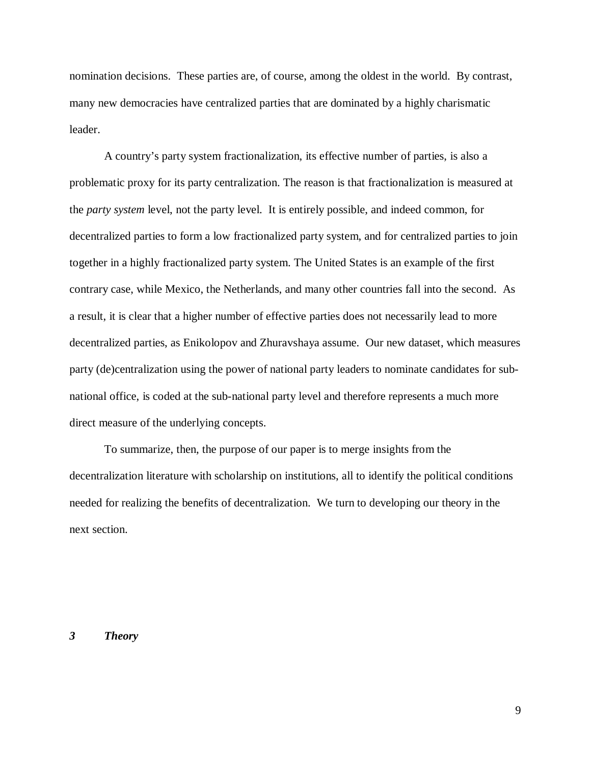nomination decisions. These parties are, of course, among the oldest in the world. By contrast, many new democracies have centralized parties that are dominated by a highly charismatic leader.

A country's party system fractionalization, its effective number of parties, is also a problematic proxy for its party centralization. The reason is that fractionalization is measured at the *party system* level, not the party level. It is entirely possible, and indeed common, for decentralized parties to form a low fractionalized party system, and for centralized parties to join together in a highly fractionalized party system. The United States is an example of the first contrary case, while Mexico, the Netherlands, and many other countries fall into the second. As a result, it is clear that a higher number of effective parties does not necessarily lead to more decentralized parties, as Enikolopov and Zhuravshaya assume. Our new dataset, which measures party (de)centralization using the power of national party leaders to nominate candidates for sub-national office, is coded at the sub-national party level and therefore represents a much more direct measure of the underlying concepts.

To summarize, then, the purpose of our paper is to merge insights from the decentralization literature with scholarship on institutions, all to identify the political conditions needed for realizing the benefits of decentralization. We turn to developing our theory in the next section.

## *3 Theory*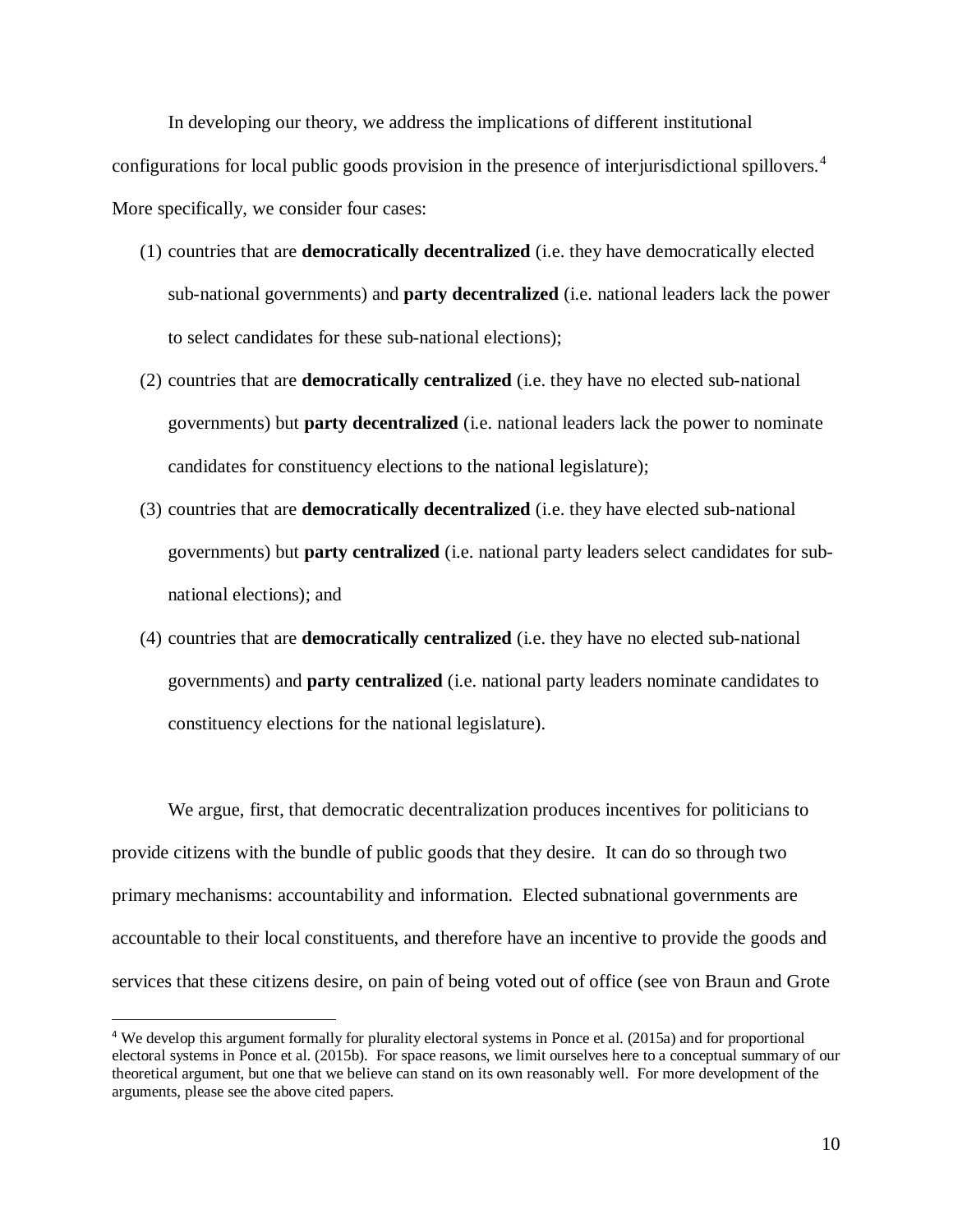In developing our theory, we address the implications of different institutional configurations for local public goods provision in the presence of interjurisdictional spillovers.[4] More specifically, we consider four cases:

1. countries that are **democratically decentralized** (i.e. they have democratically elected sub-national governments) and **party decentralized** (i.e. national leaders lack the power to select candidates for these sub-national elections);
2. countries that are **democratically centralized** (i.e. they have no elected sub-national governments) but **party decentralized** (i.e. national leaders lack the power to nominate candidates for constituency elections to the national legislature);
3. countries that are **democratically decentralized** (i.e. they have elected sub-national governments) but **party centralized** (i.e. national party leaders select candidates for sub-national elections); and
4. countries that are **democratically centralized** (i.e. they have no elected sub-national governments) and **party centralized** (i.e. national party leaders nominate candidates to constituency elections for the national legislature).

We argue, first, that democratic decentralization produces incentives for politicians to provide citizens with the bundle of public goods that they desire. It can do so through two primary mechanisms: accountability and information. Elected subnational governments are accountable to their local constituents, and therefore have an incentive to provide the goods and services that these citizens desire, on pain of being voted out of office (see von Braun and Grote

[4] We develop this argument formally for plurality electoral systems in Ponce et al. (2015a) and for proportional electoral systems in Ponce et al. (2015b). For space reasons, we limit ourselves here to a conceptual summary of our theoretical argument, but one that we believe can stand on its own reasonably well. For more development of the arguments, please see the above cited papers.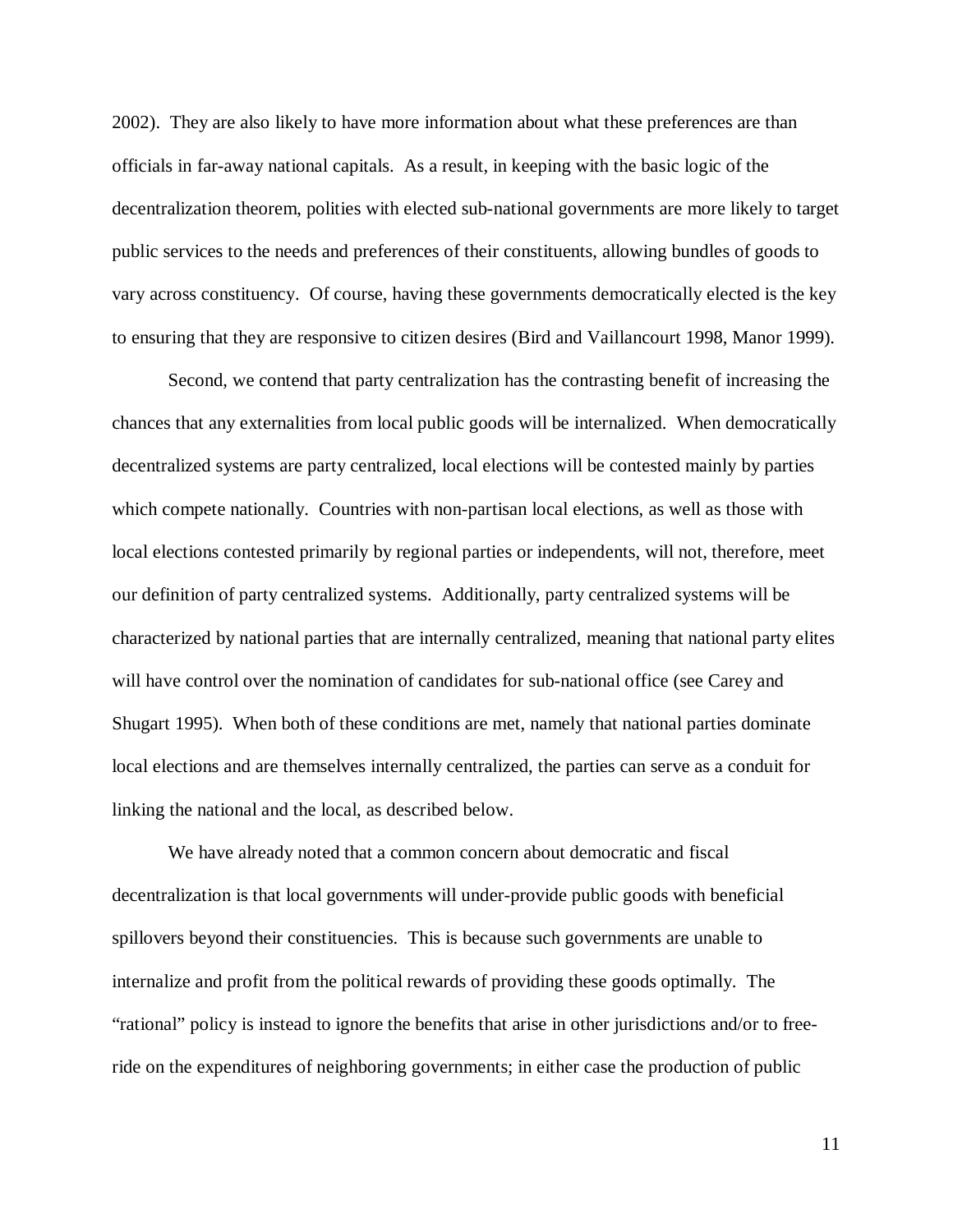2002). They are also likely to have more information about what these preferences are than officials in far-away national capitals. As a result, in keeping with the basic logic of the decentralization theorem, polities with elected sub-national governments are more likely to target public services to the needs and preferences of their constituents, allowing bundles of goods to vary across constituency. Of course, having these governments democratically elected is the key to ensuring that they are responsive to citizen desires (Bird and Vaillancourt 1998, Manor 1999).

Second, we contend that party centralization has the contrasting benefit of increasing the chances that any externalities from local public goods will be internalized. When democratically decentralized systems are party centralized, local elections will be contested mainly by parties which compete nationally. Countries with non-partisan local elections, as well as those with local elections contested primarily by regional parties or independents, will not, therefore, meet our definition of party centralized systems. Additionally, party centralized systems will be characterized by national parties that are internally centralized, meaning that national party elites will have control over the nomination of candidates for sub-national office (see Carey and Shugart 1995). When both of these conditions are met, namely that national parties dominate local elections and are themselves internally centralized, the parties can serve as a conduit for linking the national and the local, as described below.

We have already noted that a common concern about democratic and fiscal decentralization is that local governments will under-provide public goods with beneficial spillovers beyond their constituencies. This is because such governments are unable to internalize and profit from the political rewards of providing these goods optimally. The "rational" policy is instead to ignore the benefits that arise in other jurisdictions and/or to free-ride on the expenditures of neighboring governments; in either case the production of public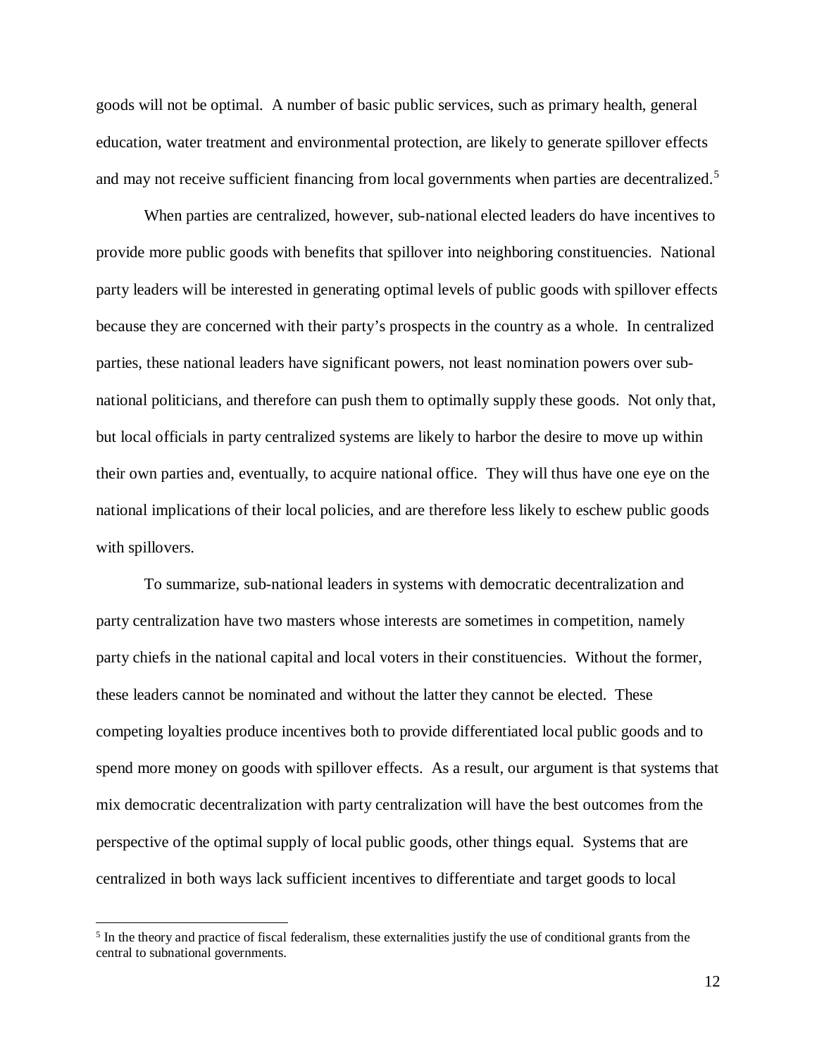goods will not be optimal. A number of basic public services, such as primary health, general education, water treatment and environmental protection, are likely to generate spillover effects and may not receive sufficient financing from local governments when parties are decentralized.[5]

When parties are centralized, however, sub-national elected leaders do have incentives to provide more public goods with benefits that spillover into neighboring constituencies. National party leaders will be interested in generating optimal levels of public goods with spillover effects because they are concerned with their party's prospects in the country as a whole. In centralized parties, these national leaders have significant powers, not least nomination powers over sub-national politicians, and therefore can push them to optimally supply these goods. Not only that, but local officials in party centralized systems are likely to harbor the desire to move up within their own parties and, eventually, to acquire national office. They will thus have one eye on the national implications of their local policies, and are therefore less likely to eschew public goods with spillovers.

To summarize, sub-national leaders in systems with democratic decentralization and party centralization have two masters whose interests are sometimes in competition, namely party chiefs in the national capital and local voters in their constituencies. Without the former, these leaders cannot be nominated and without the latter they cannot be elected. These competing loyalties produce incentives both to provide differentiated local public goods and to spend more money on goods with spillover effects. As a result, our argument is that systems that mix democratic decentralization with party centralization will have the best outcomes from the perspective of the optimal supply of local public goods, other things equal. Systems that are centralized in both ways lack sufficient incentives to differentiate and target goods to local

[5] In the theory and practice of fiscal federalism, these externalities justify the use of conditional grants from the central to subnational governments.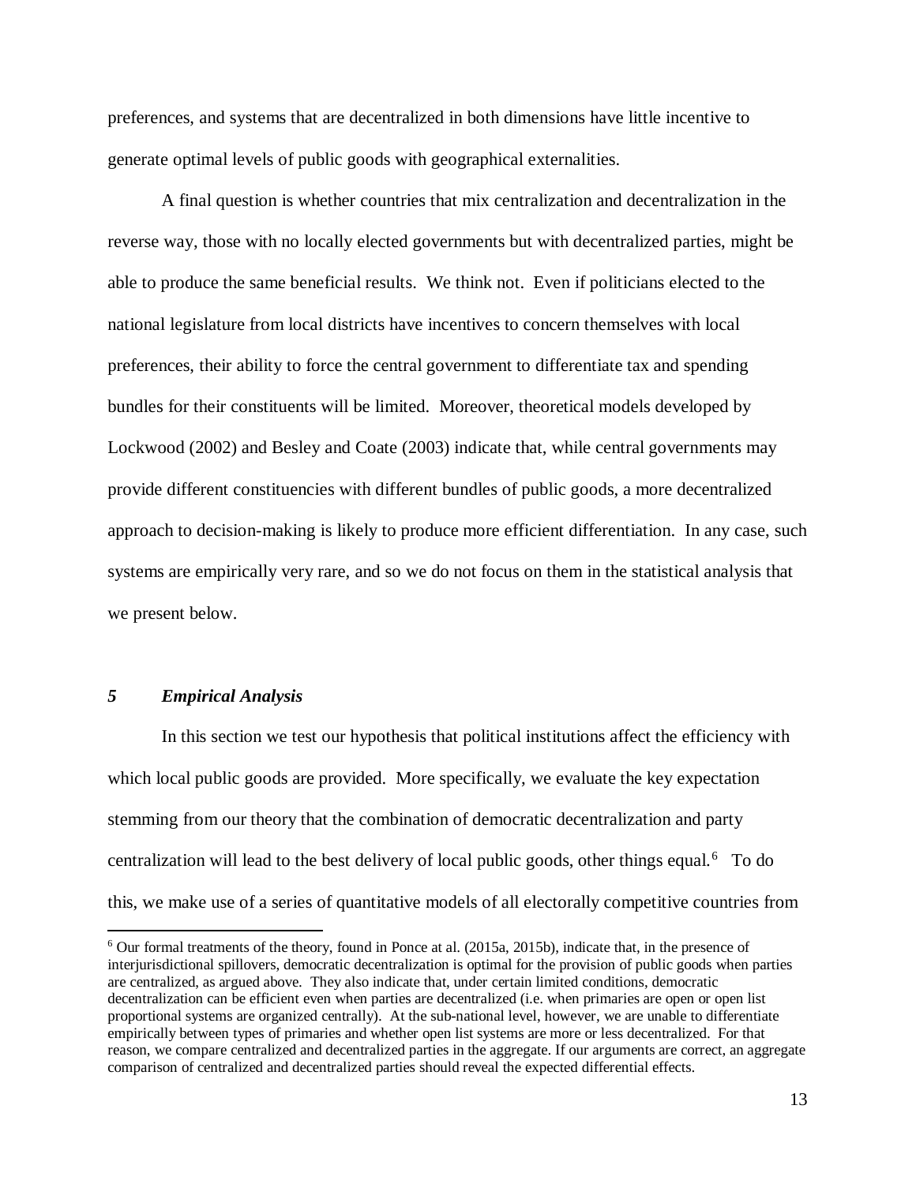preferences, and systems that are decentralized in both dimensions have little incentive to generate optimal levels of public goods with geographical externalities.

A final question is whether countries that mix centralization and decentralization in the reverse way, those with no locally elected governments but with decentralized parties, might be able to produce the same beneficial results. We think not. Even if politicians elected to the national legislature from local districts have incentives to concern themselves with local preferences, their ability to force the central government to differentiate tax and spending bundles for their constituents will be limited. Moreover, theoretical models developed by Lockwood (2002) and Besley and Coate (2003) indicate that, while central governments may provide different constituencies with different bundles of public goods, a more decentralized approach to decision-making is likely to produce more efficient differentiation. In any case, such systems are empirically very rare, and so we do not focus on them in the statistical analysis that we present below.

## *5 Empirical Analysis*

In this section we test our hypothesis that political institutions affect the efficiency with which local public goods are provided. More specifically, we evaluate the key expectation stemming from our theory that the combination of democratic decentralization and party centralization will lead to the best delivery of local public goods, other things equal.[6] To do this, we make use of a series of quantitative models of all electorally competitive countries from

[6] Our formal treatments of the theory, found in Ponce at al. (2015a, 2015b), indicate that, in the presence of interjurisdictional spillovers, democratic decentralization is optimal for the provision of public goods when parties are centralized, as argued above. They also indicate that, under certain limited conditions, democratic decentralization can be efficient even when parties are decentralized (i.e. when primaries are open or open list proportional systems are organized centrally). At the sub-national level, however, we are unable to differentiate empirically between types of primaries and whether open list systems are more or less decentralized. For that reason, we compare centralized and decentralized parties in the aggregate. If our arguments are correct, an aggregate comparison of centralized and decentralized parties should reveal the expected differential effects.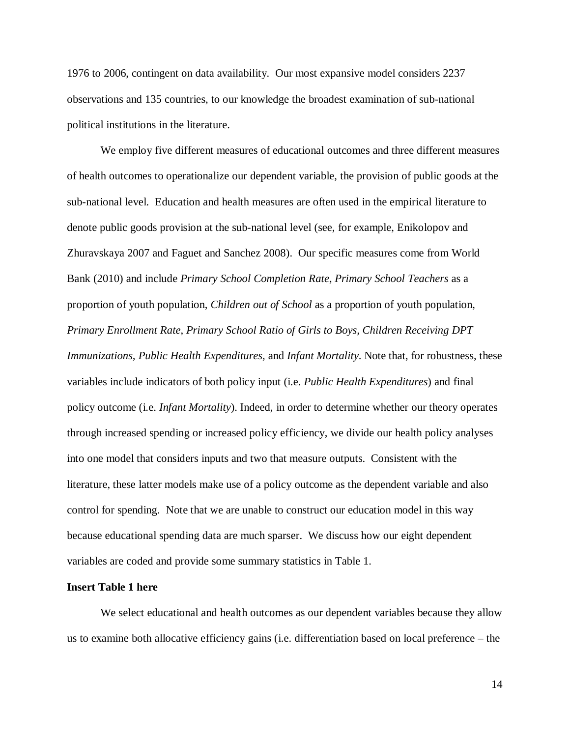1976 to 2006, contingent on data availability. Our most expansive model considers 2237 observations and 135 countries, to our knowledge the broadest examination of sub-national political institutions in the literature.

We employ five different measures of educational outcomes and three different measures of health outcomes to operationalize our dependent variable, the provision of public goods at the sub-national level. Education and health measures are often used in the empirical literature to denote public goods provision at the sub-national level (see, for example, Enikolopov and Zhuravskaya 2007 and Faguet and Sanchez 2008). Our specific measures come from World Bank (2010) and include *Primary School Completion Rate, Primary School Teachers* as a proportion of youth population, *Children out of School* as a proportion of youth population, *Primary Enrollment Rate*, *Primary School Ratio of Girls to Boys, Children Receiving DPT Immunizations, Public Health Expenditures,* and *Infant Mortality*. Note that, for robustness, these variables include indicators of both policy input (i.e. *Public Health Expenditures*) and final policy outcome (i.e. *Infant Mortality*). Indeed, in order to determine whether our theory operates through increased spending or increased policy efficiency, we divide our health policy analyses into one model that considers inputs and two that measure outputs. Consistent with the literature, these latter models make use of a policy outcome as the dependent variable and also control for spending. Note that we are unable to construct our education model in this way because educational spending data are much sparser. We discuss how our eight dependent variables are coded and provide some summary statistics in Table 1.

**Insert Table 1 here**

We select educational and health outcomes as our dependent variables because they allow us to examine both allocative efficiency gains (i.e. differentiation based on local preference – the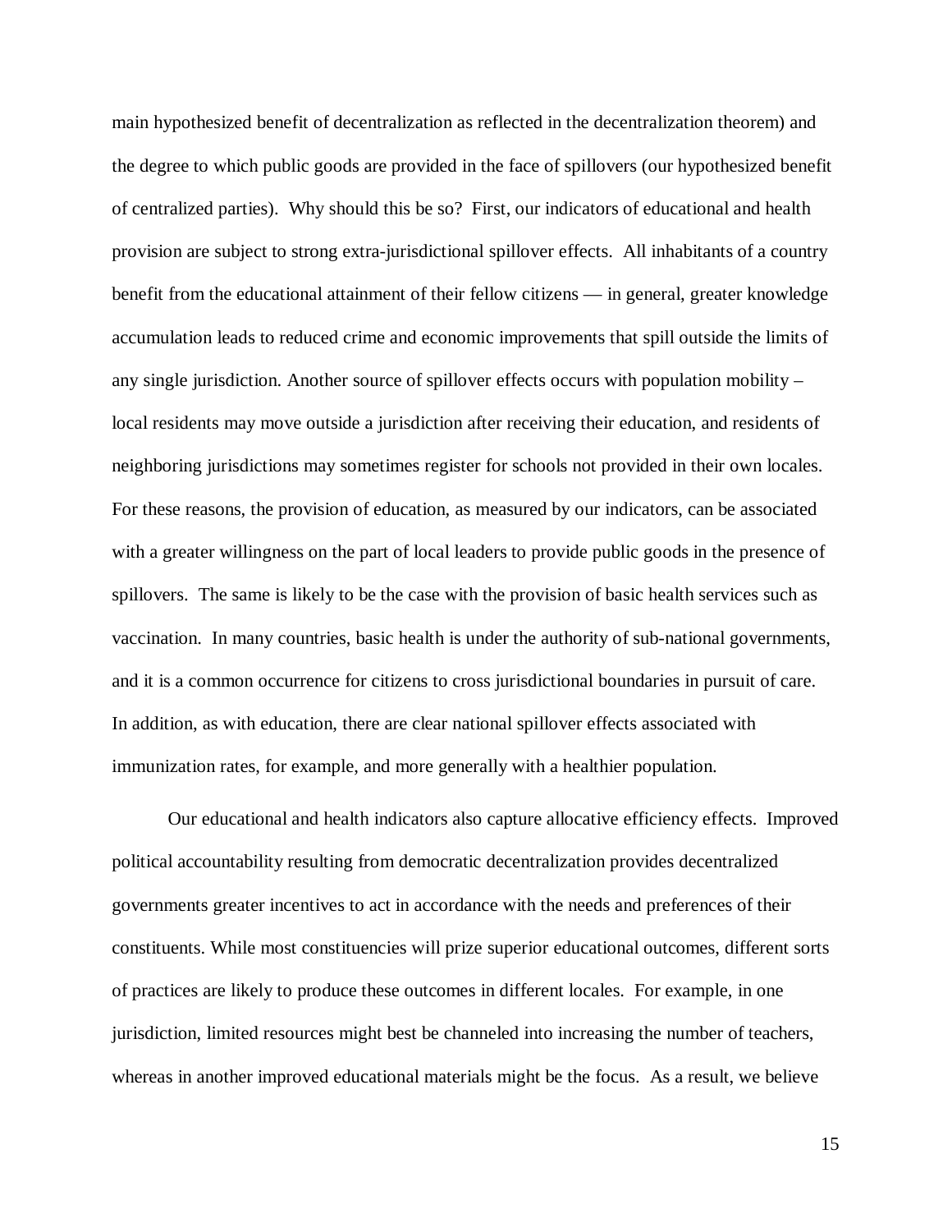main hypothesized benefit of decentralization as reflected in the decentralization theorem) and the degree to which public goods are provided in the face of spillovers (our hypothesized benefit of centralized parties). Why should this be so? First, our indicators of educational and health provision are subject to strong extra-jurisdictional spillover effects. All inhabitants of a country benefit from the educational attainment of their fellow citizens — in general, greater knowledge accumulation leads to reduced crime and economic improvements that spill outside the limits of any single jurisdiction. Another source of spillover effects occurs with population mobility – local residents may move outside a jurisdiction after receiving their education, and residents of neighboring jurisdictions may sometimes register for schools not provided in their own locales. For these reasons, the provision of education, as measured by our indicators, can be associated with a greater willingness on the part of local leaders to provide public goods in the presence of spillovers. The same is likely to be the case with the provision of basic health services such as vaccination. In many countries, basic health is under the authority of sub-national governments, and it is a common occurrence for citizens to cross jurisdictional boundaries in pursuit of care. In addition, as with education, there are clear national spillover effects associated with immunization rates, for example, and more generally with a healthier population.

Our educational and health indicators also capture allocative efficiency effects. Improved political accountability resulting from democratic decentralization provides decentralized governments greater incentives to act in accordance with the needs and preferences of their constituents. While most constituencies will prize superior educational outcomes, different sorts of practices are likely to produce these outcomes in different locales. For example, in one jurisdiction, limited resources might best be channeled into increasing the number of teachers, whereas in another improved educational materials might be the focus. As a result, we believe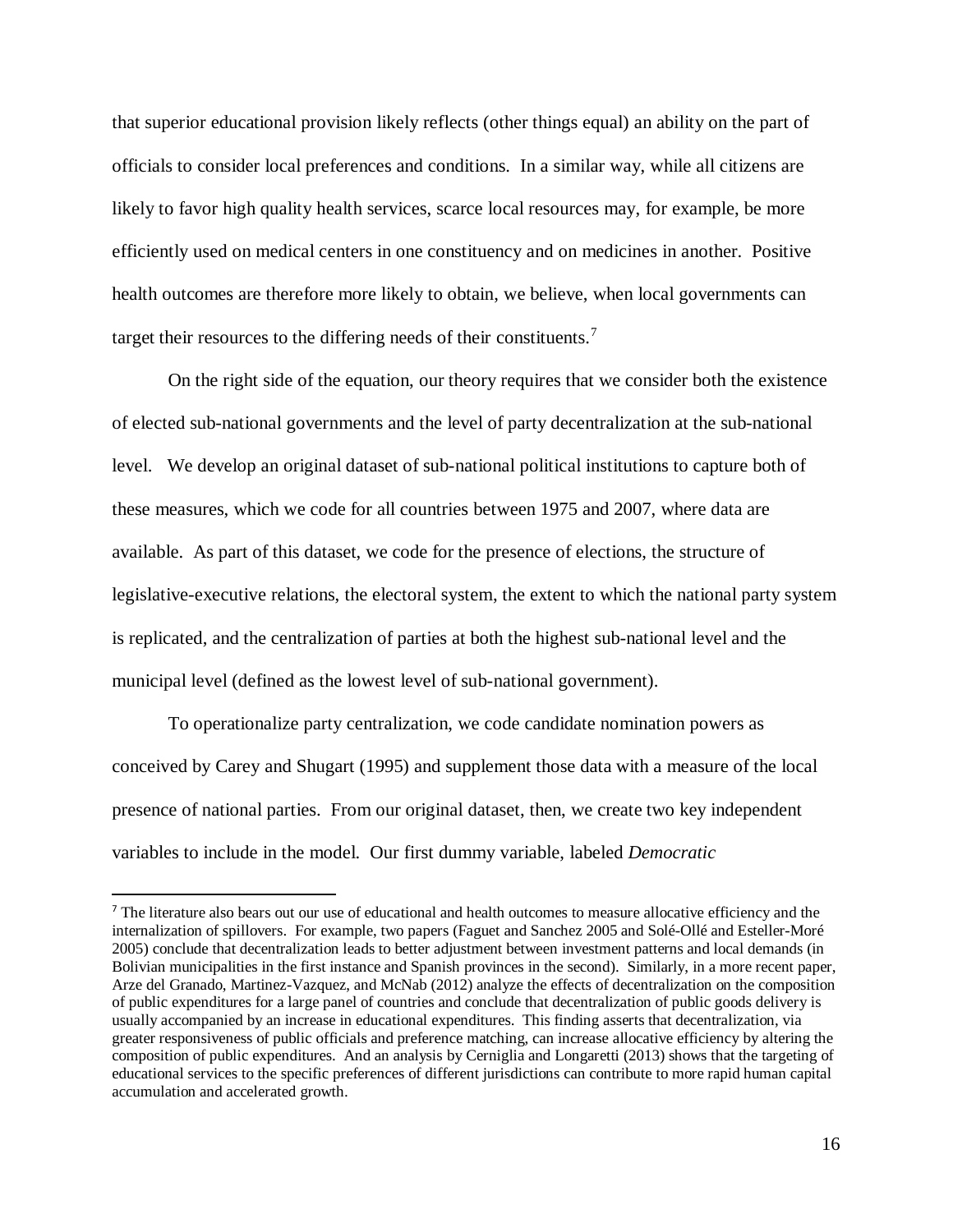that superior educational provision likely reflects (other things equal) an ability on the part of officials to consider local preferences and conditions. In a similar way, while all citizens are likely to favor high quality health services, scarce local resources may, for example, be more efficiently used on medical centers in one constituency and on medicines in another. Positive health outcomes are therefore more likely to obtain, we believe, when local governments can target their resources to the differing needs of their constituents.[7]

On the right side of the equation, our theory requires that we consider both the existence of elected sub-national governments and the level of party decentralization at the sub-national level. We develop an original dataset of sub-national political institutions to capture both of these measures, which we code for all countries between 1975 and 2007, where data are available. As part of this dataset, we code for the presence of elections, the structure of legislative-executive relations, the electoral system, the extent to which the national party system is replicated, and the centralization of parties at both the highest sub-national level and the municipal level (defined as the lowest level of sub-national government).

To operationalize party centralization, we code candidate nomination powers as conceived by Carey and Shugart (1995) and supplement those data with a measure of the local presence of national parties. From our original dataset, then, we create two key independent variables to include in the model. Our first dummy variable, labeled *Democratic*

[7] The literature also bears out our use of educational and health outcomes to measure allocative efficiency and the internalization of spillovers. For example, two papers (Faguet and Sanchez 2005 and Solé-Ollé and Esteller-Moré 2005) conclude that decentralization leads to better adjustment between investment patterns and local demands (in Bolivian municipalities in the first instance and Spanish provinces in the second). Similarly, in a more recent paper, Arze del Granado, Martinez-Vazquez, and McNab (2012) analyze the effects of decentralization on the composition of public expenditures for a large panel of countries and conclude that decentralization of public goods delivery is usually accompanied by an increase in educational expenditures. This finding asserts that decentralization, via greater responsiveness of public officials and preference matching, can increase allocative efficiency by altering the composition of public expenditures. And an analysis by Cerniglia and Longaretti (2013) shows that the targeting of educational services to the specific preferences of different jurisdictions can contribute to more rapid human capital accumulation and accelerated growth.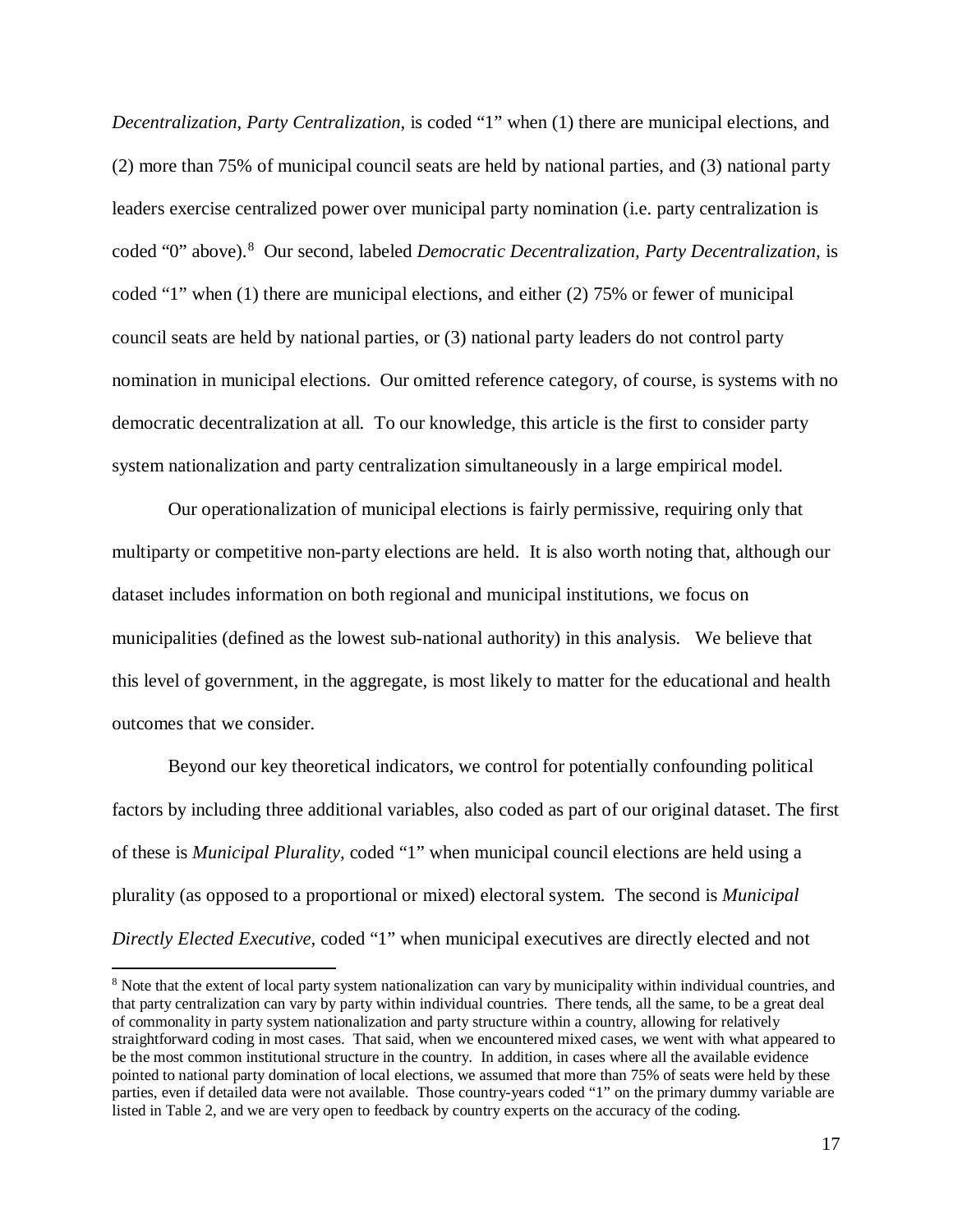*Decentralization, Party Centralization*, is coded “1” when (1) there are municipal elections, and (2) more than 75% of municipal council seats are held by national parties, and (3) national party leaders exercise centralized power over municipal party nomination (i.e. party centralization is coded “0” above).[8] Our second, labeled *Democratic Decentralization, Party Decentralization*, is coded “1” when (1) there are municipal elections, and either (2) 75% or fewer of municipal council seats are held by national parties, or (3) national party leaders do not control party nomination in municipal elections. Our omitted reference category, of course, is systems with no democratic decentralization at all. To our knowledge, this article is the first to consider party system nationalization and party centralization simultaneously in a large empirical model.

Our operationalization of municipal elections is fairly permissive, requiring only that multiparty or competitive non-party elections are held. It is also worth noting that, although our dataset includes information on both regional and municipal institutions, we focus on municipalities (defined as the lowest sub-national authority) in this analysis. We believe that this level of government, in the aggregate, is most likely to matter for the educational and health outcomes that we consider.

Beyond our key theoretical indicators, we control for potentially confounding political factors by including three additional variables, also coded as part of our original dataset. The first of these is *Municipal Plurality*, coded “1” when municipal council elections are held using a plurality (as opposed to a proportional or mixed) electoral system. The second is *Municipal Directly Elected Executive*, coded “1” when municipal executives are directly elected and not

[8] Note that the extent of local party system nationalization can vary by municipality within individual countries, and that party centralization can vary by party within individual countries. There tends, all the same, to be a great deal of commonality in party system nationalization and party structure within a country, allowing for relatively straightforward coding in most cases. That said, when we encountered mixed cases, we went with what appeared to be the most common institutional structure in the country. In addition, in cases where all the available evidence pointed to national party domination of local elections, we assumed that more than 75% of seats were held by these parties, even if detailed data were not available. Those country-years coded “1” on the primary dummy variable are listed in Table 2, and we are very open to feedback by country experts on the accuracy of the coding.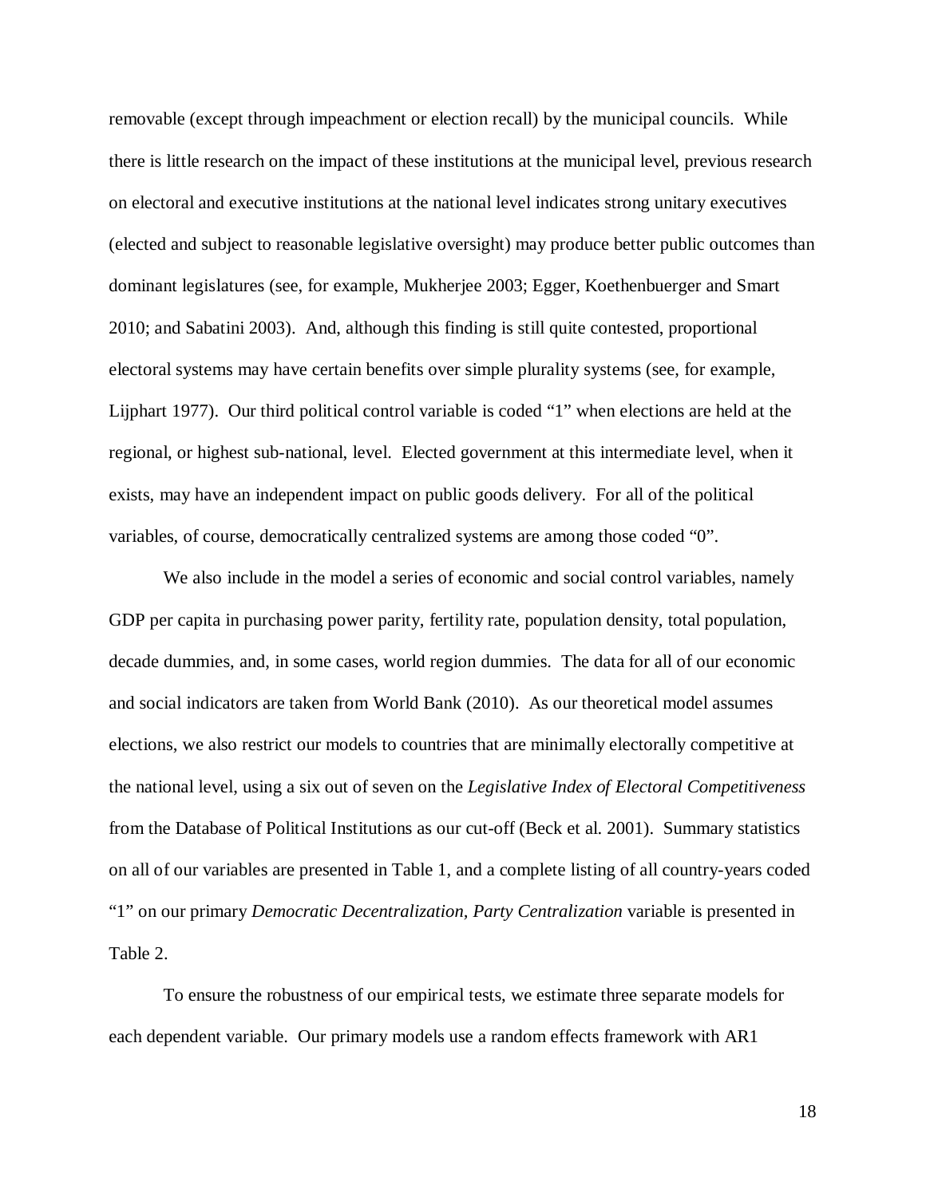removable (except through impeachment or election recall) by the municipal councils. While there is little research on the impact of these institutions at the municipal level, previous research on electoral and executive institutions at the national level indicates strong unitary executives (elected and subject to reasonable legislative oversight) may produce better public outcomes than dominant legislatures (see, for example, Mukherjee 2003; Egger, Koethenbuerger and Smart 2010; and Sabatini 2003). And, although this finding is still quite contested, proportional electoral systems may have certain benefits over simple plurality systems (see, for example, Lijphart 1977). Our third political control variable is coded "1" when elections are held at the regional, or highest sub-national, level. Elected government at this intermediate level, when it exists, may have an independent impact on public goods delivery. For all of the political variables, of course, democratically centralized systems are among those coded "0".

We also include in the model a series of economic and social control variables, namely GDP per capita in purchasing power parity, fertility rate, population density, total population, decade dummies, and, in some cases, world region dummies. The data for all of our economic and social indicators are taken from World Bank (2010). As our theoretical model assumes elections, we also restrict our models to countries that are minimally electorally competitive at the national level, using a six out of seven on the *Legislative Index of Electoral Competitiveness* from the Database of Political Institutions as our cut-off (Beck et al. 2001). Summary statistics on all of our variables are presented in Table 1, and a complete listing of all country-years coded "1" on our primary *Democratic Decentralization, Party Centralization* variable is presented in Table 2.

To ensure the robustness of our empirical tests, we estimate three separate models for each dependent variable. Our primary models use a random effects framework with AR1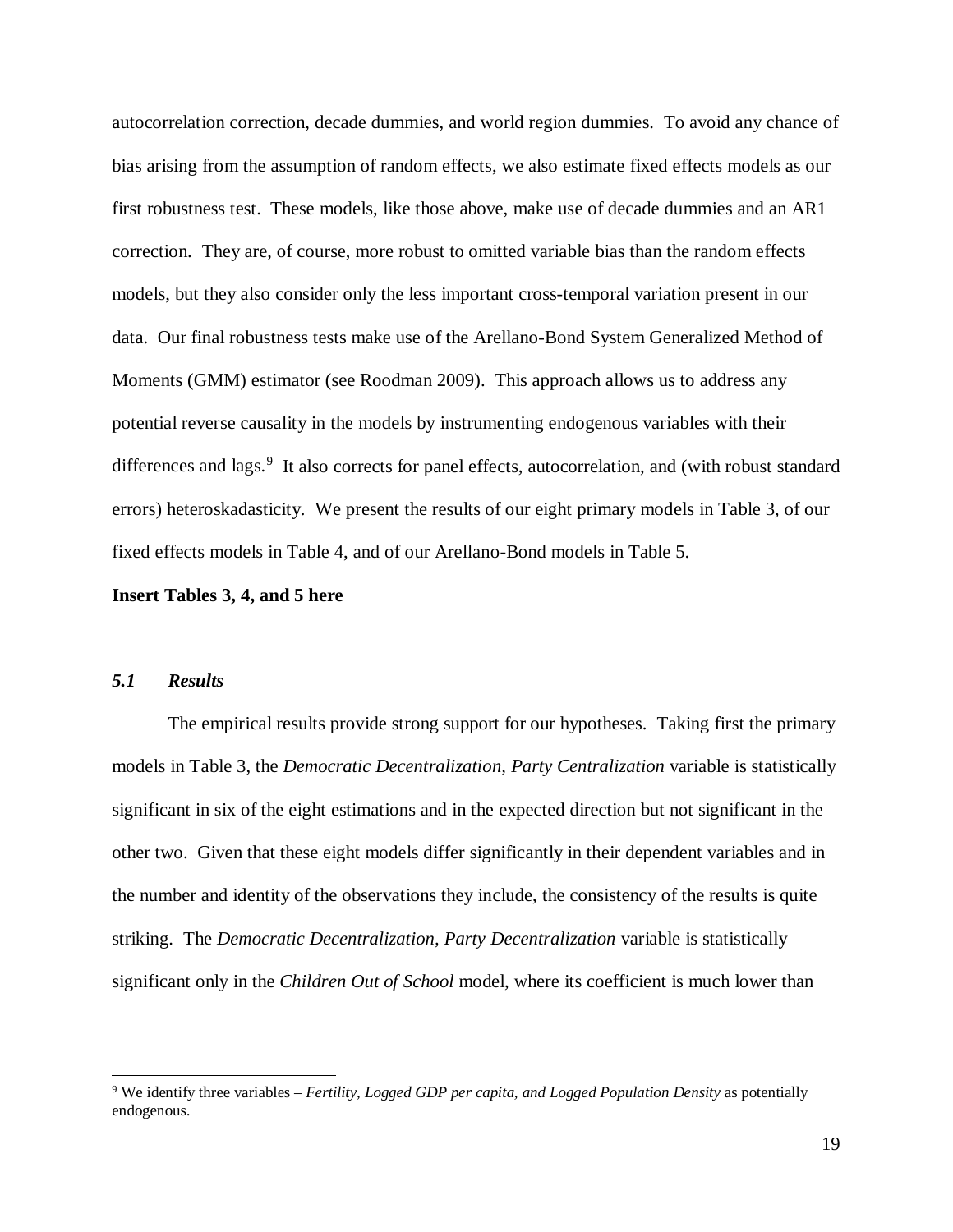autocorrelation correction, decade dummies, and world region dummies. To avoid any chance of bias arising from the assumption of random effects, we also estimate fixed effects models as our first robustness test. These models, like those above, make use of decade dummies and an AR1 correction. They are, of course, more robust to omitted variable bias than the random effects models, but they also consider only the less important cross-temporal variation present in our data. Our final robustness tests make use of the Arellano-Bond System Generalized Method of Moments (GMM) estimator (see Roodman 2009). This approach allows us to address any potential reverse causality in the models by instrumenting endogenous variables with their differences and lags.[9] It also corrects for panel effects, autocorrelation, and (with robust standard errors) heteroskadasticity. We present the results of our eight primary models in Table 3, of our fixed effects models in Table 4, and of our Arellano-Bond models in Table 5.

**Insert Tables 3, 4, and 5 here**

### *5.1 Results*

The empirical results provide strong support for our hypotheses. Taking first the primary models in Table 3, the *Democratic Decentralization, Party Centralization* variable is statistically significant in six of the eight estimations and in the expected direction but not significant in the other two. Given that these eight models differ significantly in their dependent variables and in the number and identity of the observations they include, the consistency of the results is quite striking. The *Democratic Decentralization, Party Decentralization* variable is statistically significant only in the *Children Out of School* model, where its coefficient is much lower than

[9] We identify three variables – *Fertility, Logged GDP per capita, and Logged Population Density* as potentially endogenous.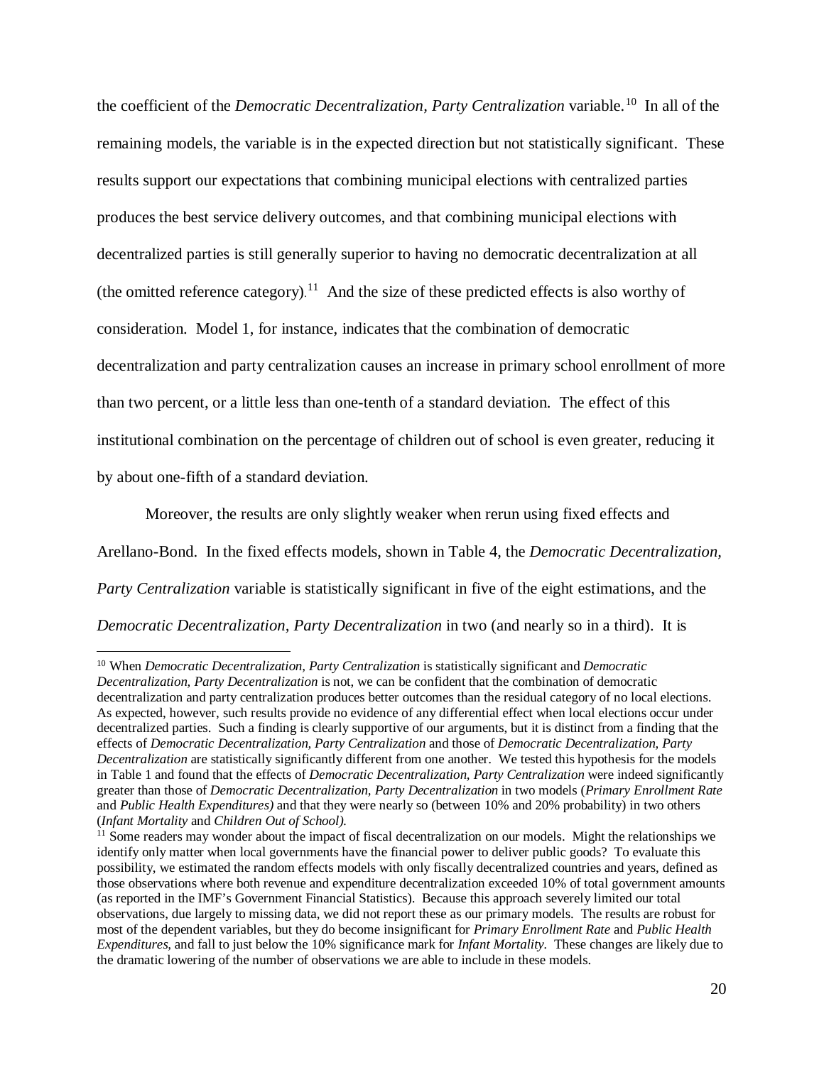the coefficient of the *Democratic Decentralization, Party Centralization* variable.[10] In all of the remaining models, the variable is in the expected direction but not statistically significant. These results support our expectations that combining municipal elections with centralized parties produces the best service delivery outcomes, and that combining municipal elections with decentralized parties is still generally superior to having no democratic decentralization at all (the omitted reference category).[11] And the size of these predicted effects is also worthy of consideration. Model 1, for instance, indicates that the combination of democratic decentralization and party centralization causes an increase in primary school enrollment of more than two percent, or a little less than one-tenth of a standard deviation. The effect of this institutional combination on the percentage of children out of school is even greater, reducing it by about one-fifth of a standard deviation.

Moreover, the results are only slightly weaker when rerun using fixed effects and Arellano-Bond. In the fixed effects models, shown in Table 4, the *Democratic Decentralization, Party Centralization* variable is statistically significant in five of the eight estimations, and the *Democratic Decentralization, Party Decentralization* in two (and nearly so in a third). It is

[10] When *Democratic Decentralization, Party Centralization* is statistically significant and *Democratic Decentralization, Party Decentralization* is not, we can be confident that the combination of democratic decentralization and party centralization produces better outcomes than the residual category of no local elections. As expected, however, such results provide no evidence of any differential effect when local elections occur under decentralized parties. Such a finding is clearly supportive of our arguments, but it is distinct from a finding that the effects of *Democratic Decentralization, Party Centralization* and those of *Democratic Decentralization, Party Decentralization* are statistically significantly different from one another. We tested this hypothesis for the models in Table 1 and found that the effects of *Democratic Decentralization, Party Centralization* were indeed significantly greater than those of *Democratic Decentralization, Party Decentralization* in two models (*Primary Enrollment Rate* and *Public Health Expenditures)* and that they were nearly so (between 10% and 20% probability) in two others (*Infant Mortality* and *Children Out of School).*

[11] Some readers may wonder about the impact of fiscal decentralization on our models. Might the relationships we identify only matter when local governments have the financial power to deliver public goods? To evaluate this possibility, we estimated the random effects models with only fiscally decentralized countries and years, defined as those observations where both revenue and expenditure decentralization exceeded 10% of total government amounts (as reported in the IMF's Government Financial Statistics). Because this approach severely limited our total observations, due largely to missing data, we did not report these as our primary models. The results are robust for most of the dependent variables, but they do become insignificant for *Primary Enrollment Rate* and *Public Health Expenditures,* and fall to just below the 10% significance mark for *Infant Mortality.* These changes are likely due to the dramatic lowering of the number of observations we are able to include in these models.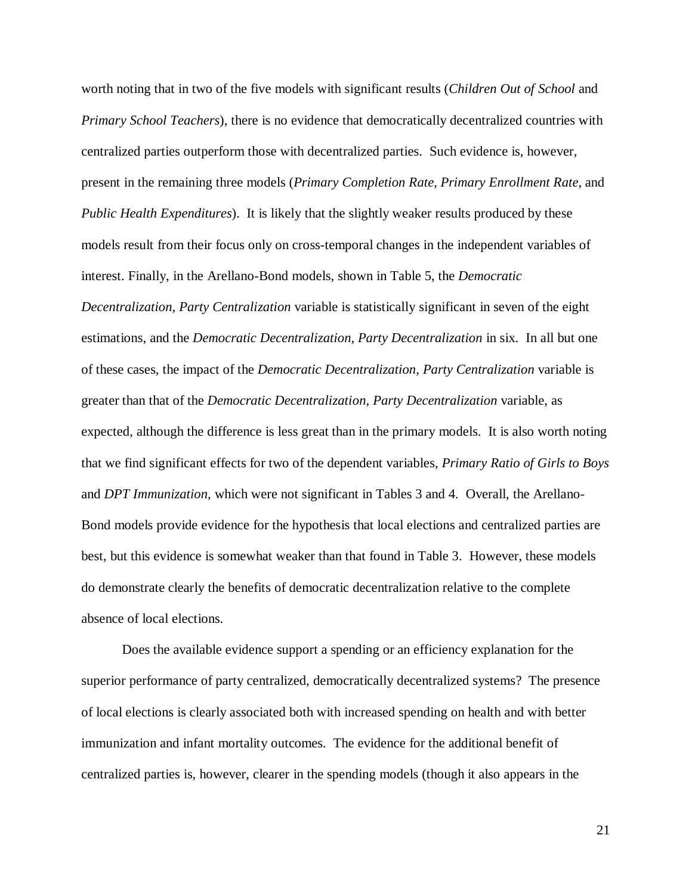worth noting that in two of the five models with significant results (*Children Out of School* and *Primary School Teachers*), there is no evidence that democratically decentralized countries with centralized parties outperform those with decentralized parties. Such evidence is, however, present in the remaining three models (*Primary Completion Rate, Primary Enrollment Rate,* and *Public Health Expenditures*). It is likely that the slightly weaker results produced by these models result from their focus only on cross-temporal changes in the independent variables of interest. Finally, in the Arellano-Bond models, shown in Table 5, the *Democratic Decentralization, Party Centralization* variable is statistically significant in seven of the eight estimations, and the *Democratic Decentralization, Party Decentralization* in six. In all but one of these cases, the impact of the *Democratic Decentralization, Party Centralization* variable is greater than that of the *Democratic Decentralization, Party Decentralization* variable, as expected, although the difference is less great than in the primary models. It is also worth noting that we find significant effects for two of the dependent variables, *Primary Ratio of Girls to Boys* and *DPT Immunization,* which were not significant in Tables 3 and 4. Overall, the Arellano-Bond models provide evidence for the hypothesis that local elections and centralized parties are best, but this evidence is somewhat weaker than that found in Table 3. However, these models do demonstrate clearly the benefits of democratic decentralization relative to the complete absence of local elections.

Does the available evidence support a spending or an efficiency explanation for the superior performance of party centralized, democratically decentralized systems? The presence of local elections is clearly associated both with increased spending on health and with better immunization and infant mortality outcomes. The evidence for the additional benefit of centralized parties is, however, clearer in the spending models (though it also appears in the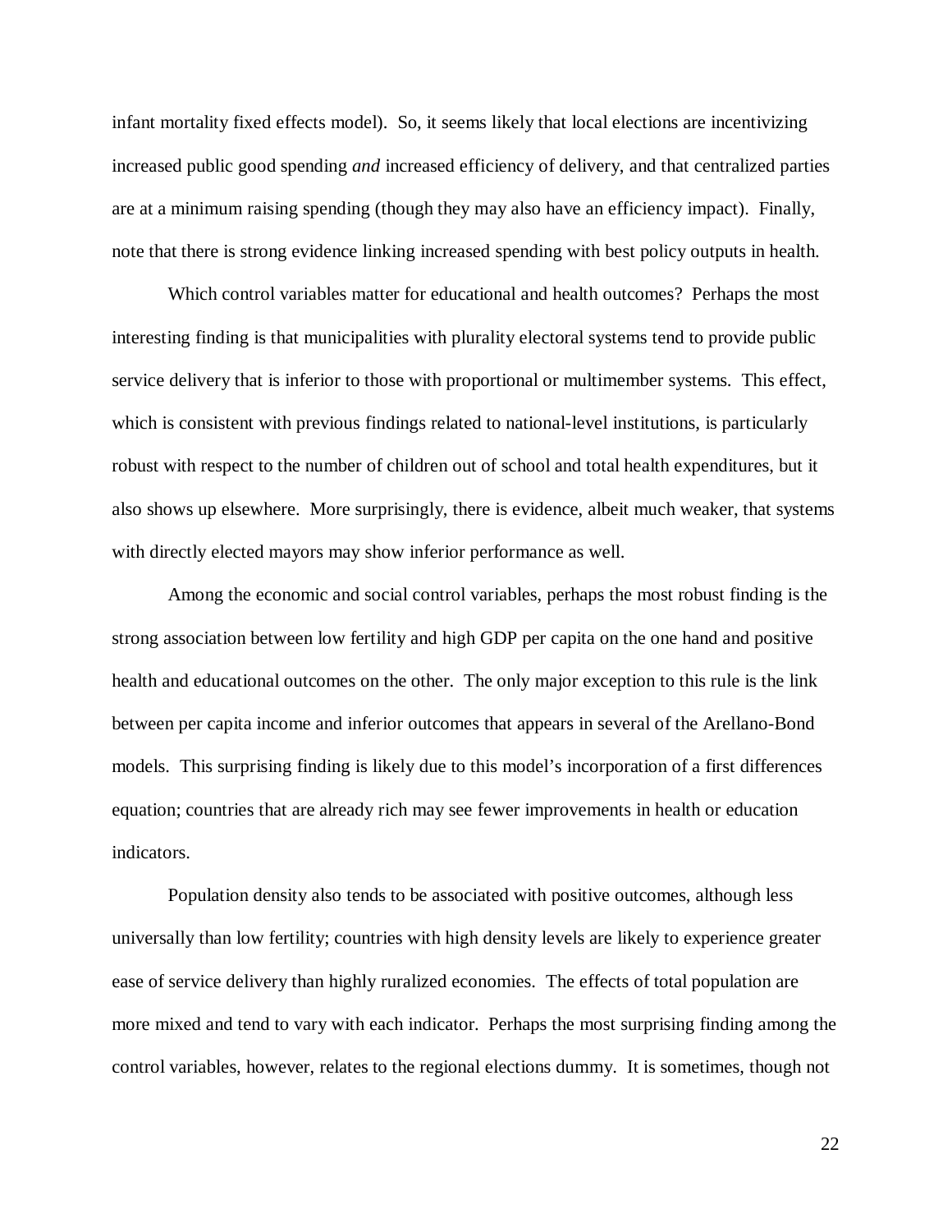infant mortality fixed effects model). So, it seems likely that local elections are incentivizing increased public good spending *and* increased efficiency of delivery, and that centralized parties are at a minimum raising spending (though they may also have an efficiency impact). Finally, note that there is strong evidence linking increased spending with best policy outputs in health.

Which control variables matter for educational and health outcomes? Perhaps the most interesting finding is that municipalities with plurality electoral systems tend to provide public service delivery that is inferior to those with proportional or multimember systems. This effect, which is consistent with previous findings related to national-level institutions, is particularly robust with respect to the number of children out of school and total health expenditures, but it also shows up elsewhere. More surprisingly, there is evidence, albeit much weaker, that systems with directly elected mayors may show inferior performance as well.

Among the economic and social control variables, perhaps the most robust finding is the strong association between low fertility and high GDP per capita on the one hand and positive health and educational outcomes on the other. The only major exception to this rule is the link between per capita income and inferior outcomes that appears in several of the Arellano-Bond models. This surprising finding is likely due to this model's incorporation of a first differences equation; countries that are already rich may see fewer improvements in health or education indicators.

Population density also tends to be associated with positive outcomes, although less universally than low fertility; countries with high density levels are likely to experience greater ease of service delivery than highly ruralized economies. The effects of total population are more mixed and tend to vary with each indicator. Perhaps the most surprising finding among the control variables, however, relates to the regional elections dummy. It is sometimes, though not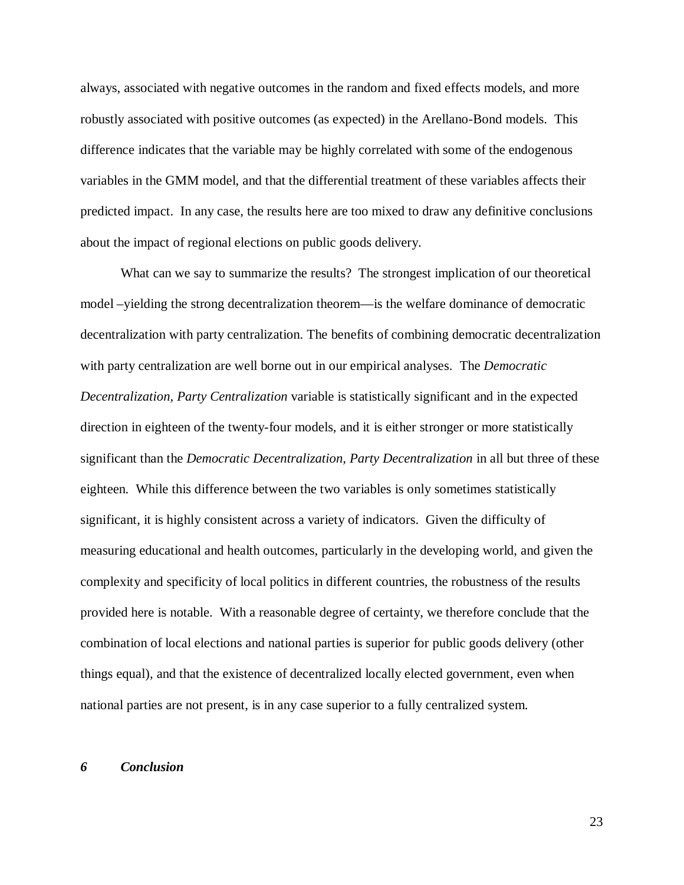always, associated with negative outcomes in the random and fixed effects models, and more robustly associated with positive outcomes (as expected) in the Arellano-Bond models. This difference indicates that the variable may be highly correlated with some of the endogenous variables in the GMM model, and that the differential treatment of these variables affects their predicted impact. In any case, the results here are too mixed to draw any definitive conclusions about the impact of regional elections on public goods delivery.

What can we say to summarize the results? The strongest implication of our theoretical model –yielding the strong decentralization theorem—is the welfare dominance of democratic decentralization with party centralization. The benefits of combining democratic decentralization with party centralization are well borne out in our empirical analyses. The *Democratic Decentralization, Party Centralization* variable is statistically significant and in the expected direction in eighteen of the twenty-four models, and it is either stronger or more statistically significant than the *Democratic Decentralization, Party Decentralization* in all but three of these eighteen. While this difference between the two variables is only sometimes statistically significant, it is highly consistent across a variety of indicators. Given the difficulty of measuring educational and health outcomes, particularly in the developing world, and given the complexity and specificity of local politics in different countries, the robustness of the results provided here is notable. With a reasonable degree of certainty, we therefore conclude that the combination of local elections and national parties is superior for public goods delivery (other things equal), and that the existence of decentralized locally elected government, even when national parties are not present, is in any case superior to a fully centralized system.

## *6 Conclusion*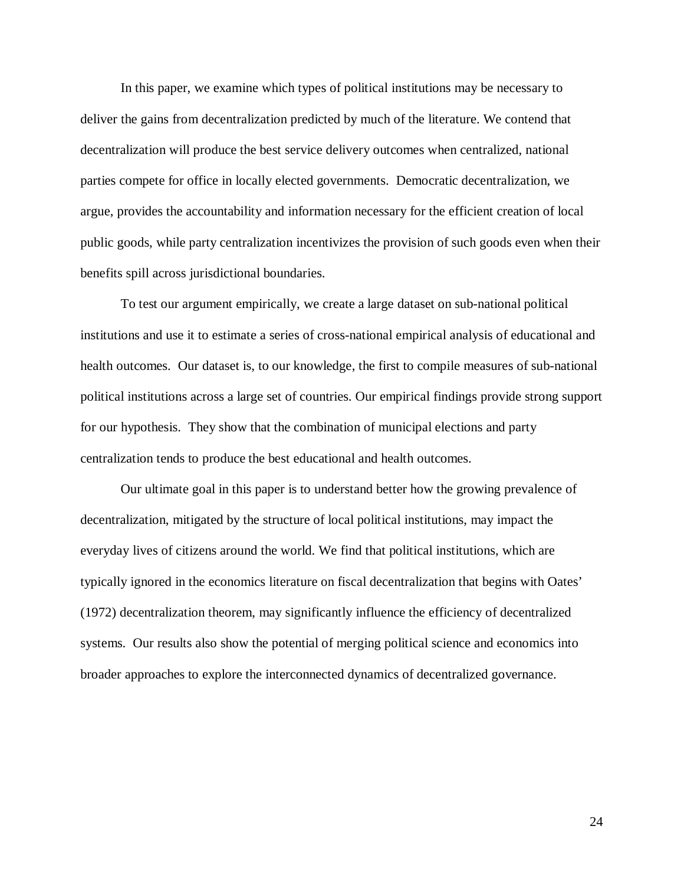In this paper, we examine which types of political institutions may be necessary to deliver the gains from decentralization predicted by much of the literature. We contend that decentralization will produce the best service delivery outcomes when centralized, national parties compete for office in locally elected governments. Democratic decentralization, we argue, provides the accountability and information necessary for the efficient creation of local public goods, while party centralization incentivizes the provision of such goods even when their benefits spill across jurisdictional boundaries.

To test our argument empirically, we create a large dataset on sub-national political institutions and use it to estimate a series of cross-national empirical analysis of educational and health outcomes. Our dataset is, to our knowledge, the first to compile measures of sub-national political institutions across a large set of countries. Our empirical findings provide strong support for our hypothesis. They show that the combination of municipal elections and party centralization tends to produce the best educational and health outcomes.

Our ultimate goal in this paper is to understand better how the growing prevalence of decentralization, mitigated by the structure of local political institutions, may impact the everyday lives of citizens around the world. We find that political institutions, which are typically ignored in the economics literature on fiscal decentralization that begins with Oates' (1972) decentralization theorem, may significantly influence the efficiency of decentralized systems. Our results also show the potential of merging political science and economics into broader approaches to explore the interconnected dynamics of decentralized governance.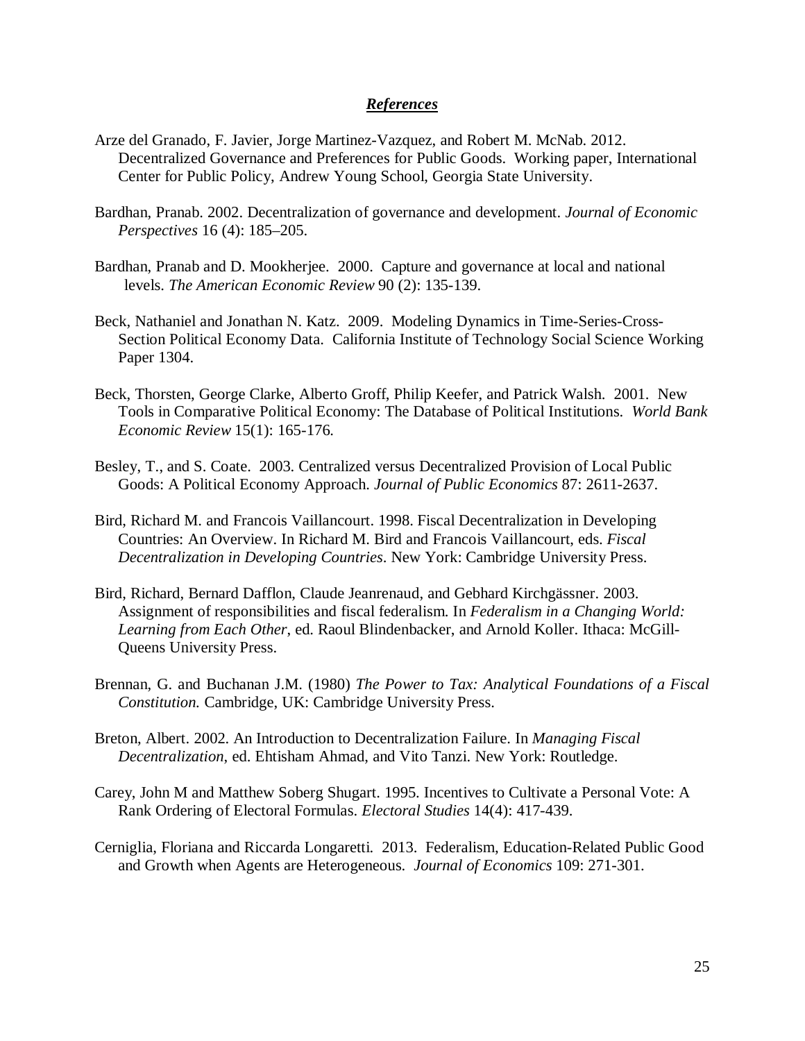## ***References***

Arze del Granado, F. Javier, Jorge Martinez-Vazquez, and Robert M. McNab. 2012. Decentralized Governance and Preferences for Public Goods. Working paper, International Center for Public Policy, Andrew Young School, Georgia State University.

Bardhan, Pranab. 2002. Decentralization of governance and development. *Journal of Economic Perspectives* 16 (4): 185–205.

Bardhan, Pranab and D. Mookherjee. 2000. Capture and governance at local and national levels. *The American Economic Review* 90 (2): 135-139.

Beck, Nathaniel and Jonathan N. Katz. 2009. Modeling Dynamics in Time-Series-Cross-Section Political Economy Data. California Institute of Technology Social Science Working Paper 1304.

Beck, Thorsten, George Clarke, Alberto Groff, Philip Keefer, and Patrick Walsh. 2001. New Tools in Comparative Political Economy: The Database of Political Institutions. *World Bank Economic Review* 15(1): 165-176.

Besley, T., and S. Coate. 2003. Centralized versus Decentralized Provision of Local Public Goods: A Political Economy Approach. *Journal of Public Economics* 87: 2611-2637.

Bird, Richard M. and Francois Vaillancourt. 1998. Fiscal Decentralization in Developing Countries: An Overview. In Richard M. Bird and Francois Vaillancourt, eds. *Fiscal Decentralization in Developing Countries*. New York: Cambridge University Press.

Bird, Richard, Bernard Dafflon, Claude Jeanrenaud, and Gebhard Kirchgässner. 2003. Assignment of responsibilities and fiscal federalism. In *Federalism in a Changing World: Learning from Each Other*, ed. Raoul Blindenbacker, and Arnold Koller. Ithaca: McGill-Queens University Press.

Brennan, G. and Buchanan J.M. (1980) *The Power to Tax: Analytical Foundations of a Fiscal Constitution.* Cambridge, UK: Cambridge University Press.

Breton, Albert. 2002. An Introduction to Decentralization Failure. In *Managing Fiscal Decentralization*, ed. Ehtisham Ahmad, and Vito Tanzi. New York: Routledge.

Carey, John M and Matthew Soberg Shugart. 1995. Incentives to Cultivate a Personal Vote: A Rank Ordering of Electoral Formulas. *Electoral Studies* 14(4): 417-439.

Cerniglia, Floriana and Riccarda Longaretti. 2013. Federalism, Education-Related Public Good and Growth when Agents are Heterogeneous. *Journal of Economics* 109: 271-301.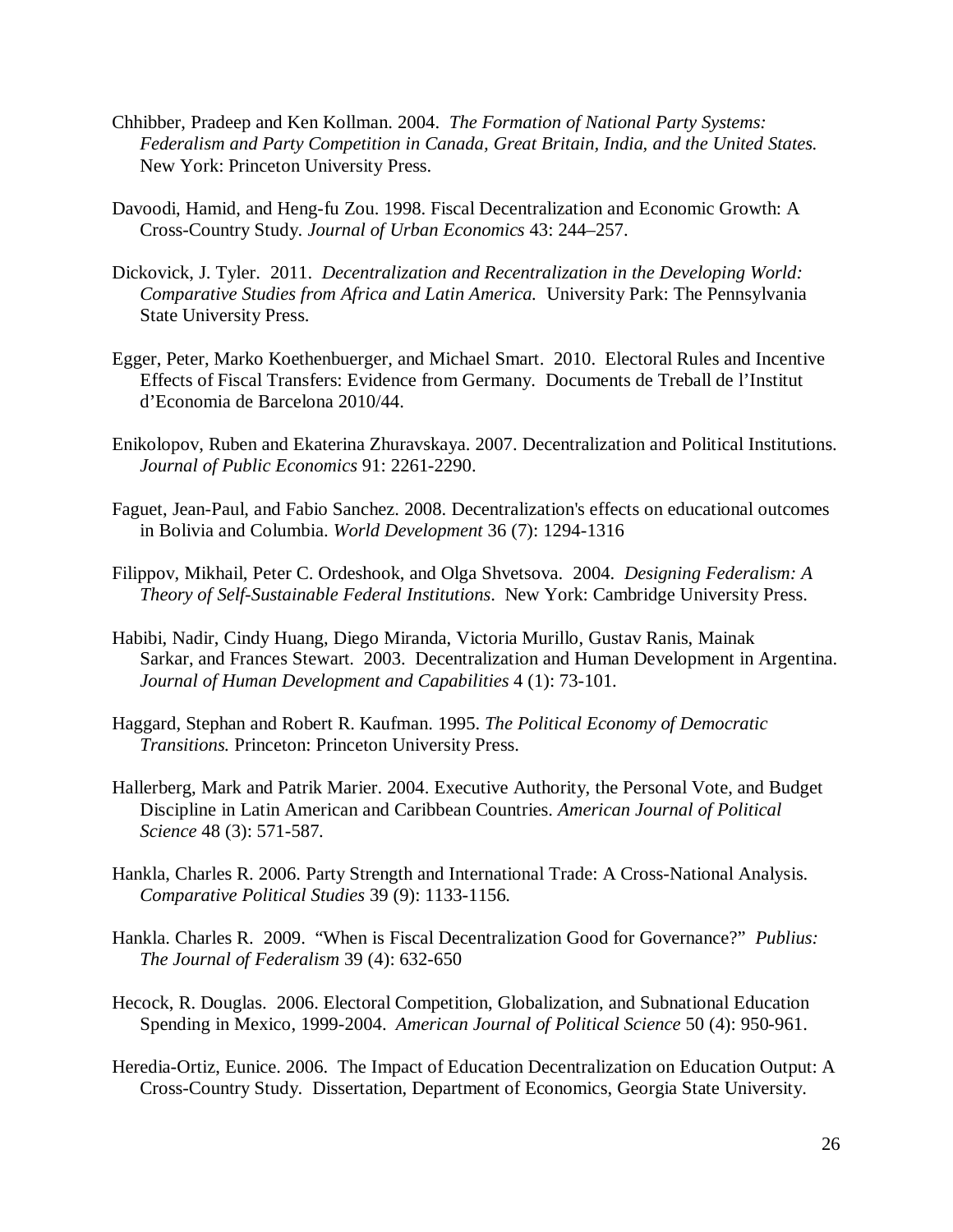Chhibber, Pradeep and Ken Kollman. 2004. *The Formation of National Party Systems: Federalism and Party Competition in Canada, Great Britain, India, and the United States.* New York: Princeton University Press.

Davoodi, Hamid, and Heng-fu Zou. 1998. Fiscal Decentralization and Economic Growth: A Cross-Country Study. *Journal of Urban Economics* 43: 244–257.

Dickovick, J. Tyler. 2011. *Decentralization and Recentralization in the Developing World: Comparative Studies from Africa and Latin America.* University Park: The Pennsylvania State University Press.

Egger, Peter, Marko Koethenbuerger, and Michael Smart. 2010. Electoral Rules and Incentive Effects of Fiscal Transfers: Evidence from Germany. Documents de Treball de l'Institut d'Economia de Barcelona 2010/44.

Enikolopov, Ruben and Ekaterina Zhuravskaya. 2007. Decentralization and Political Institutions. *Journal of Public Economics* 91: 2261-2290.

Faguet, Jean-Paul, and Fabio Sanchez. 2008. Decentralization's effects on educational outcomes in Bolivia and Columbia. *World Development* 36 (7): 1294-1316

Filippov, Mikhail, Peter C. Ordeshook, and Olga Shvetsova. 2004. *Designing Federalism: A Theory of Self-Sustainable Federal Institutions*. New York: Cambridge University Press.

Habibi, Nadir, Cindy Huang, Diego Miranda, Victoria Murillo, Gustav Ranis, Mainak Sarkar, and Frances Stewart. 2003. Decentralization and Human Development in Argentina. *Journal of Human Development and Capabilities* 4 (1): 73-101.

Haggard, Stephan and Robert R. Kaufman. 1995. *The Political Economy of Democratic Transitions.* Princeton: Princeton University Press.

Hallerberg, Mark and Patrik Marier. 2004. Executive Authority, the Personal Vote, and Budget Discipline in Latin American and Caribbean Countries. *American Journal of Political Science* 48 (3): 571-587.

Hankla, Charles R. 2006. Party Strength and International Trade: A Cross-National Analysis. *Comparative Political Studies* 39 (9): 1133-1156.

Hankla. Charles R. 2009. "When is Fiscal Decentralization Good for Governance?" *Publius: The Journal of Federalism* 39 (4): 632-650

Hecock, R. Douglas. 2006. Electoral Competition, Globalization, and Subnational Education Spending in Mexico, 1999-2004. *American Journal of Political Science* 50 (4): 950-961.

Heredia-Ortiz, Eunice. 2006. The Impact of Education Decentralization on Education Output: A Cross-Country Study. Dissertation, Department of Economics, Georgia State University.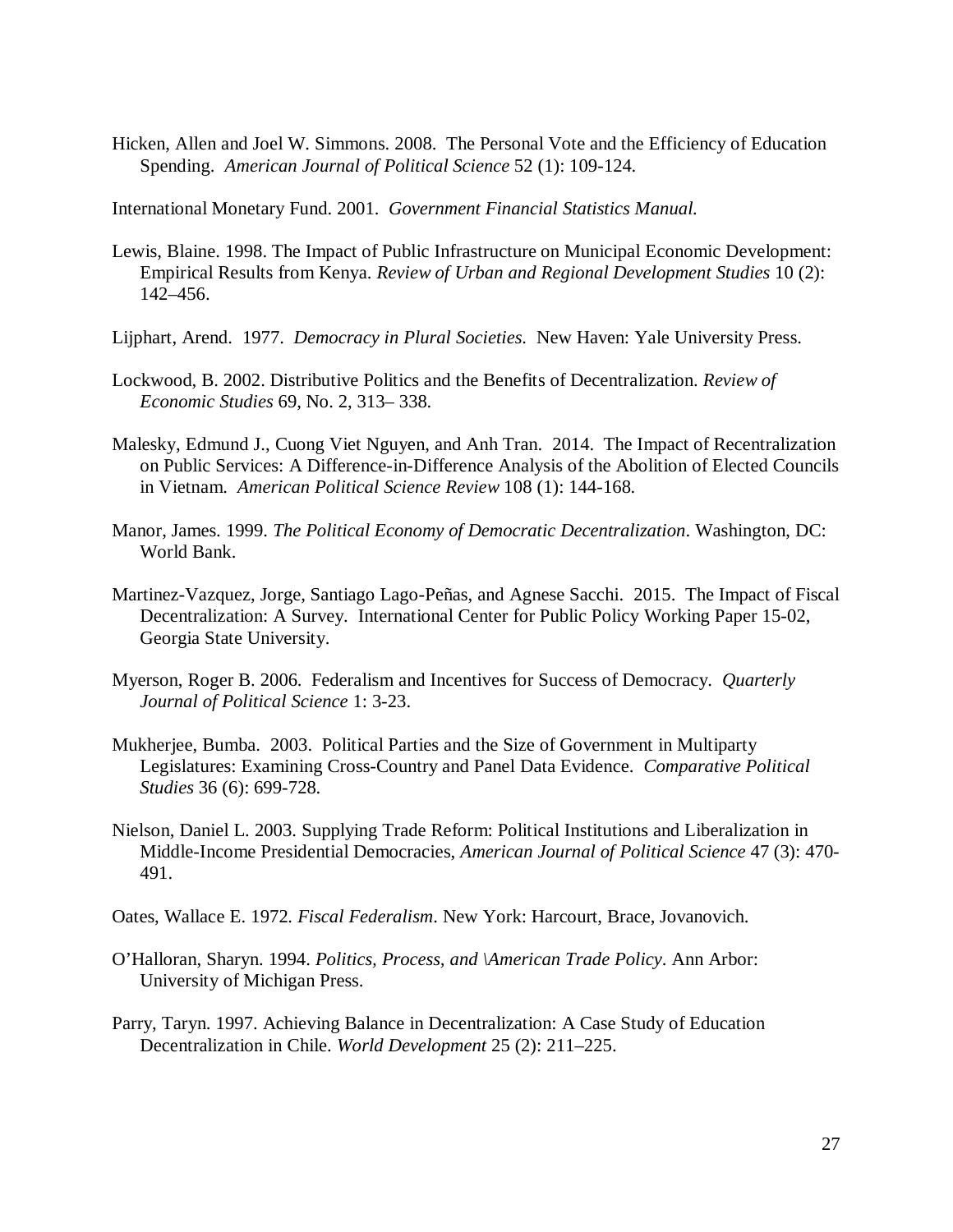Hicken, Allen and Joel W. Simmons. 2008. The Personal Vote and the Efficiency of Education Spending. *American Journal of Political Science* 52 (1): 109-124.

International Monetary Fund. 2001. *Government Financial Statistics Manual.*

Lewis, Blaine. 1998. The Impact of Public Infrastructure on Municipal Economic Development: Empirical Results from Kenya. *Review of Urban and Regional Development Studies* 10 (2): 142–456.

Lijphart, Arend. 1977. *Democracy in Plural Societies.* New Haven: Yale University Press.

Lockwood, B. 2002. Distributive Politics and the Benefits of Decentralization. *Review of Economic Studies* 69, No. 2, 313– 338.

Malesky, Edmund J., Cuong Viet Nguyen, and Anh Tran. 2014. The Impact of Recentralization on Public Services: A Difference-in-Difference Analysis of the Abolition of Elected Councils in Vietnam. *American Political Science Review* 108 (1): 144-168.

Manor, James. 1999. *The Political Economy of Democratic Decentralization*. Washington, DC: World Bank.

Martinez-Vazquez, Jorge, Santiago Lago-Peñas, and Agnese Sacchi. 2015. The Impact of Fiscal Decentralization: A Survey. International Center for Public Policy Working Paper 15-02, Georgia State University.

Myerson, Roger B. 2006. Federalism and Incentives for Success of Democracy. *Quarterly Journal of Political Science* 1: 3-23.

Mukherjee, Bumba. 2003. Political Parties and the Size of Government in Multiparty Legislatures: Examining Cross-Country and Panel Data Evidence. *Comparative Political Studies* 36 (6): 699-728.

Nielson, Daniel L. 2003. Supplying Trade Reform: Political Institutions and Liberalization in Middle-Income Presidential Democracies, *American Journal of Political Science* 47 (3): 470-491.

Oates, Wallace E. 1972. *Fiscal Federalism*. New York: Harcourt, Brace, Jovanovich.

O'Halloran, Sharyn. 1994. *Politics, Process, and \American Trade Policy*. Ann Arbor: University of Michigan Press.

Parry, Taryn. 1997. Achieving Balance in Decentralization: A Case Study of Education Decentralization in Chile. *World Development* 25 (2): 211–225.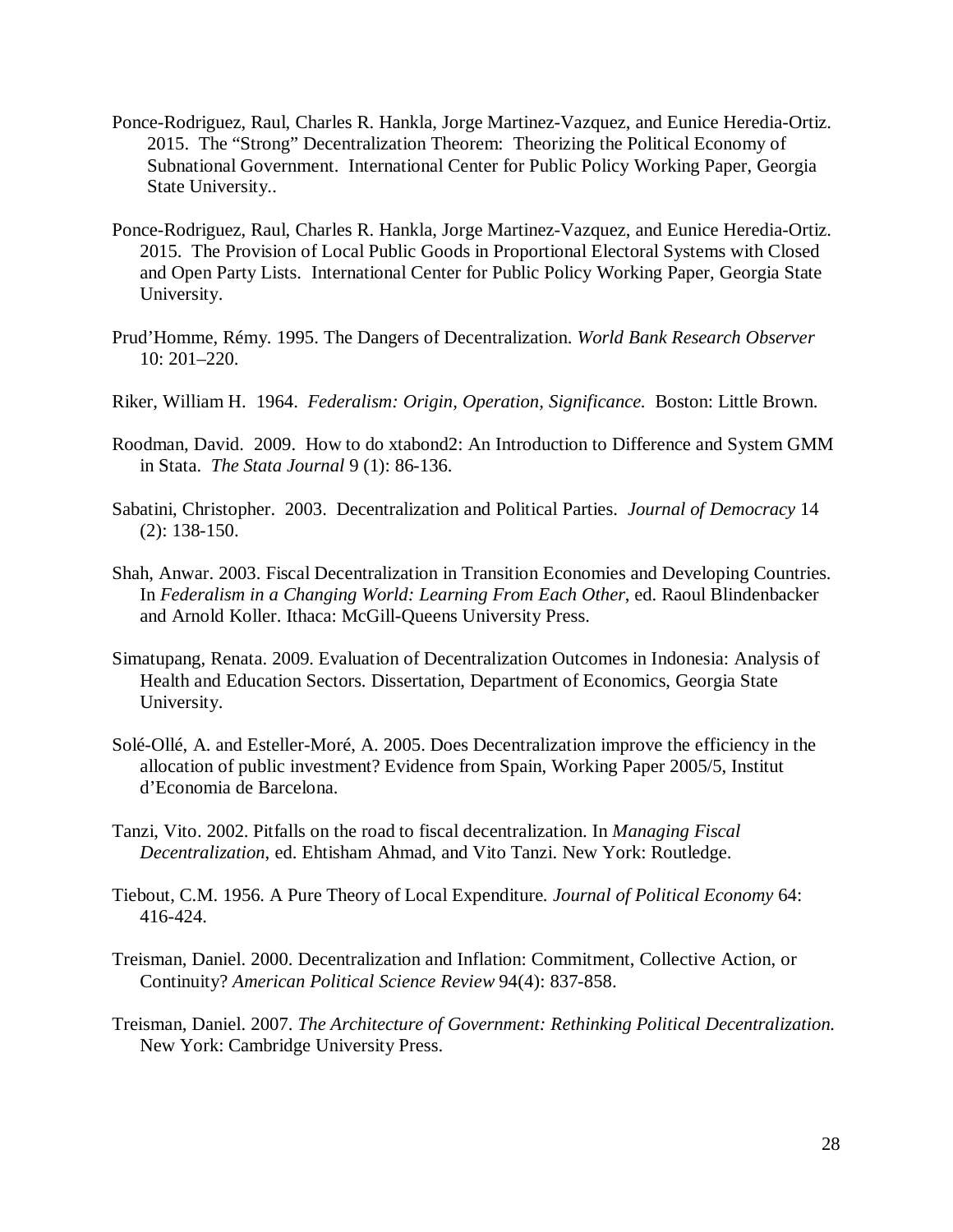Ponce-Rodriguez, Raul, Charles R. Hankla, Jorge Martinez-Vazquez, and Eunice Heredia-Ortiz. 2015. The "Strong" Decentralization Theorem: Theorizing the Political Economy of Subnational Government. International Center for Public Policy Working Paper, Georgia State University..

Ponce-Rodriguez, Raul, Charles R. Hankla, Jorge Martinez-Vazquez, and Eunice Heredia-Ortiz. 2015. The Provision of Local Public Goods in Proportional Electoral Systems with Closed and Open Party Lists. International Center for Public Policy Working Paper, Georgia State University.

Prud'Homme, Rémy. 1995. The Dangers of Decentralization. *World Bank Research Observer* 10: 201–220.

Riker, William H. 1964. *Federalism: Origin, Operation, Significance.* Boston: Little Brown.

Roodman, David. 2009. How to do xtabond2: An Introduction to Difference and System GMM in Stata. *The Stata Journal* 9 (1): 86-136.

Sabatini, Christopher. 2003. Decentralization and Political Parties. *Journal of Democracy* 14 (2): 138-150.

Shah, Anwar. 2003. Fiscal Decentralization in Transition Economies and Developing Countries. In *Federalism in a Changing World: Learning From Each Other*, ed. Raoul Blindenbacker and Arnold Koller. Ithaca: McGill-Queens University Press.

Simatupang, Renata. 2009. Evaluation of Decentralization Outcomes in Indonesia: Analysis of Health and Education Sectors. Dissertation, Department of Economics, Georgia State University.

Solé-Ollé, A. and Esteller-Moré, A. 2005. Does Decentralization improve the efficiency in the allocation of public investment? Evidence from Spain, Working Paper 2005/5, Institut d'Economia de Barcelona.

Tanzi, Vito. 2002. Pitfalls on the road to fiscal decentralization. In *Managing Fiscal Decentralization*, ed. Ehtisham Ahmad, and Vito Tanzi. New York: Routledge.

Tiebout, C.M. 1956. A Pure Theory of Local Expenditure. *Journal of Political Economy* 64: 416-424.

Treisman, Daniel. 2000. Decentralization and Inflation: Commitment, Collective Action, or Continuity? *American Political Science Review* 94(4): 837-858.

Treisman, Daniel. 2007. *The Architecture of Government: Rethinking Political Decentralization.* New York: Cambridge University Press.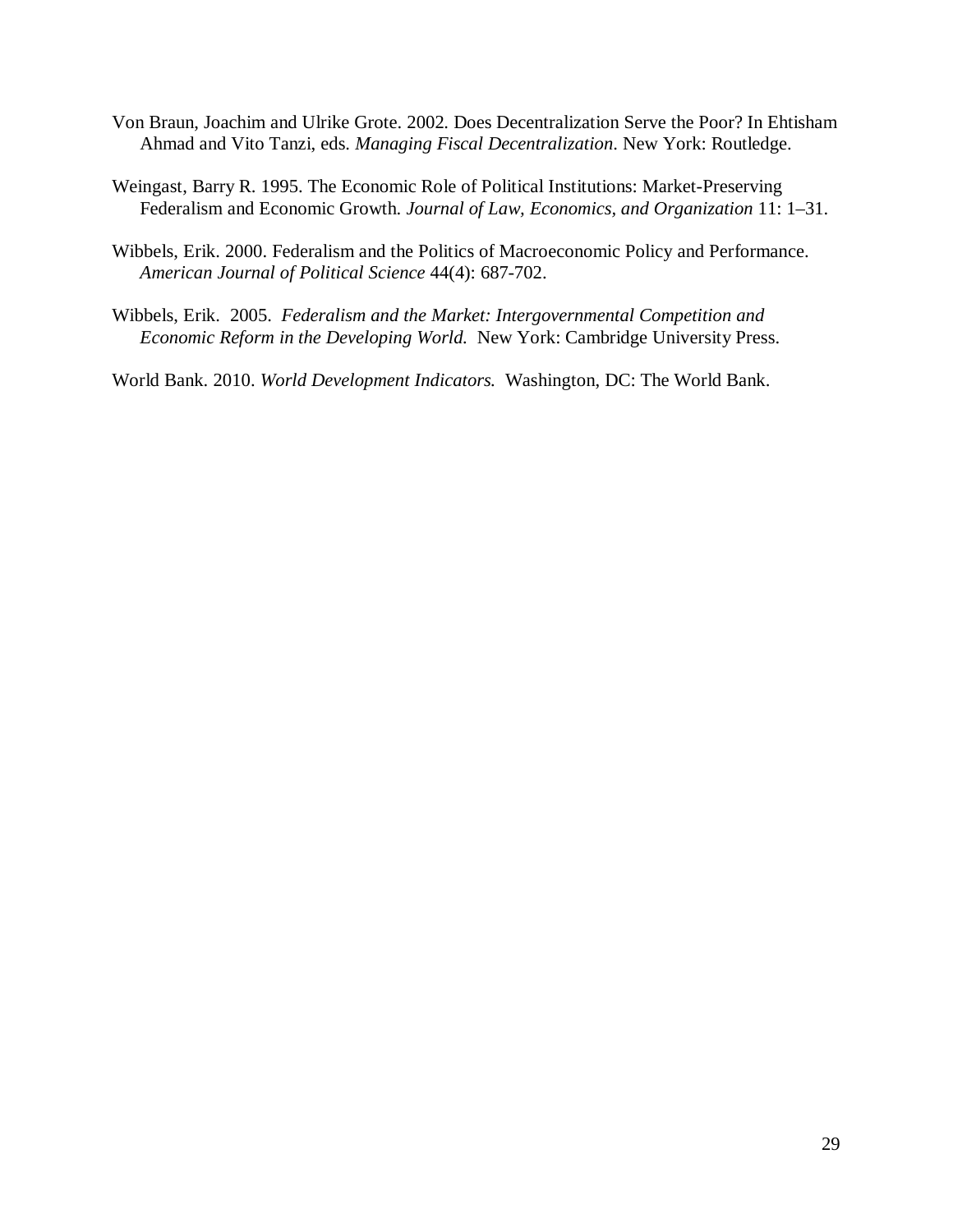Von Braun, Joachim and Ulrike Grote. 2002. Does Decentralization Serve the Poor? In Ehtisham Ahmad and Vito Tanzi, eds. *Managing Fiscal Decentralization*. New York: Routledge.

Weingast, Barry R. 1995. The Economic Role of Political Institutions: Market-Preserving Federalism and Economic Growth. *Journal of Law, Economics, and Organization* 11: 1–31.

Wibbels, Erik. 2000. Federalism and the Politics of Macroeconomic Policy and Performance. *American Journal of Political Science* 44(4): 687-702.

Wibbels, Erik. 2005. *Federalism and the Market: Intergovernmental Competition and Economic Reform in the Developing World.* New York: Cambridge University Press.

World Bank. 2010. *World Development Indicators.* Washington, DC: The World Bank.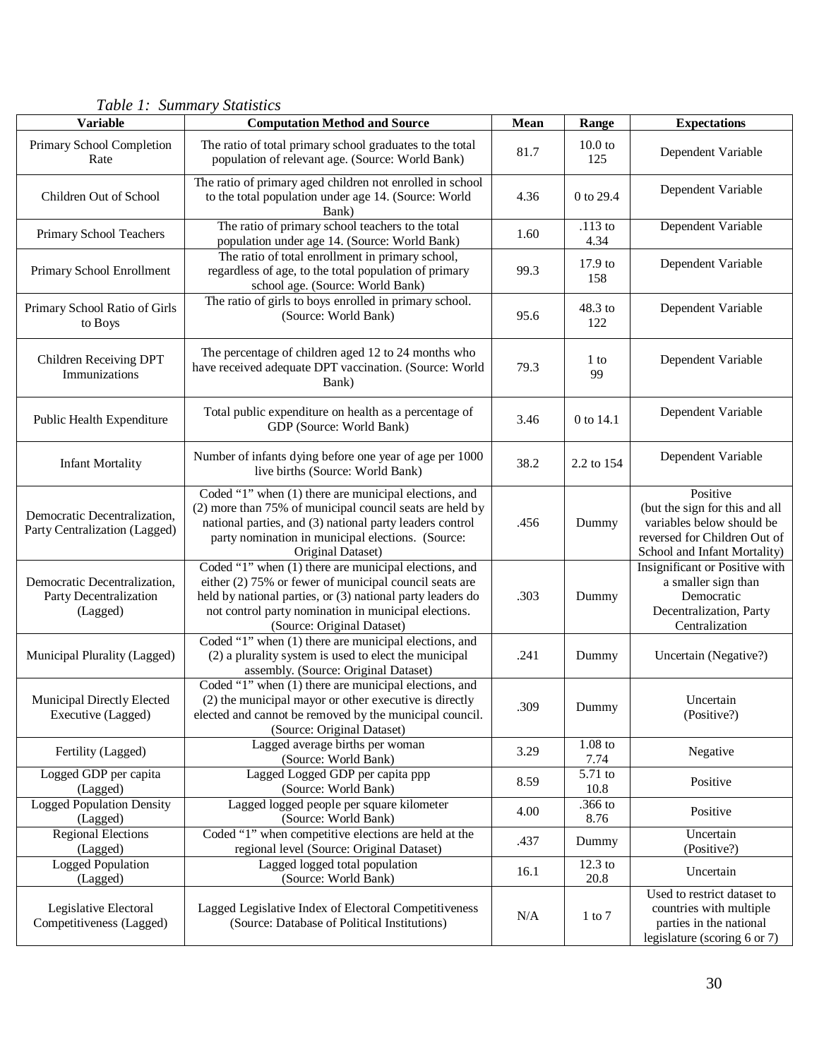*Table 1: Summary Statistics*

| Variable | Computation Method and Source | Mean | Range | Expectations |
|---|---|---|---|---|
| Primary School Completion Rate | The ratio of total primary school graduates to the total population of relevant age. (Source: World Bank) | 81.7 | 10.0 to 125 | Dependent Variable |
| Children Out of School | The ratio of primary aged children not enrolled in school to the total population under age 14. (Source: World Bank) | 4.36 | 0 to 29.4 | Dependent Variable |
| Primary School Teachers | The ratio of primary school teachers to the total population under age 14. (Source: World Bank) | 1.60 | .113 to 4.34 | Dependent Variable |
| Primary School Enrollment | The ratio of total enrollment in primary school, regardless of age, to the total population of primary school age. (Source: World Bank) | 99.3 | 17.9 to 158 | Dependent Variable |
| Primary School Ratio of Girls to Boys | The ratio of girls to boys enrolled in primary school. (Source: World Bank) | 95.6 | 48.3 to 122 | Dependent Variable |
| Children Receiving DPT Immunizations | The percentage of children aged 12 to 24 months who have received adequate DPT vaccination. (Source: World Bank) | 79.3 | 1 to 99 | Dependent Variable |
| Public Health Expenditure | Total public expenditure on health as a percentage of GDP (Source: World Bank) | 3.46 | 0 to 14.1 | Dependent Variable |
| Infant Mortality | Number of infants dying before one year of age per 1000 live births (Source: World Bank) | 38.2 | 2.2 to 154 | Dependent Variable |
| Democratic Decentralization, Party Centralization (Lagged) | Coded "1" when (1) there are municipal elections, and (2) more than 75% of municipal council seats are held by national parties, and (3) national party leaders control party nomination in municipal elections. (Source: Original Dataset) | .456 | Dummy | Positive (but the sign for this and all variables below should be reversed for Children Out of School and Infant Mortality) |
| Democratic Decentralization, Party Decentralization (Lagged) | Coded "1" when (1) there are municipal elections, and either (2) 75% or fewer of municipal council seats are held by national parties, or (3) national party leaders do not control party nomination in municipal elections. (Source: Original Dataset) | .303 | Dummy | Insignificant or Positive with a smaller sign than Democratic Decentralization, Party Centralization |
| Municipal Plurality (Lagged) | Coded "1" when (1) there are municipal elections, and (2) a plurality system is used to elect the municipal assembly. (Source: Original Dataset) | .241 | Dummy | Uncertain (Negative?) |
| Municipal Directly Elected Executive (Lagged) | Coded "1" when (1) there are municipal elections, and (2) the municipal mayor or other executive is directly elected and cannot be removed by the municipal council. (Source: Original Dataset) | .309 | Dummy | Uncertain (Positive?) |
| Fertility (Lagged) | Lagged average births per woman (Source: World Bank) | 3.29 | 1.08 to 7.74 | Negative |
| Logged GDP per capita (Lagged) | Lagged Logged GDP per capita ppp (Source: World Bank) | 8.59 | 5.71 to 10.8 | Positive |
| Logged Population Density (Lagged) | Lagged logged people per square kilometer (Source: World Bank) | 4.00 | .366 to 8.76 | Positive |
| Regional Elections (Lagged) | Coded "1" when competitive elections are held at the regional level (Source: Original Dataset) | .437 | Dummy | Uncertain (Positive?) |
| Logged Population (Lagged) | Lagged logged total population (Source: World Bank) | 16.1 | 12.3 to 20.8 | Uncertain |
| Legislative Electoral Competitiveness (Lagged) | Lagged Legislative Index of Electoral Competitiveness (Source: Database of Political Institutions) | N/A | 1 to 7 | Used to restrict dataset to countries with multiple parties in the national legislature (scoring 6 or 7) |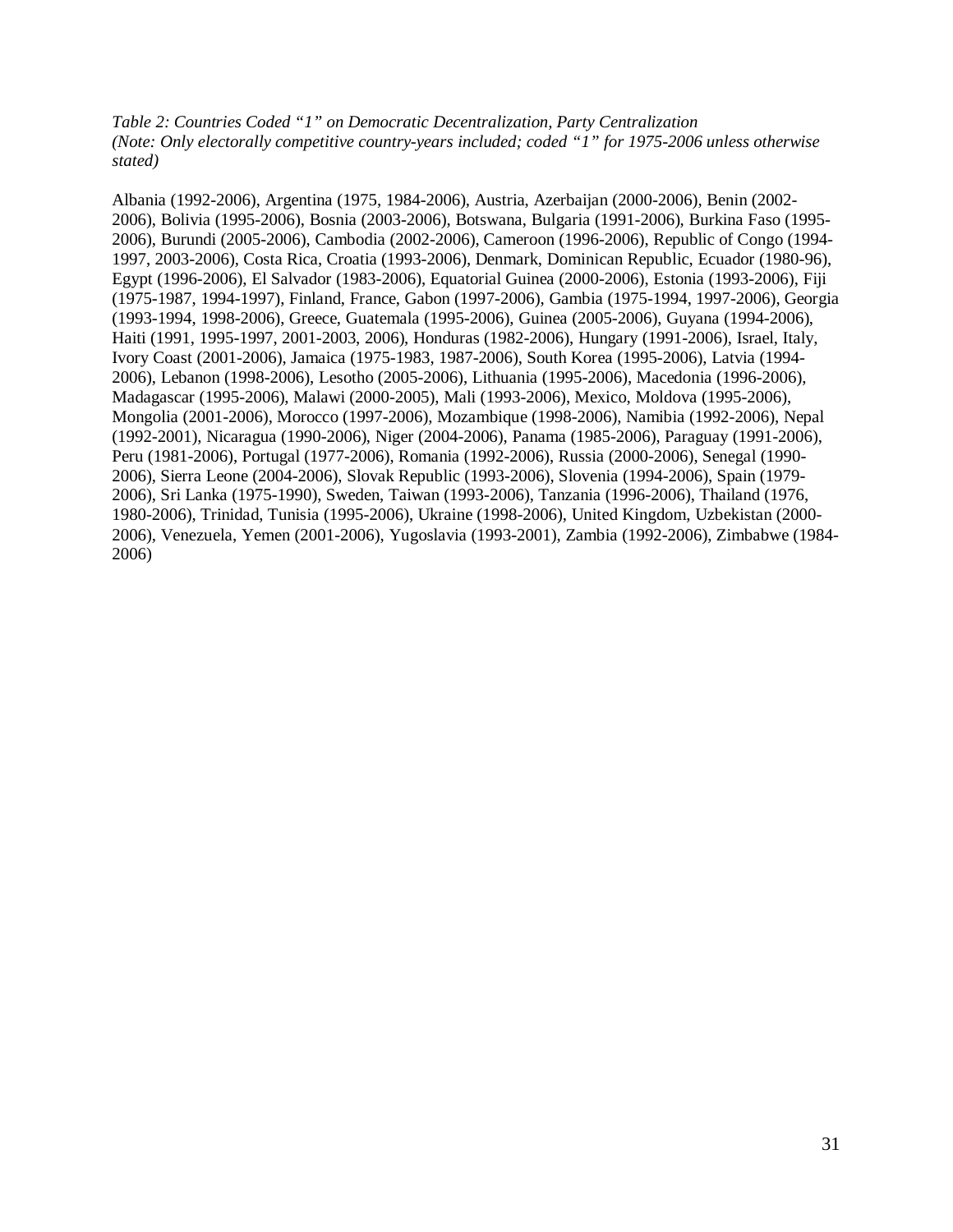*Table 2: Countries Coded "1" on Democratic Decentralization, Party Centralization (Note: Only electorally competitive country-years included; coded "1" for 1975-2006 unless otherwise stated)*

Albania (1992-2006), Argentina (1975, 1984-2006), Austria, Azerbaijan (2000-2006), Benin (2002-2006), Bolivia (1995-2006), Bosnia (2003-2006), Botswana, Bulgaria (1991-2006), Burkina Faso (1995-2006), Burundi (2005-2006), Cambodia (2002-2006), Cameroon (1996-2006), Republic of Congo (1994-1997, 2003-2006), Costa Rica, Croatia (1993-2006), Denmark, Dominican Republic, Ecuador (1980-96), Egypt (1996-2006), El Salvador (1983-2006), Equatorial Guinea (2000-2006), Estonia (1993-2006), Fiji (1975-1987, 1994-1997), Finland, France, Gabon (1997-2006), Gambia (1975-1994, 1997-2006), Georgia (1993-1994, 1998-2006), Greece, Guatemala (1995-2006), Guinea (2005-2006), Guyana (1994-2006), Haiti (1991, 1995-1997, 2001-2003, 2006), Honduras (1982-2006), Hungary (1991-2006), Israel, Italy, Ivory Coast (2001-2006), Jamaica (1975-1983, 1987-2006), South Korea (1995-2006), Latvia (1994-2006), Lebanon (1998-2006), Lesotho (2005-2006), Lithuania (1995-2006), Macedonia (1996-2006), Madagascar (1995-2006), Malawi (2000-2005), Mali (1993-2006), Mexico, Moldova (1995-2006), Mongolia (2001-2006), Morocco (1997-2006), Mozambique (1998-2006), Namibia (1992-2006), Nepal (1992-2001), Nicaragua (1990-2006), Niger (2004-2006), Panama (1985-2006), Paraguay (1991-2006), Peru (1981-2006), Portugal (1977-2006), Romania (1992-2006), Russia (2000-2006), Senegal (1990-2006), Sierra Leone (2004-2006), Slovak Republic (1993-2006), Slovenia (1994-2006), Spain (1979-2006), Sri Lanka (1975-1990), Sweden, Taiwan (1993-2006), Tanzania (1996-2006), Thailand (1976, 1980-2006), Trinidad, Tunisia (1995-2006), Ukraine (1998-2006), United Kingdom, Uzbekistan (2000-2006), Venezuela, Yemen (2001-2006), Yugoslavia (1993-2001), Zambia (1992-2006), Zimbabwe (1984-2006)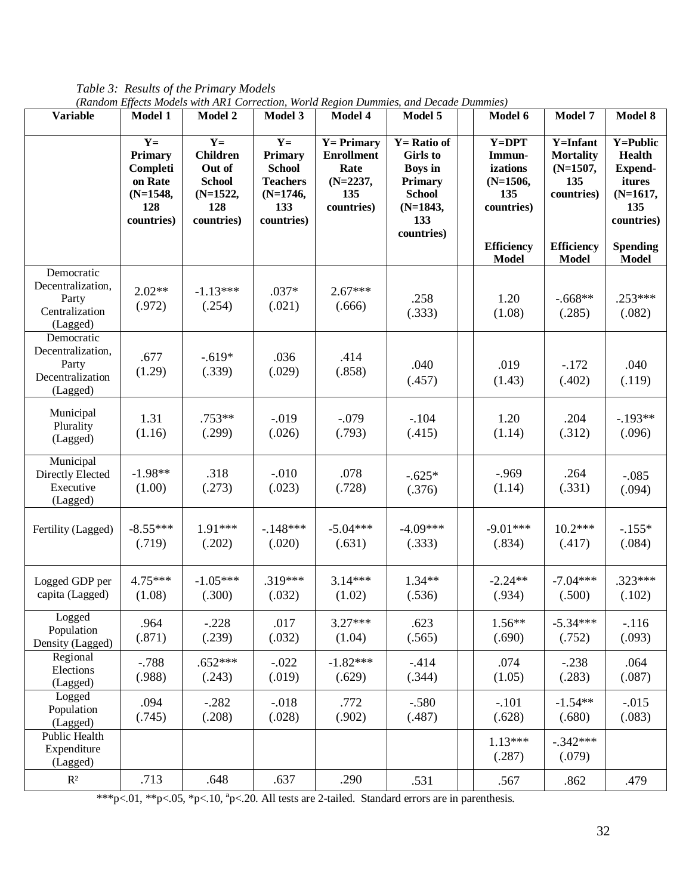*Table 3: Results of the Primary Models*
*(Random Effects Models with AR1 Correction, World Region Dummies, and Decade Dummies)*

| Variable | Model 1 | Model 2 | Model 3 | Model 4 | Model 5 | | Model 6 | Model 7 | Model 8 |
|---|---|---|---|---|---|---|---|---|---|
| | **Y= Primary Completion Rate (N=1548, 128 countries)** | **Y= Children Out of School (N=1522, 128 countries)** | **Y= Primary School Teachers (N=1746, 133 countries)** | **Y= Primary Enrollment Rate (N=2237, 135 countries)** | **Y= Ratio of Girls to Boys in Primary School (N=1843, 133 countries)** | | **Y=DPT Immunizations (N=1506, 135 countries)** **Efficiency Model** | **Y=Infant Mortality (N=1507, 135 countries)** **Efficiency Model** | **Y=Public Health Expenditures (N=1617, 135 countries)** **Spending Model** |
| Democratic Decentralization, Party Centralization (Lagged) | 2.02** (.972) | -1.13*** (.254) | .037* (.021) | 2.67*** (.666) | .258 (.333) | | 1.20 (1.08) | -.668** (.285) | .253*** (.082) |
| Democratic Decentralization, Party Decentralization (Lagged) | .677 (1.29) | -.619* (.339) | .036 (.029) | .414 (.858) | .040 (.457) | | .019 (1.43) | -.172 (.402) | .040 (.119) |
| Municipal Plurality (Lagged) | 1.31 (1.16) | .753** (.299) | -.019 (.026) | -.079 (.793) | -.104 (.415) | | 1.20 (1.14) | .204 (.312) | -.193** (.096) |
| Municipal Directly Elected Executive (Lagged) | -1.98** (1.00) | .318 (.273) | -.010 (.023) | .078 (.728) | -.625* (.376) | | -.969 (1.14) | .264 (.331) | -.085 (.094) |
| Fertility (Lagged) | -8.55*** (.719) | 1.91*** (.202) | -.148*** (.020) | -5.04*** (.631) | -4.09*** (.333) | | -9.01*** (.834) | 10.2*** (.417) | -.155* (.084) |
| Logged GDP per capita (Lagged) | 4.75*** (1.08) | -1.05*** (.300) | .319*** (.032) | 3.14*** (1.02) | 1.34** (.536) | | -2.24** (.934) | -7.04*** (.500) | .323*** (.102) |
| Logged Population Density (Lagged) | .964 (.871) | -.228 (.239) | .017 (.032) | 3.27*** (1.04) | .623 (.565) | | 1.56** (.690) | -5.34*** (.752) | -.116 (.093) |
| Regional Elections (Lagged) | -.788 (.988) | .652*** (.243) | -.022 (.019) | -1.82*** (.629) | -.414 (.344) | | .074 (1.05) | -.238 (.283) | .064 (.087) |
| Logged Population (Lagged) | .094 (.745) | -.282 (.208) | -.018 (.028) | .772 (.902) | -.580 (.487) | | -.101 (.628) | -1.54** (.680) | -.015 (.083) |
| Public Health Expenditure (Lagged) | | | | | | | 1.13*** (.287) | -.342*** (.079) | |
| $R^2$ | .713 | .648 | .637 | .290 | .531 | | .567 | .862 | .479 |

***p<.01, **p<.05, *p<.10, [a]p<.20. All tests are 2-tailed. Standard errors are in parenthesis.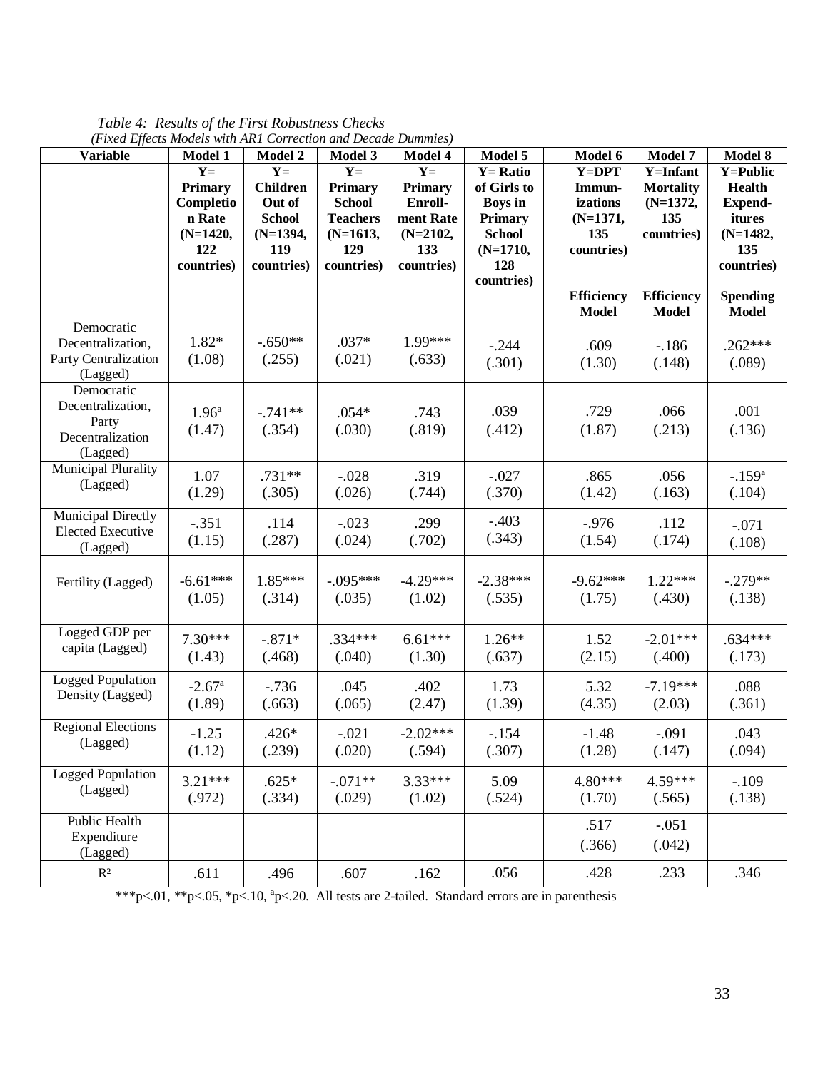*Table 4: Results of the First Robustness Checks*

*(Fixed Effects Models with AR1 Correction and Decade Dummies)*

| Variable | Model 1 | Model 2 | Model 3 | Model 4 | Model 5 | Model 6 | Model 7 | Model 8 |
|---|---|---|---|---|---|---|---|---|
| | **Y= Primary Completion Rate (N=1420, 122 countries)** | **Y= Children Out of School (N=1394, 119 countries)** | **Y= Primary School Teachers (N=1613, 129 countries)** | **Y= Primary Enroll-ment Rate (N=2102, 133 countries)** | **Y= Ratio of Girls to Boys in Primary School (N=1710, 128 countries)** | **Y=DPT Immun-izations (N=1371, 135 countries)** | **Y=Infant Mortality (N=1372, 135 countries)** | **Y=Public Health Expend-itures (N=1482, 135 countries)** |
| | | | | | | **Efficiency Model** | **Efficiency Model** | **Spending Model** |
| Democratic Decentralization, Party Centralization (Lagged) | 1.82* (1.08) | -.650** (.255) | .037* (.021) | 1.99*** (.633) | -.244 (.301) | .609 (1.30) | -.186 (.148) | .262*** (.089) |
| Democratic Decentralization, Party Decentralization (Lagged) | 1.96[a] (1.47) | -.741** (.354) | .054* (.030) | .743 (.819) | .039 (.412) | .729 (1.87) | .066 (.213) | .001 (.136) |
| Municipal Plurality (Lagged) | 1.07 (1.29) | .731** (.305) | -.028 (.026) | .319 (.744) | -.027 (.370) | .865 (1.42) | .056 (.163) | -.159[a] (.104) |
| Municipal Directly Elected Executive (Lagged) | -.351 (1.15) | .114 (.287) | -.023 (.024) | .299 (.702) | -.403 (.343) | -.976 (1.54) | .112 (.174) | -.071 (.108) |
| Fertility (Lagged) | -6.61*** (1.05) | 1.85*** (.314) | -.095*** (.035) | -4.29*** (1.02) | -2.38*** (.535) | -9.62*** (1.75) | 1.22*** (.430) | -.279** (.138) |
| Logged GDP per capita (Lagged) | 7.30*** (1.43) | -.871* (.468) | .334*** (.040) | 6.61*** (1.30) | 1.26** (.637) | 1.52 (2.15) | -2.01*** (.400) | .634*** (.173) |
| Logged Population Density (Lagged) | -2.67[a] (1.89) | -.736 (.663) | .045 (.065) | .402 (2.47) | 1.73 (1.39) | 5.32 (4.35) | -7.19*** (2.03) | .088 (.361) |
| Regional Elections (Lagged) | -1.25 (1.12) | .426* (.239) | -.021 (.020) | -2.02*** (.594) | -.154 (.307) | -1.48 (1.28) | -.091 (.147) | .043 (.094) |
| Logged Population (Lagged) | 3.21*** (.972) | .625* (.334) | -.071** (.029) | 3.33*** (1.02) | 5.09 (.524) | 4.80*** (1.70) | 4.59*** (.565) | -.109 (.138) |
| Public Health Expenditure (Lagged) | | | | | | .517 (.366) | -.051 (.042) | |
| $R^2$ | .611 | .496 | .607 | .162 | .056 | .428 | .233 | .346 |

***p<.01, **p<.05, *p<.10, [a]p<.20. All tests are 2-tailed. Standard errors are in parenthesis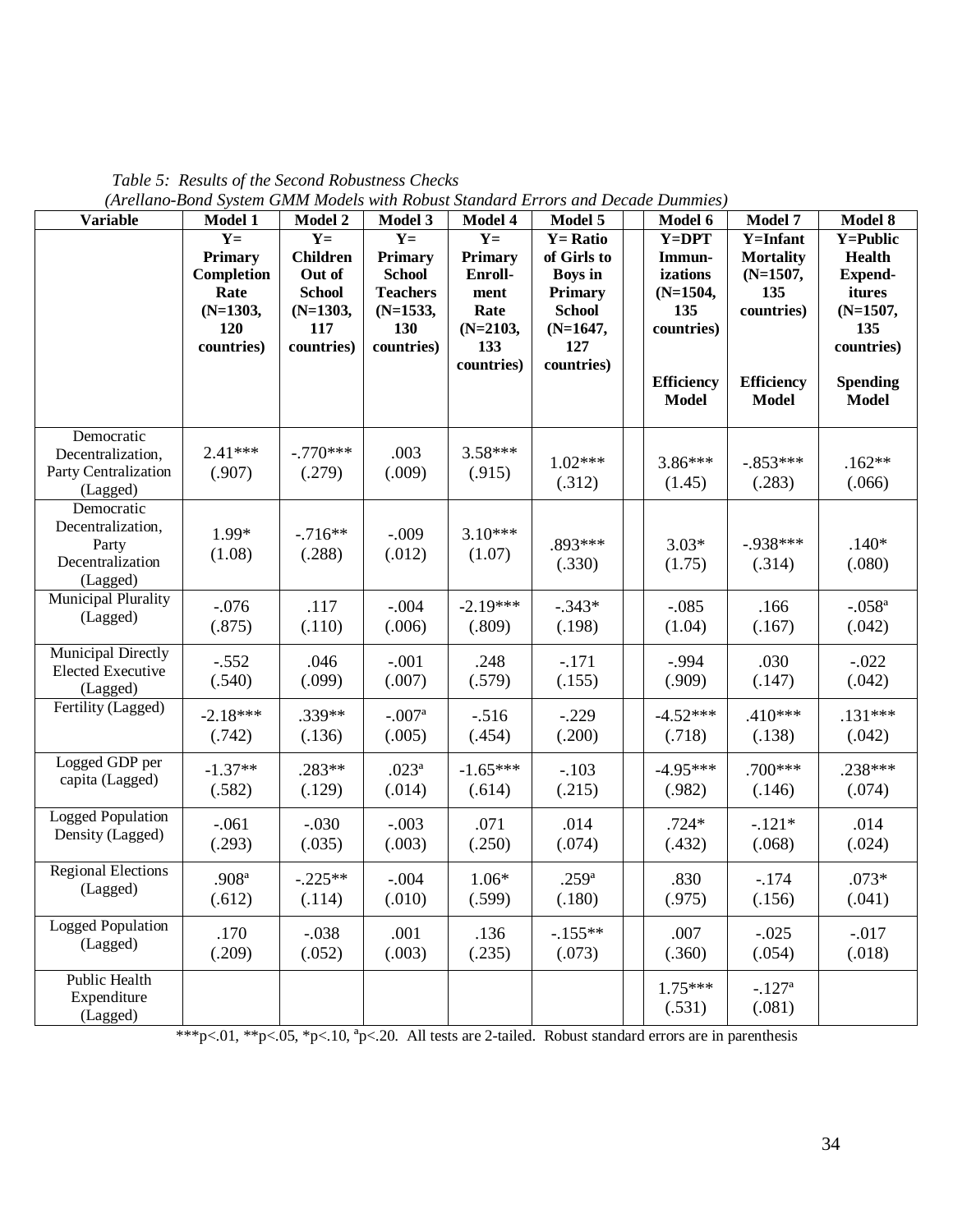*Table 5: Results of the Second Robustness Checks*
*(Arellano-Bond System GMM Models with Robust Standard Errors and Decade Dummies)*

| Variable | Model 1 | Model 2 | Model 3 | Model 4 | Model 5 | Model 6 | Model 7 | Model 8 |
|---|---|---|---|---|---|---|---|---|
| | **Y= Primary Completion Rate (N=1303, 120 countries)** | **Y= Children Out of School (N=1303, 117 countries)** | **Y= Primary School Teachers (N=1533, 130 countries)** | **Y= Primary Enroll-ment Rate (N=2103, 133 countries)** | **Y= Ratio of Girls to Boys in Primary School (N=1647, 127 countries)** | **Y=DPT Immun-izations (N=1504, 135 countries) Efficiency Model** | **Y=Infant Mortality (N=1507, 135 countries) Efficiency Model** | **Y=Public Health Expend-itures (N=1507, 135 countries) Spending Model** |
| Democratic Decentralization, Party Centralization (Lagged) | 2.41*** (.907) | -.770*** (.279) | .003 (.009) | 3.58*** (.915) | 1.02*** (.312) | 3.86*** (1.45) | -.853*** (.283) | .162** (.066) |
| Democratic Decentralization, Party Decentralization (Lagged) | 1.99* (1.08) | -.716** (.288) | -.009 (.012) | 3.10*** (1.07) | .893*** (.330) | 3.03* (1.75) | -.938*** (.314) | .140* (.080) |
| Municipal Plurality (Lagged) | -.076 (.875) | .117 (.110) | -.004 (.006) | -2.19*** (.809) | -.343* (.198) | -.085 (1.04) | .166 (.167) | -.058[a] (.042) |
| Municipal Directly Elected Executive (Lagged) | -.552 (.540) | .046 (.099) | -.001 (.007) | .248 (.579) | -.171 (.155) | -.994 (.909) | .030 (.147) | -.022 (.042) |
| Fertility (Lagged) | -2.18*** (.742) | .339** (.136) | -.007[a] (.005) | -.516 (.454) | -.229 (.200) | -4.52*** (.718) | .410*** (.138) | .131*** (.042) |
| Logged GDP per capita (Lagged) | -1.37** (.582) | .283** (.129) | .023[a] (.014) | -1.65*** (.614) | -.103 (.215) | -4.95*** (.982) | .700*** (.146) | .238*** (.074) |
| Logged Population Density (Lagged) | -.061 (.293) | -.030 (.035) | -.003 (.003) | .071 (.250) | .014 (.074) | .724* (.432) | -.121* (.068) | .014 (.024) |
| Regional Elections (Lagged) | .908[a] (.612) | -.225** (.114) | -.004 (.010) | 1.06* (.599) | .259[a] (.180) | .830 (.975) | -.174 (.156) | .073* (.041) |
| Logged Population (Lagged) | .170 (.209) | -.038 (.052) | .001 (.003) | .136 (.235) | -.155** (.073) | .007 (.360) | -.025 (.054) | -.017 (.018) |
| Public Health Expenditure (Lagged) | | | | | | 1.75*** (.531) | -.127[a] (.081) | |

***p<.01, **p<.05, *p<.10, [a]p<.20. All tests are 2-tailed. Robust standard errors are in parenthesis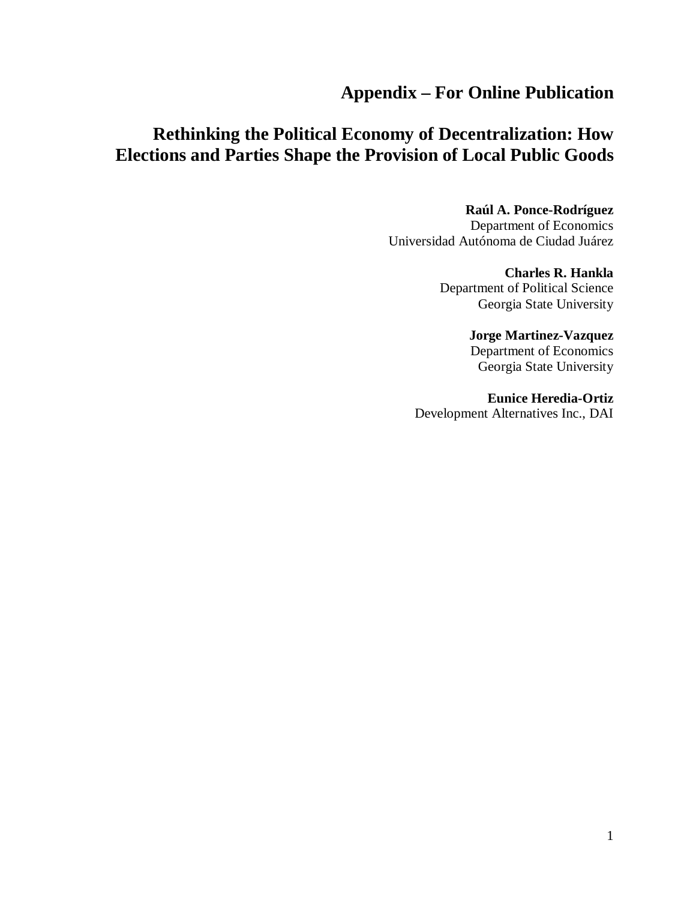# Appendix – For Online Publication

## Rethinking the Political Economy of Decentralization: How Elections and Parties Shape the Provision of Local Public Goods

**Raúl A. Ponce-Rodríguez**
Department of Economics
Universidad Autónoma de Ciudad Juárez

**Charles R. Hankla**
Department of Political Science
Georgia State University

**Jorge Martinez-Vazquez**
Department of Economics
Georgia State University

**Eunice Heredia-Ortiz**
Development Alternatives Inc., DAI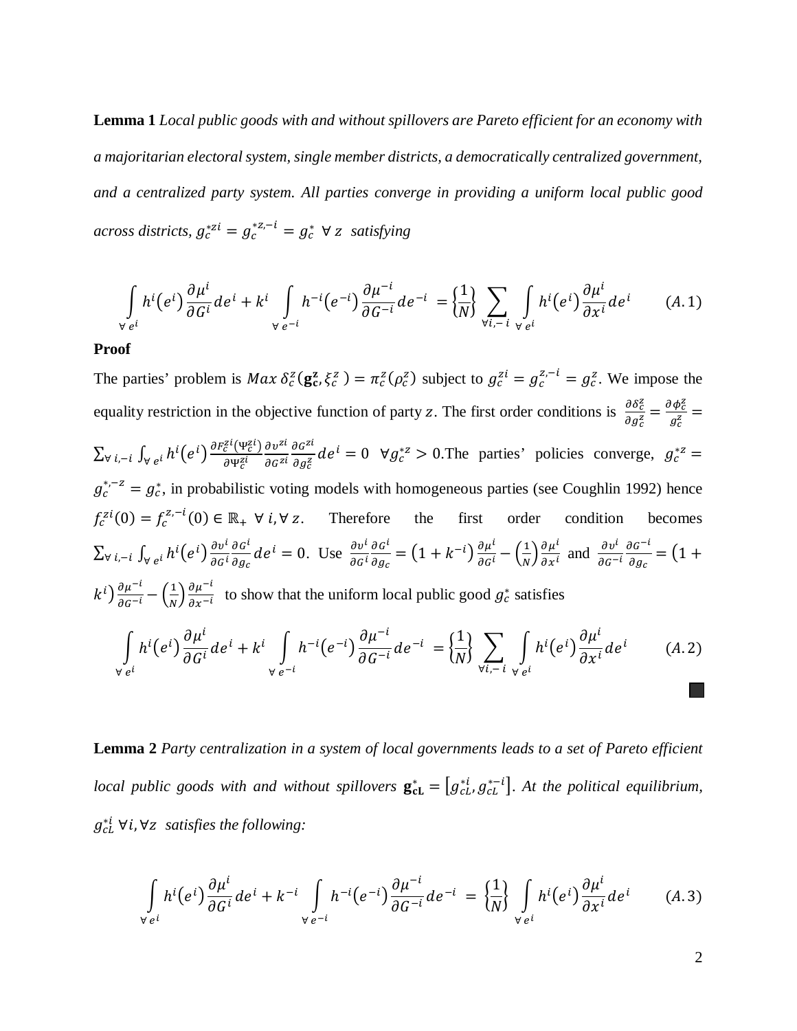**Lemma 1** *Local public goods with and without spillovers are Pareto efficient for an economy with a majoritarian electoral system, single member districts, a democratically centralized government, and a centralized party system. All parties converge in providing a uniform local public good across districts,* $g_c^{*zi} = g_c^{*z,-i} = g_c^* \;\forall\, z$ *satisfying*

$$\int_{\forall\, e^i} h^i(e^i)\frac{\partial \mu^i}{\partial G^i}de^i + k^i \int_{\forall\, e^{-i}} h^{-i}(e^{-i})\frac{\partial \mu^{-i}}{\partial G^{-i}}de^{-i} = \left\{\frac{1}{N}\right\}\sum_{\forall i,-i}\int_{\forall\, e^i} h^i(e^i)\frac{\partial \mu^i}{\partial x^i}de^i \qquad (A.1)$$

**Proof**

The parties' problem is $Max\; \delta_c^z(\mathbf{g_c^z}, \xi_c^z) = \pi_c^z(\rho_c^z)$ subject to $g_c^{zi} = g_c^{z,-i} = g_c^z$. We impose the equality restriction in the objective function of party $z$. The first order conditions is $\frac{\partial \delta_c^z}{\partial g_c^z} = \frac{\partial \phi_c^z}{g_c^z} = \sum_{\forall\, i,-i}\int_{\forall\, e^i} h^i(e^i)\frac{\partial F_c^{zi}(\Psi_c^{zi})}{\partial \Psi_c^{zi}}\frac{\partial v^{zi}}{\partial G^{zi}}\frac{\partial G^{zi}}{\partial g_c^z}de^i = 0 \;\; \forall g_c^{*z} > 0$. The parties' policies converge, $g_c^{*z} = g_c^{*,-z} = g_c^*$, in probabilistic voting models with homogeneous parties (see Coughlin 1992) hence $f_c^{zi}(0) = f_c^{z,-i}(0) \in \mathbb{R}_+ \;\forall\, i, \forall\, z$. Therefore the first order condition becomes $\sum_{\forall\, i,-i}\int_{\forall\, e^i} h^i(e^i)\frac{\partial v^i}{\partial G^i}\frac{\partial G^i}{\partial g_c}de^i = 0$. Use $\frac{\partial v^i}{\partial G^i}\frac{\partial G^i}{\partial g_c} = (1 + k^{-i})\frac{\partial \mu^i}{\partial G^i} - \left(\frac{1}{N}\right)\frac{\partial \mu^i}{\partial x^i}$ and $\frac{\partial v^i}{\partial G^{-i}}\frac{\partial G^{-i}}{\partial g_c} = (1 + k^i)\frac{\partial \mu^{-i}}{\partial G^{-i}} - \left(\frac{1}{N}\right)\frac{\partial \mu^{-i}}{\partial x^{-i}}$ to show that the uniform local public good $g_c^*$ satisfies

$$\int_{\forall\, e^i} h^i(e^i)\frac{\partial \mu^i}{\partial G^i}de^i + k^i \int_{\forall\, e^{-i}} h^{-i}(e^{-i})\frac{\partial \mu^{-i}}{\partial G^{-i}}de^{-i} = \left\{\frac{1}{N}\right\}\sum_{\forall i,-i}\int_{\forall\, e^i} h^i(e^i)\frac{\partial \mu^i}{\partial x^i}de^i \qquad (A.2)$$

■

**Lemma 2** *Party centralization in a system of local governments leads to a set of Pareto efficient local public goods with and without spillovers* $\mathbf{g_{cL}^*} = [g_{cL}^{*i}, g_{cL}^{*-i}]$. *At the political equilibrium,* $g_{cL}^{*i}\; \forall i, \forall z$ *satisfies the following:*

$$\int_{\forall\, e^i} h^i(e^i)\frac{\partial \mu^i}{\partial G^i}de^i + k^{-i} \int_{\forall\, e^{-i}} h^{-i}(e^{-i})\frac{\partial \mu^{-i}}{\partial G^{-i}}de^{-i} = \left\{\frac{1}{N}\right\}\int_{\forall\, e^i} h^i(e^i)\frac{\partial \mu^i}{\partial x^i}de^i \qquad (A.3)$$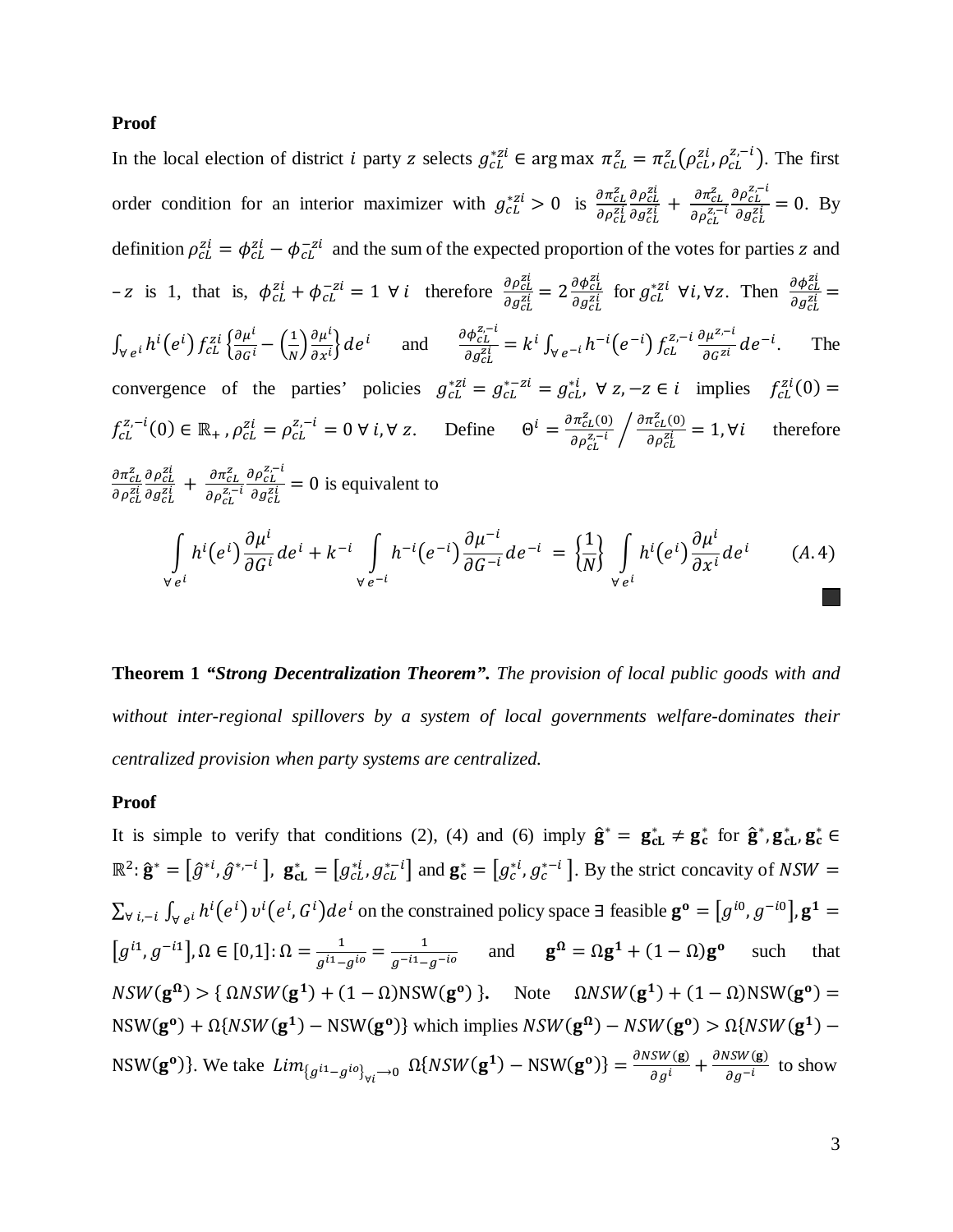**Proof**

In the local election of district $i$ party $z$ selects $g_{cL}^{*zi} \in \arg\max \pi_{cL}^{z} = \pi_{cL}^{z}\left(\rho_{cL}^{zi}, \rho_{cL}^{z,-i}\right)$. The first order condition for an interior maximizer with $g_{cL}^{*zi} > 0$ is $\frac{\partial \pi_{cL}^{z}}{\partial \rho_{cL}^{zi}} \frac{\partial \rho_{cL}^{zi}}{\partial g_{cL}^{zi}} + \frac{\partial \pi_{cL}^{z}}{\partial \rho_{cL}^{z,-i}} \frac{\partial \rho_{cL}^{z,-i}}{\partial g_{cL}^{zi}} = 0$. By definition $\rho_{cL}^{zi} = \phi_{cL}^{zi} - \phi_{cL}^{-zi}$ and the sum of the expected proportion of the votes for parties $z$ and $-z$ is 1, that is, $\phi_{cL}^{zi} + \phi_{cL}^{-zi} = 1 \ \forall i$ therefore $\frac{\partial \rho_{cL}^{zi}}{\partial g_{cL}^{zi}} = 2 \frac{\partial \phi_{cL}^{zi}}{\partial g_{cL}^{zi}}$ for $g_{cL}^{*zi} \ \forall i, \forall z$. Then $\frac{\partial \phi_{cL}^{zi}}{\partial g_{cL}^{zi}} = \int_{\forall e^i} h^i\left(e^i\right) f_{cL}^{zi} \left\{ \frac{\partial \mu^i}{\partial G^i} - \left(\frac{1}{N}\right) \frac{\partial \mu^i}{\partial x^i} \right\} de^i$ and $\frac{\partial \phi_{cL}^{z,-i}}{\partial g_{cL}^{zi}} = k^i \int_{\forall e^{-i}} h^{-i}\left(e^{-i}\right) f_{cL}^{z,-i} \frac{\partial \mu^{z,-i}}{\partial G^{zi}} de^{-i}$. The convergence of the parties' policies $g_{cL}^{*zi} = g_{cL}^{*-zi} = g_{cL}^{*i}, \ \forall z, -z \in i$ implies $f_{cL}^{zi}(0) = f_{cL}^{z,-i}(0) \in \mathbb{R}_+, \rho_{cL}^{zi} = \rho_{cL}^{z,-i} = 0 \ \forall i, \forall z$. Define $\Theta^i = \frac{\partial \pi_{cL}^{z}(0)}{\partial \rho_{cL}^{z,-i}} \Big/ \frac{\partial \pi_{cL}^{z}(0)}{\partial \rho_{cL}^{zi}} = 1, \forall i$ therefore $\frac{\partial \pi_{cL}^{z}}{\partial \rho_{cL}^{zi}} \frac{\partial \rho_{cL}^{zi}}{\partial g_{cL}^{zi}} + \frac{\partial \pi_{cL}^{z}}{\partial \rho_{cL}^{z,-i}} \frac{\partial \rho_{cL}^{z,-i}}{\partial g_{cL}^{zi}} = 0$ is equivalent to

$$\int_{\forall e^i} h^i\left(e^i\right) \frac{\partial \mu^i}{\partial G^i} de^i + k^{-i} \int_{\forall e^{-i}} h^{-i}\left(e^{-i}\right) \frac{\partial \mu^{-i}}{\partial G^{-i}} de^{-i} = \left\{\frac{1}{N}\right\} \int_{\forall e^i} h^i\left(e^i\right) \frac{\partial \mu^i}{\partial x^i} de^i \qquad (A.4)$$

■

**Theorem 1 *"Strong Decentralization Theorem".*** *The provision of local public goods with and without inter-regional spillovers by a system of local governments welfare-dominates their centralized provision when party systems are centralized.*

**Proof**

It is simple to verify that conditions (2), (4) and (6) imply $\hat{\mathbf{g}}^* = \mathbf{g}_{\mathbf{cL}}^* \neq \mathbf{g}_{\mathbf{c}}^*$ for $\hat{\mathbf{g}}^*, \mathbf{g}_{\mathbf{cL}}^*, \mathbf{g}_{\mathbf{c}}^* \in \mathbb{R}^2$: $\hat{\mathbf{g}}^* = \left[\hat{g}^{*i}, \hat{g}^{*,-i}\right]$, $\mathbf{g}_{\mathbf{cL}}^* = \left[g_{cL}^{*i}, g_{cL}^{*-i}\right]$ and $\mathbf{g}_{\mathbf{c}}^* = \left[g_{c}^{*i}, g_{c}^{*-i}\right]$. By the strict concavity of $NSW = \sum_{\forall i,-i} \int_{\forall e^i} h^i\left(e^i\right) v^i\left(e^i, G^i\right) de^i$ on the constrained policy space $\exists$ feasible $\mathbf{g^o} = \left[g^{i0}, g^{-i0}\right], \mathbf{g^1} = \left[g^{i1}, g^{-i1}\right], \Omega \in [0,1]$: $\Omega = \frac{1}{g^{i1} - g^{io}} = \frac{1}{g^{-i1} - g^{-io}}$ and $\mathbf{g^\Omega} = \Omega \mathbf{g^1} + (1 - \Omega)\mathbf{g^o}$ such that $NSW(\mathbf{g^\Omega}) > \{ \Omega NSW(\mathbf{g^1}) + (1 - \Omega)\mathrm{NSW}(\mathbf{g^o}) \}$. Note $\Omega NSW(\mathbf{g^1}) + (1 - \Omega)\mathrm{NSW}(\mathbf{g^o}) = \mathrm{NSW}(\mathbf{g^o}) + \Omega\{NSW(\mathbf{g^1}) - \mathrm{NSW}(\mathbf{g^o})\}$ which implies $NSW(\mathbf{g^\Omega}) - NSW(\mathbf{g^o}) > \Omega\{NSW(\mathbf{g^1}) - \mathrm{NSW}(\mathbf{g^o})\}$. We take $Lim_{\{g^{i1} - g^{io}\}_{\forall i} \rightarrow 0} \ \Omega\{NSW(\mathbf{g^1}) - \mathrm{NSW}(\mathbf{g^o})\} = \frac{\partial NSW(\mathbf{g})}{\partial g^i} + \frac{\partial NSW(\mathbf{g})}{\partial g^{-i}}$ to show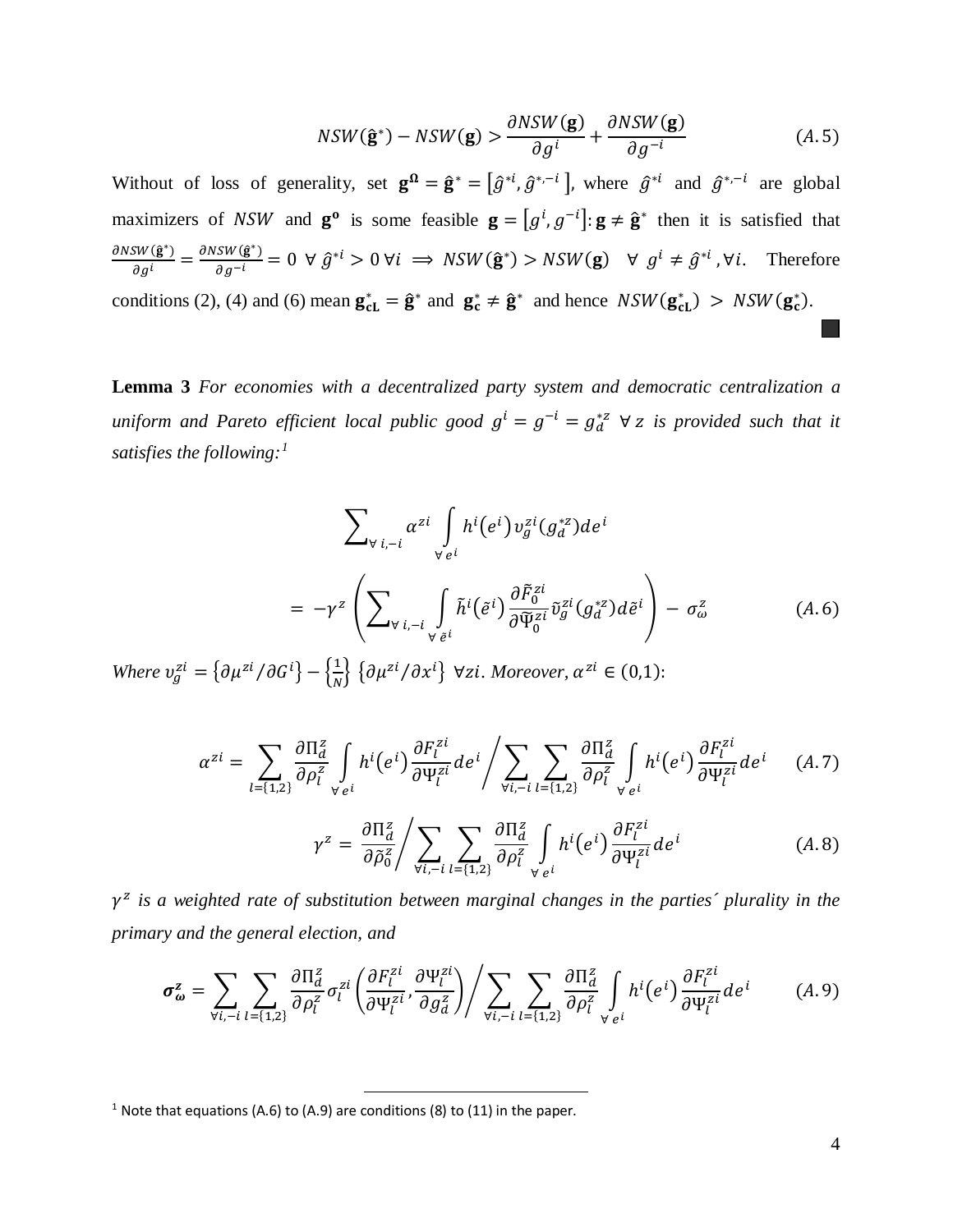$$NSW(\hat{\mathbf{g}}^*) - NSW(\mathbf{g}) > \frac{\partial NSW(\mathbf{g})}{\partial g^i} + \frac{\partial NSW(\mathbf{g})}{\partial g^{-i}} \qquad (A.5)$$

Without of loss of generality, set $\mathbf{g^\Omega} = \hat{\mathbf{g}}^* = [\hat{g}^{*i}, \hat{g}^{*,-i}]$, where $\hat{g}^{*i}$ and $\hat{g}^{*,-i}$ are global maximizers of $NSW$ and $\mathbf{g^o}$ is some feasible $\mathbf{g} = [g^i, g^{-i}]: \mathbf{g} \neq \hat{\mathbf{g}}^*$ then it is satisfied that $\frac{\partial NSW(\hat{\mathbf{g}}^*)}{\partial g^i} = \frac{\partial NSW(\hat{\mathbf{g}}^*)}{\partial g^{-i}} = 0 \;\forall\; \hat{g}^{*i} > 0 \;\forall i \implies NSW(\hat{\mathbf{g}}^*) > NSW(\mathbf{g}) \quad \forall\; g^i \neq \hat{g}^{*i}, \forall i$. Therefore conditions (2), (4) and (6) mean $\mathbf{g}^*_{\mathbf{cL}} = \hat{\mathbf{g}}^*$ and $\mathbf{g}^*_{\mathbf{c}} \neq \hat{\mathbf{g}}^*$ and hence $NSW(\mathbf{g}^*_{\mathbf{cL}}) > NSW(\mathbf{g}^*_{\mathbf{c}})$. ■

**Lemma 3** *For economies with a decentralized party system and democratic centralization a uniform and Pareto efficient local public good $g^i = g^{-i} = g_d^{*z} \;\forall z$ is provided such that it satisfies the following:*[1]

$$\sum_{\forall\, i,-i} \alpha^{zi} \int_{\forall\, e^i} h^i(e^i)\, v_g^{zi}(g_d^{*z})\, de^i$$

$$= -\gamma^z \left( \sum_{\forall\, i,-i} \int_{\forall\, \tilde{e}^i} \tilde{h}^i(\tilde{e}^i) \frac{\partial \tilde{F}_0^{zi}}{\partial \tilde{\Psi}_0^{zi}} \tilde{v}_g^{zi}(g_d^{*z})\, d\tilde{e}^i \right) - \sigma_\omega^z \qquad (A.6)$$

*Where $v_g^{zi} = \{\partial \mu^{zi}/\partial G^i\} - \left\{\frac{1}{N}\right\} \{\partial \mu^{zi}/\partial x^i\} \;\forall zi$. Moreover, $\alpha^{zi} \in (0,1)$:*

$$\alpha^{zi} = \sum_{l=\{1,2\}} \frac{\partial \Pi_d^z}{\partial \rho_l^z} \int_{\forall\, e^i} h^i(e^i) \frac{\partial F_l^{zi}}{\partial \Psi_l^{zi}} de^i \bigg/ \sum_{\forall i,-i} \sum_{l=\{1,2\}} \frac{\partial \Pi_d^z}{\partial \rho_l^z} \int_{\forall\, e^i} h^i(e^i) \frac{\partial F_l^{zi}}{\partial \Psi_l^{zi}} de^i \qquad (A.7)$$

$$\gamma^z = \frac{\partial \Pi_d^z}{\partial \tilde{\rho}_0^z} \bigg/ \sum_{\forall i,-i} \sum_{l=\{1,2\}} \frac{\partial \Pi_d^z}{\partial \rho_l^z} \int_{\forall\, e^i} h^i(e^i) \frac{\partial F_l^{zi}}{\partial \Psi_l^{zi}} de^i \qquad (A.8)$$

*$\gamma^z$ is a weighted rate of substitution between marginal changes in the parties´ plurality in the primary and the general election, and*

$$\boldsymbol{\sigma_\omega^z} = \sum_{\forall i,-i} \sum_{l=\{1,2\}} \frac{\partial \Pi_d^z}{\partial \rho_l^z} \sigma_l^{zi} \left( \frac{\partial F_l^{zi}}{\partial \Psi_l^{zi}}, \frac{\partial \Psi_l^{zi}}{\partial g_d^z} \right) \bigg/ \sum_{\forall i,-i} \sum_{l=\{1,2\}} \frac{\partial \Pi_d^z}{\partial \rho_l^z} \int_{\forall\, e^i} h^i(e^i) \frac{\partial F_l^{zi}}{\partial \Psi_l^{zi}} de^i \qquad (A.9)$$

[1] Note that equations (A.6) to (A.9) are conditions (8) to (11) in the paper.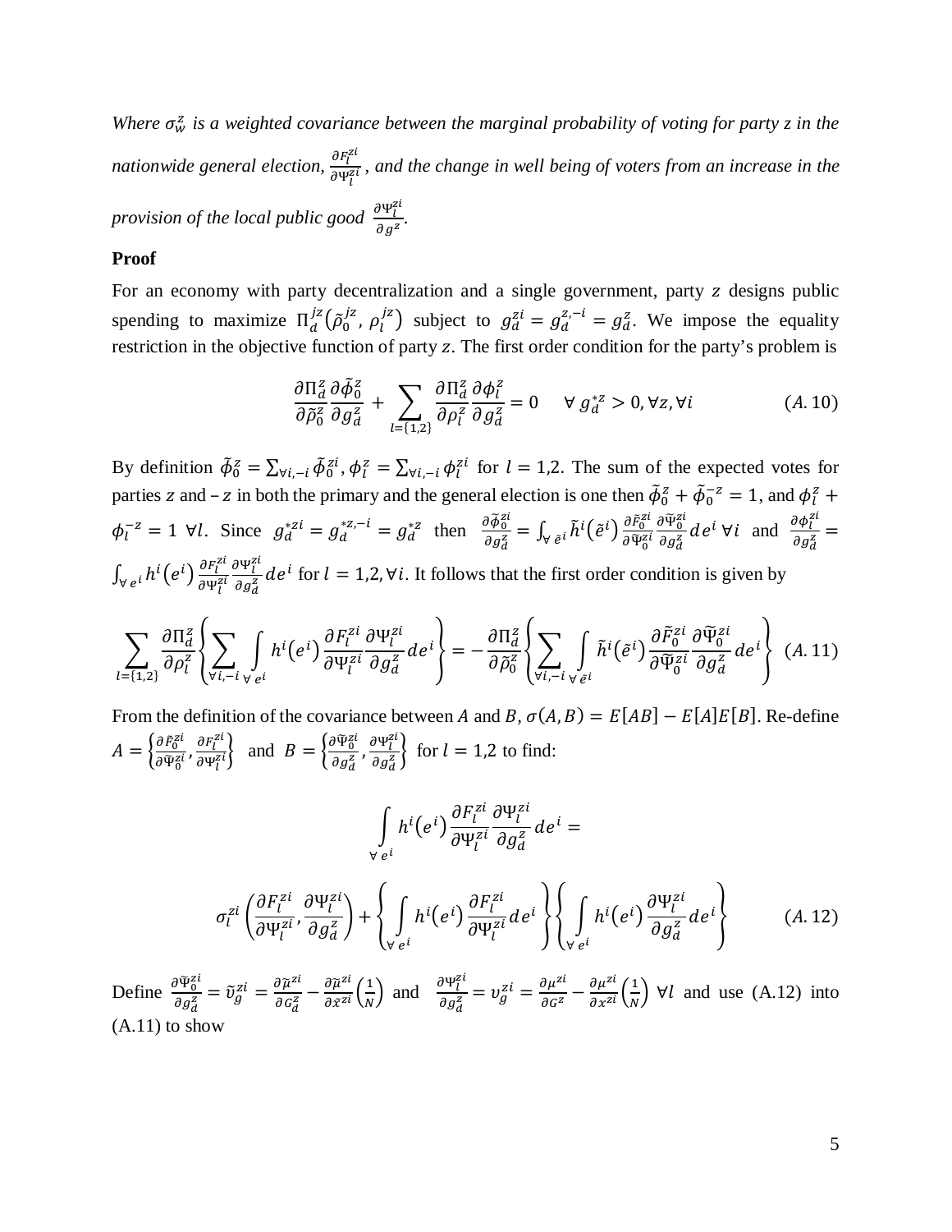*Where $\sigma_w^z$ is a weighted covariance between the marginal probability of voting for party z in the nationwide general election, $\frac{\partial F_l^{zi}}{\partial \Psi_l^{zi}}$, and the change in well being of voters from an increase in the provision of the local public good $\frac{\partial \Psi_l^{zi}}{\partial g^z}$.*

**Proof**

For an economy with party decentralization and a single government, party $z$ designs public spending to maximize $\Pi_d^{jz}(\tilde{\rho}_0^{jz}, \rho_l^{jz})$ subject to $g_d^{zi} = g_d^{z,-i} = g_d^z$. We impose the equality restriction in the objective function of party $z$. The first order condition for the party's problem is

$$\frac{\partial \Pi_d^z}{\partial \tilde{\rho}_0^z}\frac{\partial \tilde{\phi}_0^z}{\partial g_d^z} + \sum_{l=\{1,2\}} \frac{\partial \Pi_d^z}{\partial \rho_l^z}\frac{\partial \phi_l^z}{\partial g_d^z} = 0 \quad \forall\, g_d^{*z} > 0, \forall z, \forall i \qquad (A.10)$$

By definition $\tilde{\phi}_0^z = \sum_{\forall i,-i} \tilde{\phi}_0^{zi}$, $\phi_l^z = \sum_{\forall i,-i} \phi_l^{zi}$ for $l = 1,2$. The sum of the expected votes for parties $z$ and $-z$ in both the primary and the general election is one then $\tilde{\phi}_0^z + \tilde{\phi}_0^{-z} = 1$, and $\phi_l^z + \phi_l^{-z} = 1\ \forall l$. Since $g_d^{*zi} = g_d^{*z,-i} = g_d^{*z}$ then $\frac{\partial \tilde{\phi}_0^{zi}}{\partial g_d^z} = \int_{\forall\, \tilde{e}^i} \tilde{h}^i(\tilde{e}^i)\frac{\partial \tilde{F}_0^{zi}}{\partial \tilde{\Psi}_0^{zi}}\frac{\partial \tilde{\Psi}_0^{zi}}{\partial g_d^z} de^i\ \forall i$ and $\frac{\partial \phi_l^{zi}}{\partial g_d^z} = \int_{\forall\, e^i} h^i(e^i)\frac{\partial F_l^{zi}}{\partial \Psi_l^{zi}}\frac{\partial \Psi_l^{zi}}{\partial g_d^z} de^i$ for $l = 1,2, \forall i$. It follows that the first order condition is given by

$$\sum_{l=\{1,2\}} \frac{\partial \Pi_d^z}{\partial \rho_l^z}\left\{\sum_{\forall i,-i}\int_{\forall\, e^i} h^i(e^i)\frac{\partial F_l^{zi}}{\partial \Psi_l^{zi}}\frac{\partial \Psi_l^{zi}}{\partial g_d^z} de^i\right\} = -\frac{\partial \Pi_d^z}{\partial \tilde{\rho}_0^z}\left\{\sum_{\forall i,-i}\int_{\forall\, \tilde{e}^i} \tilde{h}^i(\tilde{e}^i)\frac{\partial \tilde{F}_0^{zi}}{\partial \tilde{\Psi}_0^{zi}}\frac{\partial \tilde{\Psi}_0^{zi}}{\partial g_d^z} de^i\right\} \quad (A.11)$$

From the definition of the covariance between $A$ and $B$, $\sigma(A,B) = E[AB] - E[A]E[B]$. Re-define $A = \left\{\frac{\partial \tilde{F}_0^{zi}}{\partial \tilde{\Psi}_0^{zi}}, \frac{\partial F_l^{zi}}{\partial \Psi_l^{zi}}\right\}$ and $B = \left\{\frac{\partial \tilde{\Psi}_0^{zi}}{\partial g_d^z}, \frac{\partial \Psi_l^{zi}}{\partial g_d^z}\right\}$ for $l = 1,2$ to find:

$$\int_{\forall\, e^i} h^i(e^i)\frac{\partial F_l^{zi}}{\partial \Psi_l^{zi}}\frac{\partial \Psi_l^{zi}}{\partial g_d^z} de^i =$$

$$\sigma_l^{zi}\left(\frac{\partial F_l^{zi}}{\partial \Psi_l^{zi}}, \frac{\partial \Psi_l^{zi}}{\partial g_d^z}\right) + \left\{\int_{\forall\, e^i} h^i(e^i)\frac{\partial F_l^{zi}}{\partial \Psi_l^{zi}} de^i\right\}\left\{\int_{\forall\, e^i} h^i(e^i)\frac{\partial \Psi_l^{zi}}{\partial g_d^z} de^i\right\} \qquad (A.12)$$

Define $\frac{\partial \tilde{\Psi}_0^{zi}}{\partial g_d^z} = \tilde{v}_g^{zi} = \frac{\partial \tilde{\mu}^{zi}}{\partial G_d^z} - \frac{\partial \tilde{\mu}^{zi}}{\partial \tilde{x}^{zi}}\left(\frac{1}{N}\right)$ and $\frac{\partial \Psi_l^{zi}}{\partial g_d^z} = v_g^{zi} = \frac{\partial \mu^{zi}}{\partial G^z} - \frac{\partial \mu^{zi}}{\partial x^{zi}}\left(\frac{1}{N}\right)\ \forall l$ and use (A.12) into (A.11) to show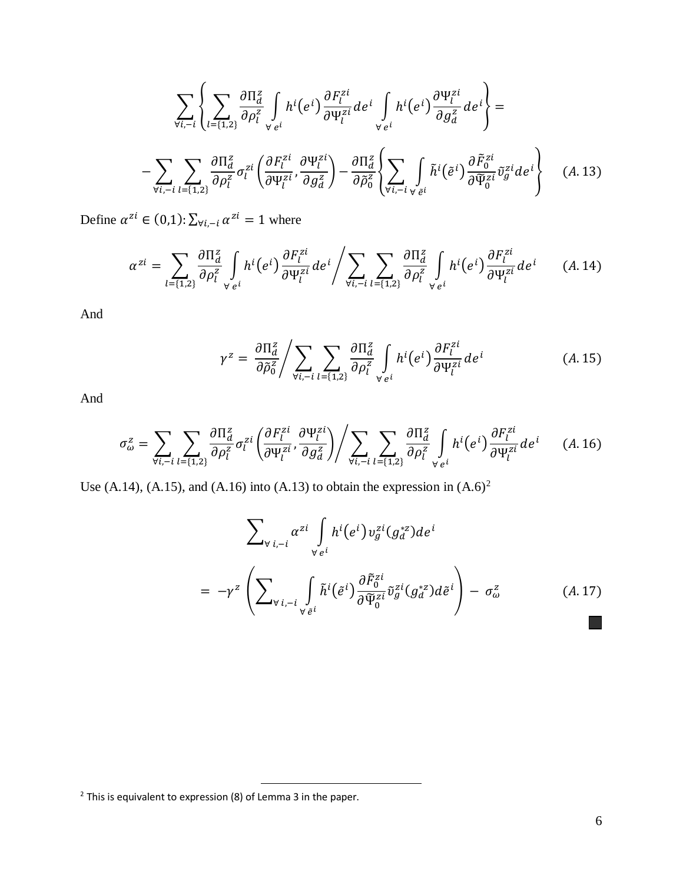$$\sum_{\forall i,-i}\left\{\sum_{l=\{1,2\}}\frac{\partial \Pi_d^z}{\partial \rho_l^z}\int_{\forall e^i} h^i(e^i)\frac{\partial F_l^{zi}}{\partial \Psi_l^{zi}}de^i \int_{\forall e^i} h^i(e^i)\frac{\partial \Psi_l^{zi}}{\partial g_d^z}de^i\right\} =$$

$$-\sum_{\forall i,-i}\sum_{l=\{1,2\}}\frac{\partial \Pi_d^z}{\partial \rho_l^z}\sigma_l^{zi}\left(\frac{\partial F_l^{zi}}{\partial \Psi_l^{zi}},\frac{\partial \Psi_l^{zi}}{\partial g_d^z}\right)-\frac{\partial \Pi_d^z}{\partial \tilde{\rho}_0^z}\left\{\sum_{\forall i,-i}\int_{\forall \tilde{e}^i}\tilde{h}^i(\tilde{e}^i)\frac{\partial \tilde{F}_0^{zi}}{\partial \tilde{\Psi}_0^{zi}}\tilde{v}_g^{zi}de^i\right\} \quad (A.13)$$

Define $\alpha^{zi} \in (0,1): \sum_{\forall i,-i}\alpha^{zi} = 1$ where

$$\alpha^{zi} = \sum_{l=\{1,2\}}\frac{\partial \Pi_d^z}{\partial \rho_l^z}\int_{\forall e^i} h^i(e^i)\frac{\partial F_l^{zi}}{\partial \Psi_l^{zi}}de^i \Bigg/ \sum_{\forall i,-i}\sum_{l=\{1,2\}}\frac{\partial \Pi_d^z}{\partial \rho_l^z}\int_{\forall e^i} h^i(e^i)\frac{\partial F_l^{zi}}{\partial \Psi_l^{zi}}de^i \quad (A.14)$$

And

$$\gamma^z = \frac{\partial \Pi_d^z}{\partial \tilde{\rho}_0^z}\Bigg/\sum_{\forall i,-i}\sum_{l=\{1,2\}}\frac{\partial \Pi_d^z}{\partial \rho_l^z}\int_{\forall e^i} h^i(e^i)\frac{\partial F_l^{zi}}{\partial \Psi_l^{zi}}de^i \quad (A.15)$$

And

$$\sigma_\omega^z = \sum_{\forall i,-i}\sum_{l=\{1,2\}}\frac{\partial \Pi_d^z}{\partial \rho_l^z}\sigma_l^{zi}\left(\frac{\partial F_l^{zi}}{\partial \Psi_l^{zi}},\frac{\partial \Psi_l^{zi}}{\partial g_d^z}\right)\Bigg/\sum_{\forall i,-i}\sum_{l=\{1,2\}}\frac{\partial \Pi_d^z}{\partial \rho_l^z}\int_{\forall e^i} h^i(e^i)\frac{\partial F_l^{zi}}{\partial \Psi_l^{zi}}de^i \quad (A.16)$$

Use (A.14), (A.15), and (A.16) into (A.13) to obtain the expression in (A.6)[2]

$$\sum_{\forall i,-i}\alpha^{zi}\int_{\forall e^i} h^i(e^i)v_g^{zi}(g_d^{*z})de^i$$

$$= -\gamma^z\left(\sum_{\forall i,-i}\int_{\forall \tilde{e}^i}\tilde{h}^i(\tilde{e}^i)\frac{\partial \tilde{F}_0^{zi}}{\partial \tilde{\Psi}_0^{zi}}\tilde{v}_g^{zi}(g_d^{*z})d\tilde{e}^i\right) - \sigma_\omega^z \quad (A.17)$$

■

[2] This is equivalent to expression (8) of Lemma 3 in the paper.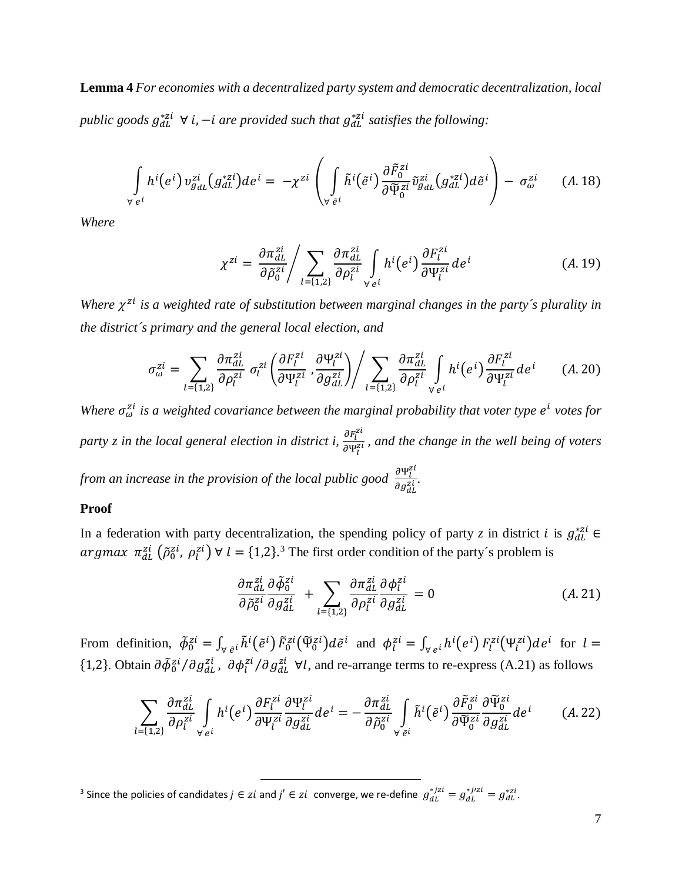**Lemma 4** *For economies with a decentralized party system and democratic decentralization, local public goods* $g_{dL}^{*zi}$ $\forall\, i, -i$ *are provided such that* $g_{dL}^{*zi}$ *satisfies the following:*

$$\int_{\forall\, e^i} h^i(e^i)\, v_{g_{dL}}^{zi}(g_{dL}^{*zi}) de^i = -\chi^{zi} \left( \int_{\forall\, \tilde{e}^i} \tilde{h}^i(\tilde{e}^i) \frac{\partial \tilde{F}_0^{zi}}{\partial \widetilde{\Psi}_0^{zi}} \tilde{v}_{g_{dL}}^{zi}(g_{dL}^{*zi}) d\tilde{e}^i \right) - \sigma_{\omega}^{zi} \qquad (A.18)$$

*Where*

$$\chi^{zi} = \frac{\partial \pi_{dL}^{zi}}{\partial \tilde{\rho}_0^{zi}} \Bigg/ \sum_{l=\{1,2\}} \frac{\partial \pi_{dL}^{zi}}{\partial \rho_l^{zi}} \int_{\forall\, e^i} h^i(e^i) \frac{\partial F_l^{zi}}{\partial \Psi_l^{zi}} de^i \qquad (A.19)$$

*Where* $\chi^{zi}$ *is a weighted rate of substitution between marginal changes in the party´s plurality in the district´s primary and the general local election, and*

$$\sigma_{\omega}^{zi} = \sum_{l=\{1,2\}} \frac{\partial \pi_{dL}^{zi}}{\partial \rho_l^{zi}}\, \sigma_l^{zi}\left( \frac{\partial F_l^{zi}}{\partial \Psi_l^{zi}}, \frac{\partial \Psi_l^{zi}}{\partial g_{dL}^{zi}} \right) \Bigg/ \sum_{l=\{1,2\}} \frac{\partial \pi_{dL}^{zi}}{\partial \rho_l^{zi}} \int_{\forall\, e^i} h^i(e^i) \frac{\partial F_l^{zi}}{\partial \Psi_l^{zi}} de^i \qquad (A.20)$$

*Where* $\sigma_{\omega}^{zi}$ *is a weighted covariance between the marginal probability that voter type* $e^i$ *votes for party z in the local general election in district i,* $\frac{\partial F_l^{zi}}{\partial \Psi_l^{zi}}$ *, and the change in the well being of voters from an increase in the provision of the local public good* $\frac{\partial \Psi_l^{zi}}{\partial g_{dL}^{zi}}$*.*

**Proof**

In a federation with party decentralization, the spending policy of party *z* in district $i$ is $g_{dL}^{*zi} \in argmax\ \pi_{dL}^{zi}\left(\tilde{\rho}_0^{zi}, \rho_l^{zi}\right) \forall\, l = \{1,2\}$.[3] The first order condition of the party´s problem is

$$\frac{\partial \pi_{dL}^{zi}}{\partial \tilde{\rho}_0^{zi}} \frac{\partial \tilde{\phi}_0^{zi}}{\partial g_{dL}^{zi}} + \sum_{l=\{1,2\}} \frac{\partial \pi_{dL}^{zi}}{\partial \rho_l^{zi}} \frac{\partial \phi_l^{zi}}{\partial g_{dL}^{zi}} = 0 \qquad (A.21)$$

From definition, $\tilde{\phi}_0^{zi} = \int_{\forall\, \tilde{e}^i} \tilde{h}^i(\tilde{e}^i)\, \tilde{F}_0^{zi}(\widetilde{\Psi}_0^{zi}) d\tilde{e}^i$ and $\phi_l^{zi} = \int_{\forall\, e^i} h^i(e^i)\, F_l^{zi}(\Psi_l^{zi}) de^i$ for $l = \{1,2\}$. Obtain $\partial \tilde{\phi}_0^{zi}/\partial g_{dL}^{zi}$, $\partial \phi_l^{zi}/\partial g_{dL}^{zi}$ $\forall l$, and re-arrange terms to re-express (A.21) as follows

$$\sum_{l=\{1,2\}} \frac{\partial \pi_{dL}^{zi}}{\partial \rho_l^{zi}} \int_{\forall\, e^i} h^i(e^i) \frac{\partial F_l^{zi}}{\partial \Psi_l^{zi}} \frac{\partial \Psi_l^{zi}}{\partial g_{dL}^{zi}} de^i = -\frac{\partial \pi_{dL}^{zi}}{\partial \tilde{\rho}_0^{zi}} \int_{\forall\, \tilde{e}^i} \tilde{h}^i(\tilde{e}^i) \frac{\partial \tilde{F}_0^{zi}}{\partial \widetilde{\Psi}_0^{zi}} \frac{\partial \widetilde{\Psi}_0^{zi}}{\partial g_{dL}^{zi}} de^i \qquad (A.22)$$

---

[3] Since the policies of candidates $j \in zi$ and $j' \in zi$ converge, we re-define $g_{dL}^{*jzi} = g_{dL}^{*j'zi} = g_{dL}^{*zi}$.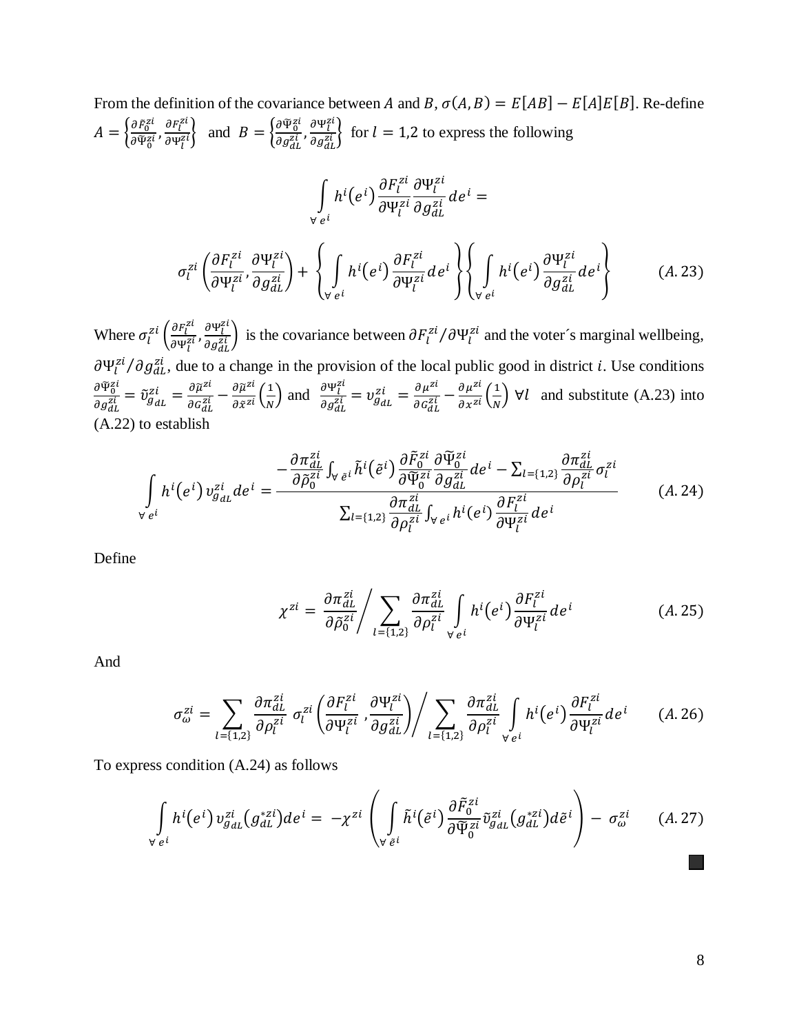From the definition of the covariance between $A$ and $B$, $\sigma(A,B) = E[AB] - E[A]E[B]$. Re-define $A = \left\{\frac{\partial \tilde{F}_0^{zi}}{\partial \tilde{\Psi}_0^{zi}}, \frac{\partial F_l^{zi}}{\partial \Psi_l^{zi}}\right\}$ and $B = \left\{\frac{\partial \tilde{\Psi}_0^{zi}}{\partial g_{dL}^{zi}}, \frac{\partial \Psi_l^{zi}}{\partial g_{dL}^{zi}}\right\}$ for $l = 1{,}2$ to express the following

$$\int_{\forall e^i} h^i(e^i) \frac{\partial F_l^{zi}}{\partial \Psi_l^{zi}} \frac{\partial \Psi_l^{zi}}{\partial g_{dL}^{zi}} de^i =$$

$$\sigma_l^{zi}\left(\frac{\partial F_l^{zi}}{\partial \Psi_l^{zi}}, \frac{\partial \Psi_l^{zi}}{\partial g_{dL}^{zi}}\right) + \left\{\int_{\forall e^i} h^i(e^i) \frac{\partial F_l^{zi}}{\partial \Psi_l^{zi}} de^i\right\}\left\{\int_{\forall e^i} h^i(e^i) \frac{\partial \Psi_l^{zi}}{\partial g_{dL}^{zi}} de^i\right\} \qquad (A.23)$$

Where $\sigma_l^{zi}\left(\frac{\partial F_l^{zi}}{\partial \Psi_l^{zi}}, \frac{\partial \Psi_l^{zi}}{\partial g_{dL}^{zi}}\right)$ is the covariance between $\partial F_l^{zi}/\partial \Psi_l^{zi}$ and the voter´s marginal wellbeing, $\partial \Psi_l^{zi}/\partial g_{dL}^{zi}$, due to a change in the provision of the local public good in district $i$. Use conditions $\frac{\partial \tilde{\Psi}_0^{zi}}{\partial g_{dL}^{zi}} = \tilde{v}_{g_{dL}}^{zi} = \frac{\partial \tilde{\mu}^{zi}}{\partial G_{dL}^{zi}} - \frac{\partial \tilde{\mu}^{zi}}{\partial \tilde{x}^{zi}}\left(\frac{1}{N}\right)$ and $\frac{\partial \Psi_l^{zi}}{\partial g_{dL}^{zi}} = v_{g_{dL}}^{zi} = \frac{\partial \mu^{zi}}{\partial G_{dL}^{zi}} - \frac{\partial \mu^{zi}}{\partial x^{zi}}\left(\frac{1}{N}\right)\ \forall l$ and substitute (A.23) into (A.22) to establish

$$\int_{\forall e^i} h^i(e^i)\, v_{g_{dL}}^{zi} de^i = \frac{-\frac{\partial \pi_{dL}^{zi}}{\partial \tilde{\rho}_0^{zi}} \int_{\forall \tilde{e}^i} \tilde{h}^i(\tilde{e}^i) \frac{\partial \tilde{F}_0^{zi}}{\partial \tilde{\Psi}_0^{zi}} \frac{\partial \tilde{\Psi}_0^{zi}}{\partial g_{dL}^{zi}} de^i - \sum_{l=\{1,2\}} \frac{\partial \pi_{dL}^{zi}}{\partial \rho_l^{zi}} \sigma_l^{zi}}{\sum_{l=\{1,2\}} \frac{\partial \pi_{dL}^{zi}}{\partial \rho_l^{zi}} \int_{\forall e^i} h^i(e^i) \frac{\partial F_l^{zi}}{\partial \Psi_l^{zi}} de^i} \qquad (A.24)$$

Define

$$\chi^{zi} = \frac{\partial \pi_{dL}^{zi}}{\partial \tilde{\rho}_0^{zi}} \Bigg/ \sum_{l=\{1,2\}} \frac{\partial \pi_{dL}^{zi}}{\partial \rho_l^{zi}} \int_{\forall e^i} h^i(e^i) \frac{\partial F_l^{zi}}{\partial \Psi_l^{zi}} de^i \qquad (A.25)$$

And

$$\sigma_\omega^{zi} = \sum_{l=\{1,2\}} \frac{\partial \pi_{dL}^{zi}}{\partial \rho_l^{zi}}\, \sigma_l^{zi}\left(\frac{\partial F_l^{zi}}{\partial \Psi_l^{zi}}, \frac{\partial \Psi_l^{zi}}{\partial g_{dL}^{zi}}\right) \Bigg/ \sum_{l=\{1,2\}} \frac{\partial \pi_{dL}^{zi}}{\partial \rho_l^{zi}} \int_{\forall e^i} h^i(e^i) \frac{\partial F_l^{zi}}{\partial \Psi_l^{zi}} de^i \qquad (A.26)$$

To express condition (A.24) as follows

$$\int_{\forall e^i} h^i(e^i)\, v_{g_{dL}}^{zi}(g_{dL}^{*zi}) de^i = -\chi^{zi}\left(\int_{\forall \tilde{e}^i} \tilde{h}^i(\tilde{e}^i) \frac{\partial \tilde{F}_0^{zi}}{\partial \tilde{\Psi}_0^{zi}} \tilde{v}_{g_{dL}}^{zi}(g_{dL}^{*zi}) d\tilde{e}^i\right) - \sigma_\omega^{zi} \qquad (A.27)$$

■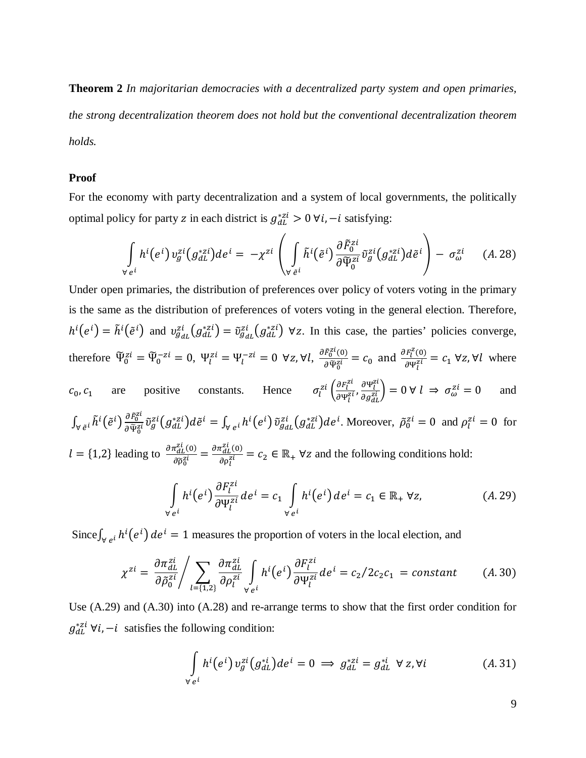**Theorem 2** *In majoritarian democracies with a decentralized party system and open primaries, the strong decentralization theorem does not hold but the conventional decentralization theorem holds.*

**Proof**

For the economy with party decentralization and a system of local governments, the politically optimal policy for party $z$ in each district is $g_{dL}^{*zi} > 0 \; \forall i, -i$ satisfying:

$$\int_{\forall e^i} h^i(e^i)\, v_g^{zi}(g_{dL}^{*zi}) de^i = -\chi^{zi} \left( \int_{\forall \tilde{e}^i} \tilde{h}^i(\tilde{e}^i) \frac{\partial \tilde{F}_0^{zi}}{\partial \tilde{\Psi}_0^{zi}} \tilde{v}_g^{zi}(g_{dL}^{*zi}) d\tilde{e}^i \right) - \sigma_\omega^{zi} \qquad (A.28)$$

Under open primaries, the distribution of preferences over policy of voters voting in the primary is the same as the distribution of preferences of voters voting in the general election. Therefore, $h^i(e^i) = \tilde{h}^i(\tilde{e}^i)$ and $v_{g_{dL}}^{zi}(g_{dL}^{*zi}) = \tilde{v}_{g_{dL}}^{zi}(g_{dL}^{*zi}) \; \forall z$. In this case, the parties' policies converge, therefore $\tilde{\Psi}_0^{zi} = \tilde{\Psi}_0^{-zi} = 0$, $\Psi_l^{zi} = \Psi_l^{-zi} = 0 \; \forall z, \forall l$, $\frac{\partial \tilde{F}_0^{zi}(0)}{\partial \tilde{\Psi}_0^{zi}} = c_0$ and $\frac{\partial F_l^{z}(0)}{\partial \Psi_l^{zi}} = c_1 \; \forall z, \forall l$ where $c_0, c_1$ are positive constants. Hence $\sigma_l^{zi}\left(\frac{\partial F_l^{zi}}{\partial \Psi_l^{zi}}, \frac{\partial \Psi_l^{zi}}{\partial g_{dL}^{zi}}\right) = 0 \; \forall \; l \Rightarrow \sigma_\omega^{zi} = 0$ and $\int_{\forall \tilde{e}^i} \tilde{h}^i(\tilde{e}^i) \frac{\partial \tilde{F}_0^{zi}}{\partial \tilde{\Psi}_0^{zi}} \tilde{v}_g^{zi}(g_{dL}^{*zi}) d\tilde{e}^i = \int_{\forall e^i} h^i(e^i)\, \tilde{v}_{g_{dL}}^{zi}(g_{dL}^{*zi}) de^i$. Moreover, $\tilde{\rho}_0^{zi} = 0$ and $\rho_l^{zi} = 0$ for $l = \{1,2\}$ leading to $\frac{\partial \pi_{dL}^{zi}(0)}{\partial \tilde{\rho}_0^{zi}} = \frac{\partial \pi_{dL}^{zi}(0)}{\partial \rho_l^{zi}} = c_2 \in \mathbb{R}_+ \; \forall z$ and the following conditions hold:

$$\int_{\forall e^i} h^i(e^i) \frac{\partial F_l^{zi}}{\partial \Psi_l^{zi}} de^i = c_1 \int_{\forall e^i} h^i(e^i) de^i = c_1 \in \mathbb{R}_+ \; \forall z, \qquad (A.29)$$

Since $\int_{\forall e^i} h^i(e^i)\, de^i = 1$ measures the proportion of voters in the local election, and

$$\chi^{zi} = \frac{\partial \pi_{dL}^{zi}}{\partial \tilde{\rho}_0^{zi}} \Bigg/ \sum_{l=\{1,2\}} \frac{\partial \pi_{dL}^{zi}}{\partial \rho_l^{zi}} \int_{\forall e^i} h^i(e^i) \frac{\partial F_l^{zi}}{\partial \Psi_l^{zi}} de^i = c_2/2c_2c_1 = constant \qquad (A.30)$$

Use (A.29) and (A.30) into (A.28) and re-arrange terms to show that the first order condition for $g_{dL}^{*zi} \; \forall i, -i$ satisfies the following condition:

$$\int_{\forall e^i} h^i(e^i)\, v_g^{zi}(g_{dL}^{*i}) de^i = 0 \implies g_{dL}^{*zi} = g_{dL}^{*i} \;\; \forall \, z, \forall i \qquad (A.31)$$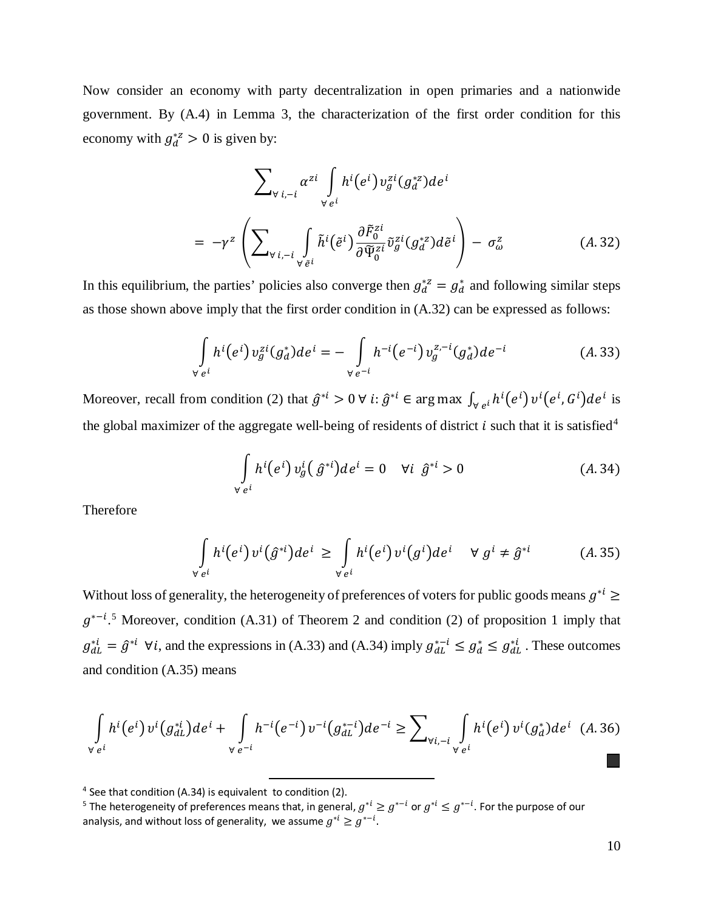Now consider an economy with party decentralization in open primaries and a nationwide government. By (A.4) in Lemma 3, the characterization of the first order condition for this economy with $g_d^{*z} > 0$ is given by:

$$
\sum_{\forall\, i,-i} \alpha^{zi} \int_{\forall\, e^i} h^i(e^i)\, v_g^{zi}(g_d^{*z}) de^i
$$

$$
= -\gamma^z \left( \sum_{\forall\, i,-i} \int_{\forall\, \tilde{e}^i} \tilde{h}^i(\tilde{e}^i) \frac{\partial \tilde{F}_0^{zi}}{\partial \widetilde{\Psi}_0^{zi}} \tilde{v}_g^{zi}(g_d^{*z}) d\tilde{e}^i \right) - \sigma_\omega^z \qquad (A.32)
$$

In this equilibrium, the parties' policies also converge then $g_d^{*z} = g_d^*$ and following similar steps as those shown above imply that the first order condition in (A.32) can be expressed as follows:

$$
\int_{\forall\, e^i} h^i(e^i)\, v_g^{zi}(g_d^*) de^i = -\int_{\forall\, e^{-i}} h^{-i}(e^{-i})\, v_g^{z,-i}(g_d^*) de^{-i} \qquad (A.33)
$$

Moreover, recall from condition (2) that $\hat{g}^{*i} > 0\ \forall\, i$: $\hat{g}^{*i} \in \arg\max \int_{\forall\, e^i} h^i(e^i)\, v^i(e^i, G^i) de^i$ is the global maximizer of the aggregate well-being of residents of district $i$ such that it is satisfied[4]

$$
\int_{\forall\, e^i} h^i(e^i)\, v_g^i(\hat{g}^{*i}) de^i = 0 \quad \forall i\ \ \hat{g}^{*i} > 0 \qquad (A.34)
$$

Therefore

$$
\int_{\forall\, e^i} h^i(e^i)\, v^i(\hat{g}^{*i}) de^i \geq \int_{\forall\, e^i} h^i(e^i)\, v^i(g^i) de^i \quad \forall\ g^i \neq \hat{g}^{*i} \qquad (A.35)
$$

Without loss of generality, the heterogeneity of preferences of voters for public goods means $g^{*i} \geq g^{*-i}$.[5] Moreover, condition (A.31) of Theorem 2 and condition (2) of proposition 1 imply that $g_{dL}^{*i} = \hat{g}^{*i}\ \forall i$, and the expressions in (A.33) and (A.34) imply $g_{dL}^{*-i} \leq g_d^* \leq g_{dL}^{*i}$. These outcomes and condition (A.35) means

$$
\int_{\forall\, e^i} h^i(e^i)\, v^i(g_{dL}^{*i}) de^i + \int_{\forall\, e^{-i}} h^{-i}(e^{-i})\, v^{-i}(g_{dL}^{*-i}) de^{-i} \geq \sum_{\forall i,-i} \int_{\forall\, e^i} h^i(e^i)\, v^i(g_d^*) de^i \quad (A.36)
$$

■

[4] See that condition (A.34) is equivalent to condition (2).

[5] The heterogeneity of preferences means that, in general, $g^{*i} \geq g^{*-i}$ or $g^{*i} \leq g^{*-i}$. For the purpose of our analysis, and without loss of generality, we assume $g^{*i} \geq g^{*-i}$.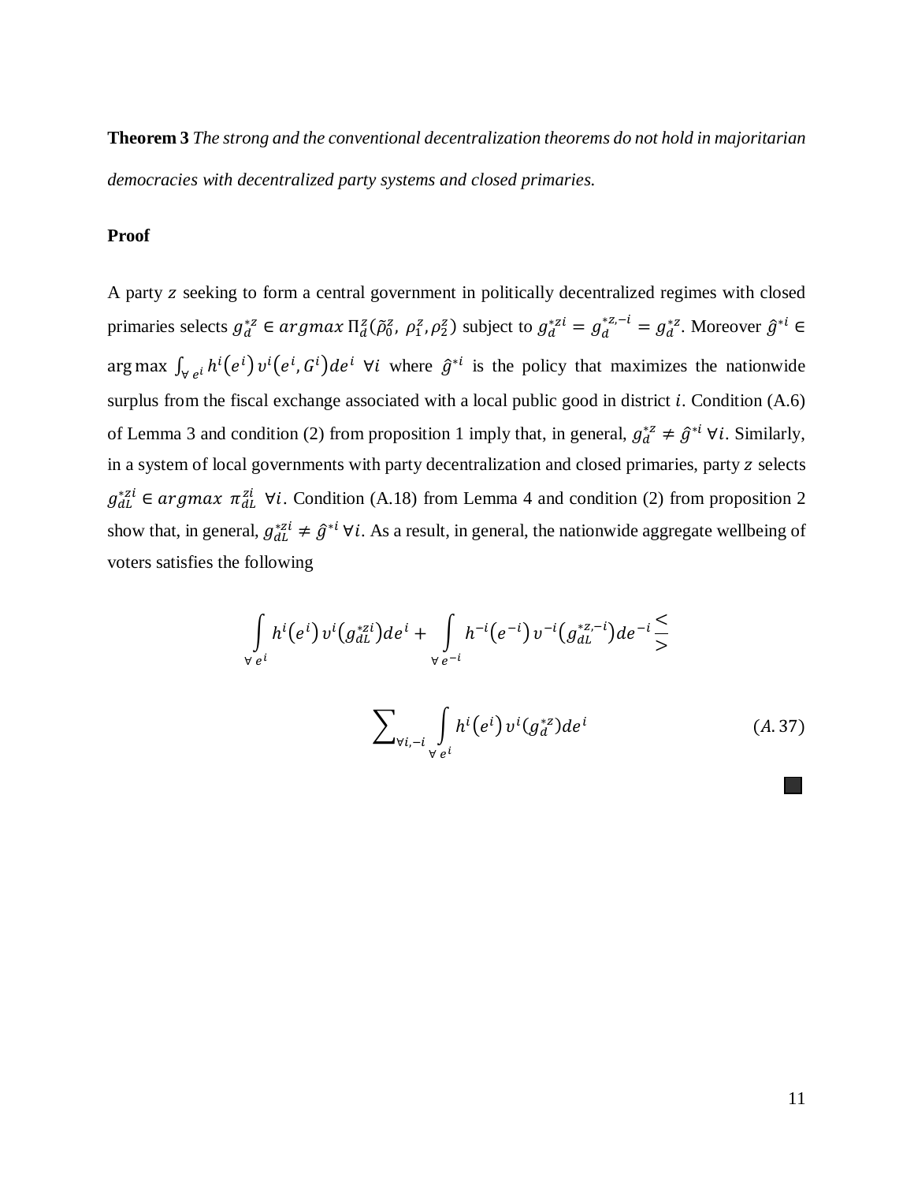**Theorem 3** *The strong and the conventional decentralization theorems do not hold in majoritarian democracies with decentralized party systems and closed primaries.*

**Proof**

A party $z$ seeking to form a central government in politically decentralized regimes with closed primaries selects $g_d^{*z} \in argmax\, \Pi_d^z(\tilde{\rho}_0^z,\, \rho_1^z, \rho_2^z)$ subject to $g_d^{*zi} = g_d^{*z,-i} = g_d^{*z}$. Moreover $\hat{g}^{*i} \in \arg\max \int_{\forall\, e^i} h^i(e^i)\, v^i(e^i, G^i) de^i \;\; \forall i$ where $\hat{g}^{*i}$ is the policy that maximizes the nationwide surplus from the fiscal exchange associated with a local public good in district $i$. Condition (A.6) of Lemma 3 and condition (2) from proposition 1 imply that, in general, $g_d^{*z} \neq \hat{g}^{*i}\, \forall i$. Similarly, in a system of local governments with party decentralization and closed primaries, party $z$ selects $g_{dL}^{*zi} \in argmax\;\pi_{dL}^{zi}\;\; \forall i$. Condition (A.18) from Lemma 4 and condition (2) from proposition 2 show that, in general, $g_{dL}^{*zi} \neq \hat{g}^{*i}\, \forall i$. As a result, in general, the nationwide aggregate wellbeing of voters satisfies the following

$$\int_{\forall\, e^i} h^i(e^i)\, v^i(g_{dL}^{*zi}) de^i + \int_{\forall\, e^{-i}} h^{-i}(e^{-i})\, v^{-i}(g_{dL}^{*z,-i}) de^{-i} \lesseqgtr \sum_{\forall i,-i} \int_{\forall\, e^i} h^i(e^i)\, v^i(g_d^{*z}) de^i \qquad (A.37)$$

■